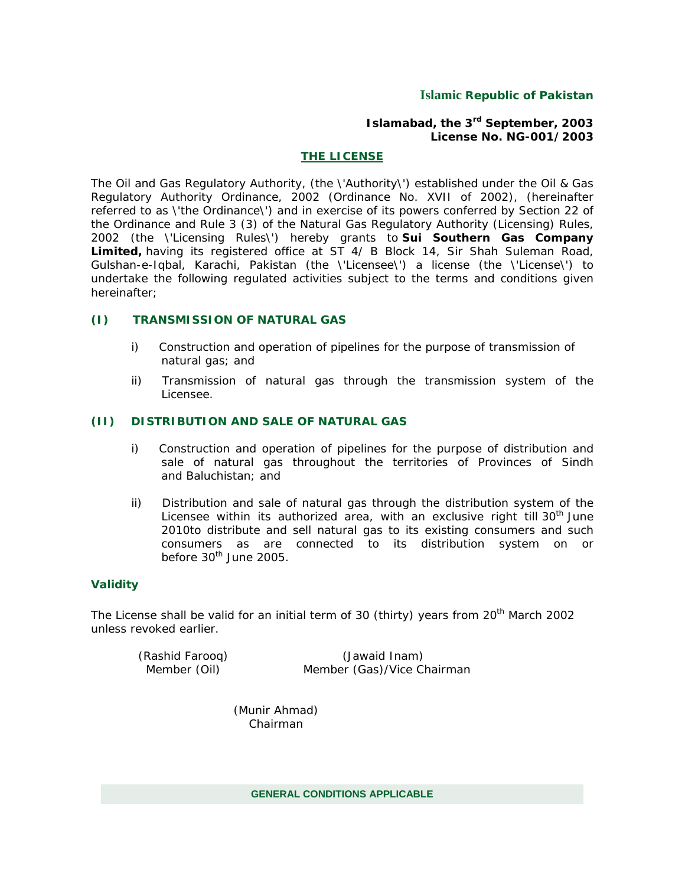**Islamic Republic of Pakistan**

**Islamabad, the 3rd September, 2003**
**License No. NG-001/2003**

## THE LICENSE

The Oil and Gas Regulatory Authority, (the \'Authority\') established under the Oil & Gas Regulatory Authority Ordinance, 2002 (Ordinance No. XVII of 2002), (hereinafter referred to as \'the Ordinance\') and in exercise of its powers conferred by Section 22 of the Ordinance and Rule 3 (3) of the Natural Gas Regulatory Authority (Licensing) Rules, 2002 (the \'Licensing Rules\') hereby grants to **Sui Southern Gas Company Limited,** having its registered office at ST 4/ B Block 14, Sir Shah Suleman Road, Gulshan-e-Iqbal, Karachi, Pakistan (the \'Licensee\') a license (the \'License\') to undertake the following regulated activities subject to the terms and conditions given hereinafter;

### (I) TRANSMISSION OF NATURAL GAS

i) Construction and operation of pipelines for the purpose of transmission of natural gas; and

ii) Transmission of natural gas through the transmission system of the Licensee.

### (II) DISTRIBUTION AND SALE OF NATURAL GAS

i) Construction and operation of pipelines for the purpose of distribution and sale of natural gas throughout the territories of Provinces of Sindh and Baluchistan; and

ii) Distribution and sale of natural gas through the distribution system of the Licensee within its authorized area, with an exclusive right till 30th June 2010to distribute and sell natural gas to its existing consumers and such consumers as are connected to its distribution system on or before 30th June 2005.

### Validity

The License shall be valid for an initial term of 30 (thirty) years from 20th March 2002 unless revoked earlier.

(Rashid Farooq)
Member (Oil)

(Jawaid Inam)
Member (Gas)/Vice Chairman

(Munir Ahmad)
Chairman

**GENERAL CONDITIONS APPLICABLE**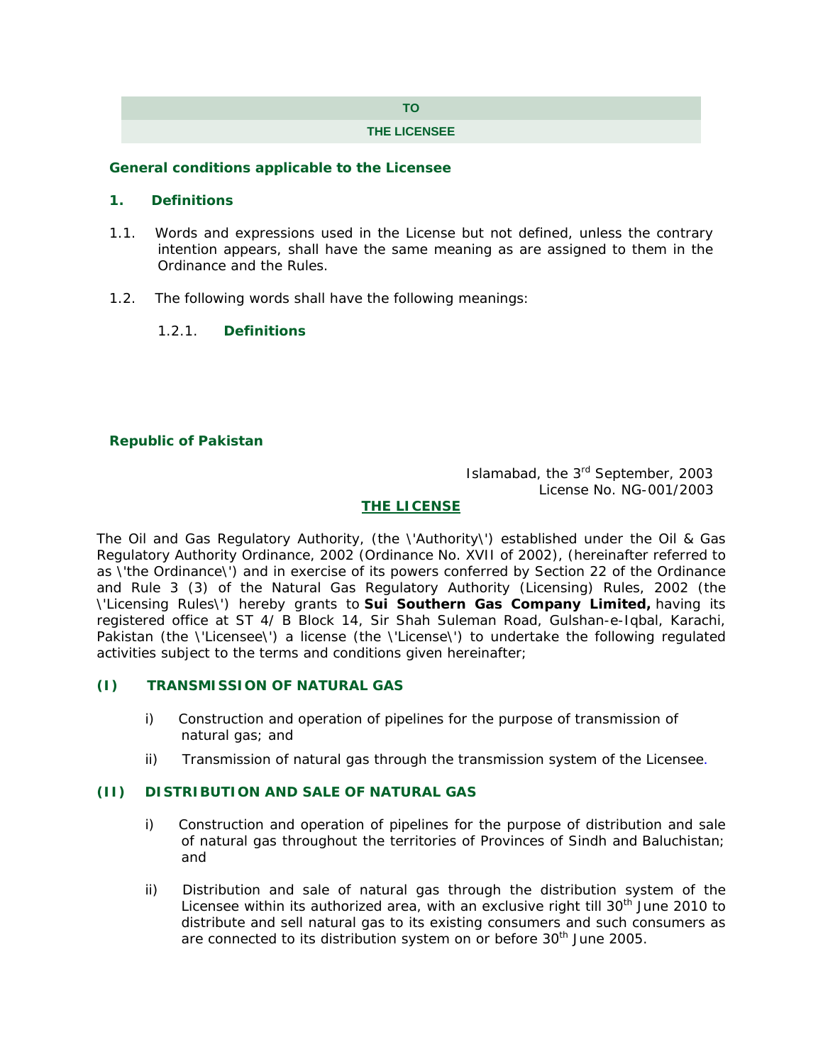| TO |
| --- |
| THE LICENSEE |

**General conditions applicable to the Licensee**

**1. Definitions**

1.1. Words and expressions used in the License but not defined, unless the contrary intention appears, shall have the same meaning as are assigned to them in the Ordinance and the Rules.

1.2. The following words shall have the following meanings:

1.2.1. **Definitions**

**Republic of Pakistan**

Islamabad, the 3rd September, 2003
License No. NG-001/2003

**THE LICENSE**

The Oil and Gas Regulatory Authority, (the 'Authority') established under the Oil & Gas Regulatory Authority Ordinance, 2002 (Ordinance No. XVII of 2002), (hereinafter referred to as 'the Ordinance') and in exercise of its powers conferred by Section 22 of the Ordinance and Rule 3 (3) of the Natural Gas Regulatory Authority (Licensing) Rules, 2002 (the 'Licensing Rules') hereby grants to **Sui Southern Gas Company Limited,** having its registered office at ST 4/ B Block 14, Sir Shah Suleman Road, Gulshan-e-Iqbal, Karachi, Pakistan (the 'Licensee') a license (the 'License') to undertake the following regulated activities subject to the terms and conditions given hereinafter;

**(I) TRANSMISSION OF NATURAL GAS**

i) Construction and operation of pipelines for the purpose of transmission of natural gas; and

ii) Transmission of natural gas through the transmission system of the Licensee.

**(II) DISTRIBUTION AND SALE OF NATURAL GAS**

i) Construction and operation of pipelines for the purpose of distribution and sale of natural gas throughout the territories of Provinces of Sindh and Baluchistan; and

ii) Distribution and sale of natural gas through the distribution system of the Licensee within its authorized area, with an exclusive right till 30th June 2010 to distribute and sell natural gas to its existing consumers and such consumers as are connected to its distribution system on or before 30th June 2005.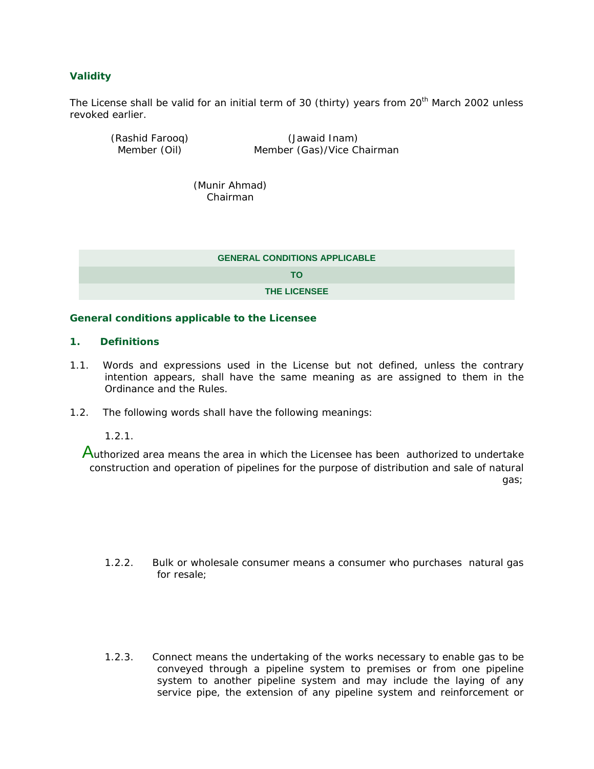**Validity**

The License shall be valid for an initial term of 30 (thirty) years from 20th March 2002 unless revoked earlier.

(Rashid Farooq)
Member (Oil)

(Jawaid Inam)
Member (Gas)/Vice Chairman

(Munir Ahmad)
Chairman

## GENERAL CONDITIONS APPLICABLE TO THE LICENSEE

### General conditions applicable to the Licensee

### 1. Definitions

1.1. Words and expressions used in the License but not defined, unless the contrary intention appears, shall have the same meaning as are assigned to them in the Ordinance and the Rules.

1.2. The following words shall have the following meanings:

1.2.1. Authorized area means the area in which the Licensee has been authorized to undertake construction and operation of pipelines for the purpose of distribution and sale of natural gas;

1.2.2. Bulk or wholesale consumer means a consumer who purchases natural gas for resale;

1.2.3. Connect means the undertaking of the works necessary to enable gas to be conveyed through a pipeline system to premises or from one pipeline system to another pipeline system and may include the laying of any service pipe, the extension of any pipeline system and reinforcement or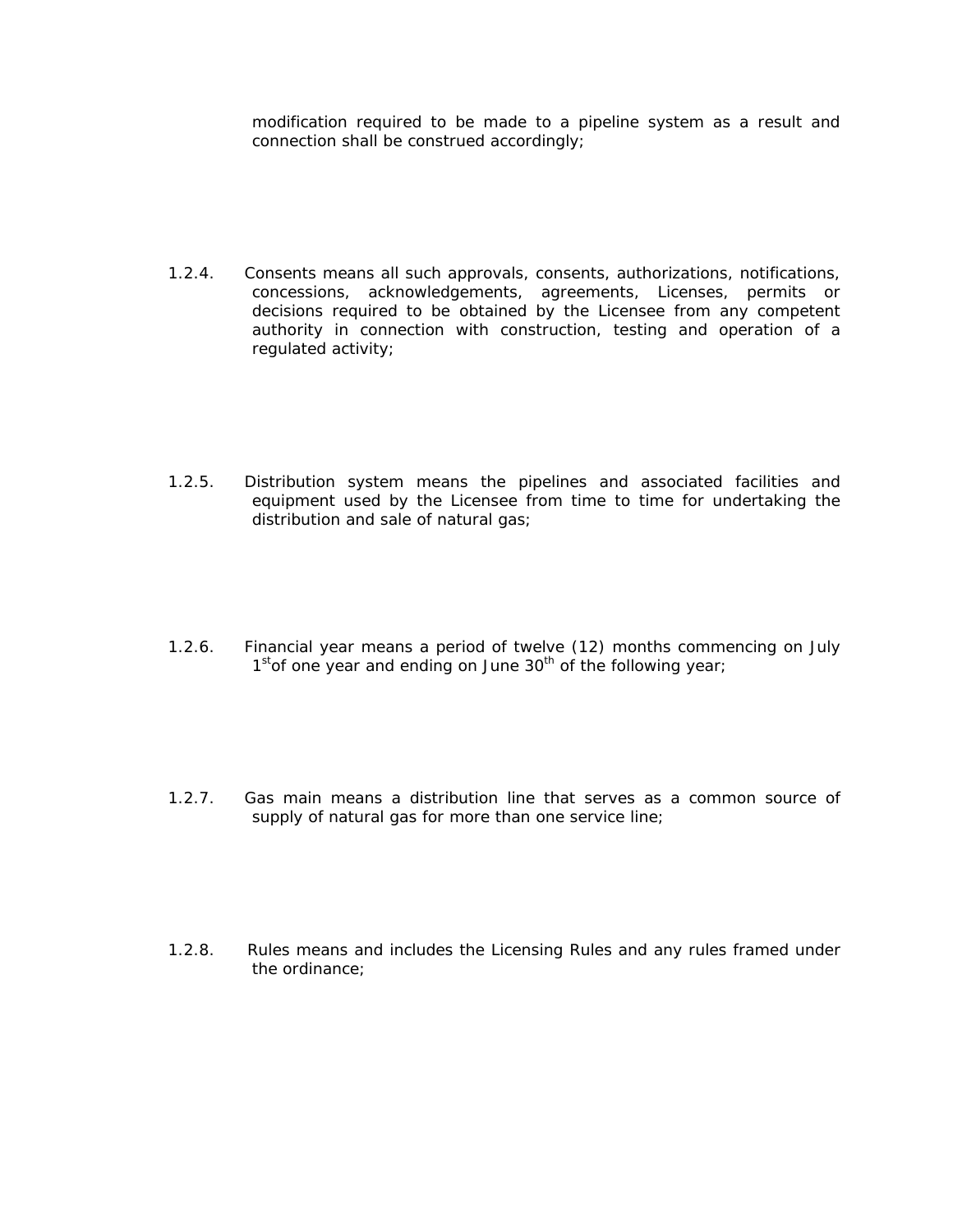modification required to be made to a pipeline system as a result and connection shall be construed accordingly;

1.2.4. Consents means all such approvals, consents, authorizations, notifications, concessions, acknowledgements, agreements, Licenses, permits or decisions required to be obtained by the Licensee from any competent authority in connection with construction, testing and operation of a regulated activity;

1.2.5. Distribution system means the pipelines and associated facilities and equipment used by the Licensee from time to time for undertaking the distribution and sale of natural gas;

1.2.6. Financial year means a period of twelve (12) months commencing on July 1st of one year and ending on June 30th of the following year;

1.2.7. Gas main means a distribution line that serves as a common source of supply of natural gas for more than one service line;

1.2.8. Rules means and includes the Licensing Rules and any rules framed under the ordinance;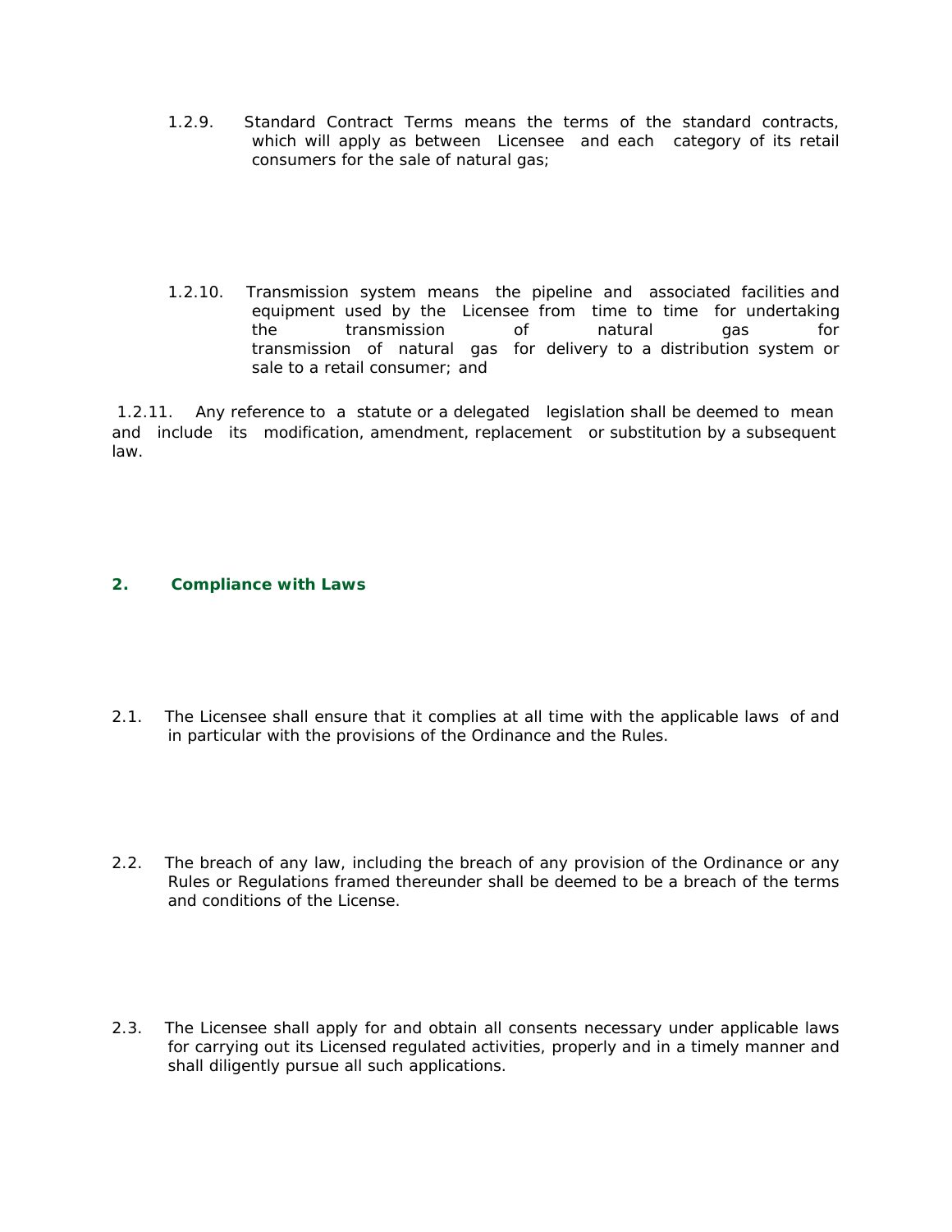1.2.9. Standard Contract Terms means the terms of the standard contracts, which will apply as between Licensee and each category of its retail consumers for the sale of natural gas;

1.2.10. Transmission system means the pipeline and associated facilities and equipment used by the Licensee from time to time for undertaking the transmission of natural gas for transmission of natural gas for delivery to a distribution system or sale to a retail consumer; and

1.2.11. Any reference to a statute or a delegated legislation shall be deemed to mean and include its modification, amendment, replacement or substitution by a subsequent law.

## 2. Compliance with Laws

2.1. The Licensee shall ensure that it complies at all time with the applicable laws of and in particular with the provisions of the Ordinance and the Rules.

2.2. The breach of any law, including the breach of any provision of the Ordinance or any Rules or Regulations framed thereunder shall be deemed to be a breach of the terms and conditions of the License.

2.3. The Licensee shall apply for and obtain all consents necessary under applicable laws for carrying out its Licensed regulated activities, properly and in a timely manner and shall diligently pursue all such applications.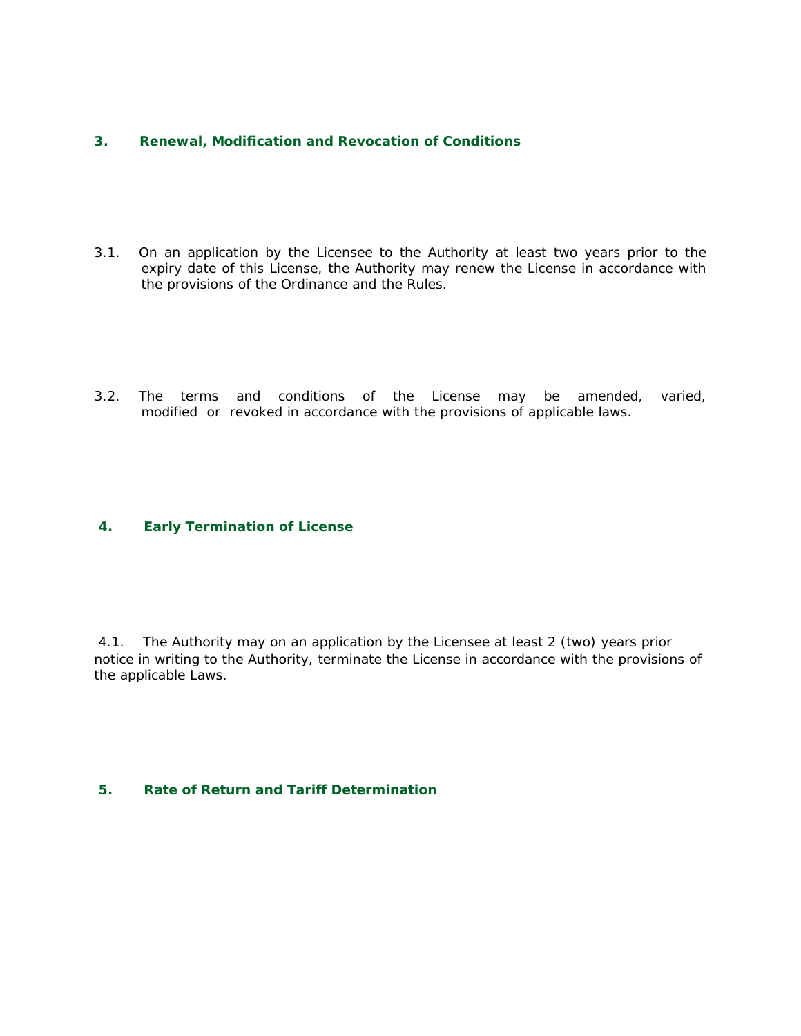## 3. Renewal, Modification and Revocation of Conditions

3.1. On an application by the Licensee to the Authority at least two years prior to the expiry date of this License, the Authority may renew the License in accordance with the provisions of the Ordinance and the Rules.

3.2. The terms and conditions of the License may be amended, varied, modified or revoked in accordance with the provisions of applicable laws.

## 4. Early Termination of License

4.1. The Authority may on an application by the Licensee at least 2 (two) years prior notice in writing to the Authority, terminate the License in accordance with the provisions of the applicable Laws.

## 5. Rate of Return and Tariff Determination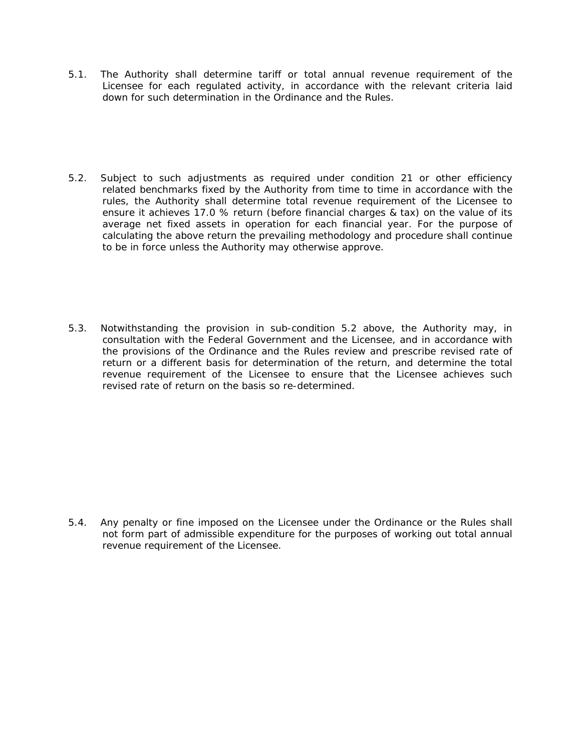5.1. The Authority shall determine tariff or total annual revenue requirement of the Licensee for each regulated activity, in accordance with the relevant criteria laid down for such determination in the Ordinance and the Rules.

5.2. Subject to such adjustments as required under condition 21 or other efficiency related benchmarks fixed by the Authority from time to time in accordance with the rules, the Authority shall determine total revenue requirement of the Licensee to ensure it achieves 17.0 % return (before financial charges & tax) on the value of its average net fixed assets in operation for each financial year. For the purpose of calculating the above return the prevailing methodology and procedure shall continue to be in force unless the Authority may otherwise approve.

5.3. Notwithstanding the provision in sub-condition 5.2 above, the Authority may, in consultation with the Federal Government and the Licensee, and in accordance with the provisions of the Ordinance and the Rules review and prescribe revised rate of return or a different basis for determination of the return, and determine the total revenue requirement of the Licensee to ensure that the Licensee achieves such revised rate of return on the basis so re-determined.

5.4. Any penalty or fine imposed on the Licensee under the Ordinance or the Rules shall not form part of admissible expenditure for the purposes of working out total annual revenue requirement of the Licensee.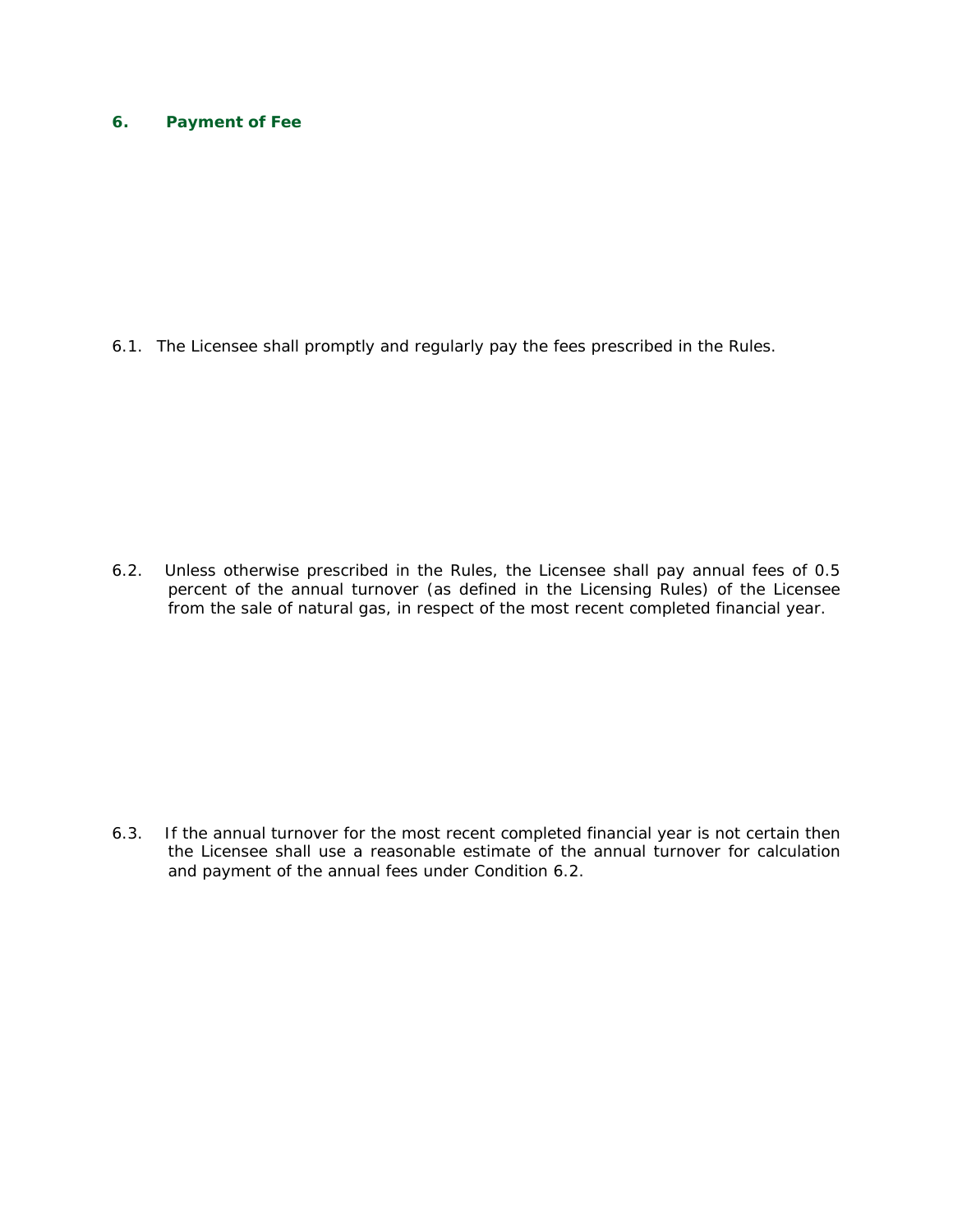## 6. Payment of Fee

6.1. The Licensee shall promptly and regularly pay the fees prescribed in the Rules.

6.2. Unless otherwise prescribed in the Rules, the Licensee shall pay annual fees of 0.5 percent of the annual turnover (as defined in the Licensing Rules) of the Licensee from the sale of natural gas, in respect of the most recent completed financial year.

6.3. If the annual turnover for the most recent completed financial year is not certain then the Licensee shall use a reasonable estimate of the annual turnover for calculation and payment of the annual fees under Condition 6.2.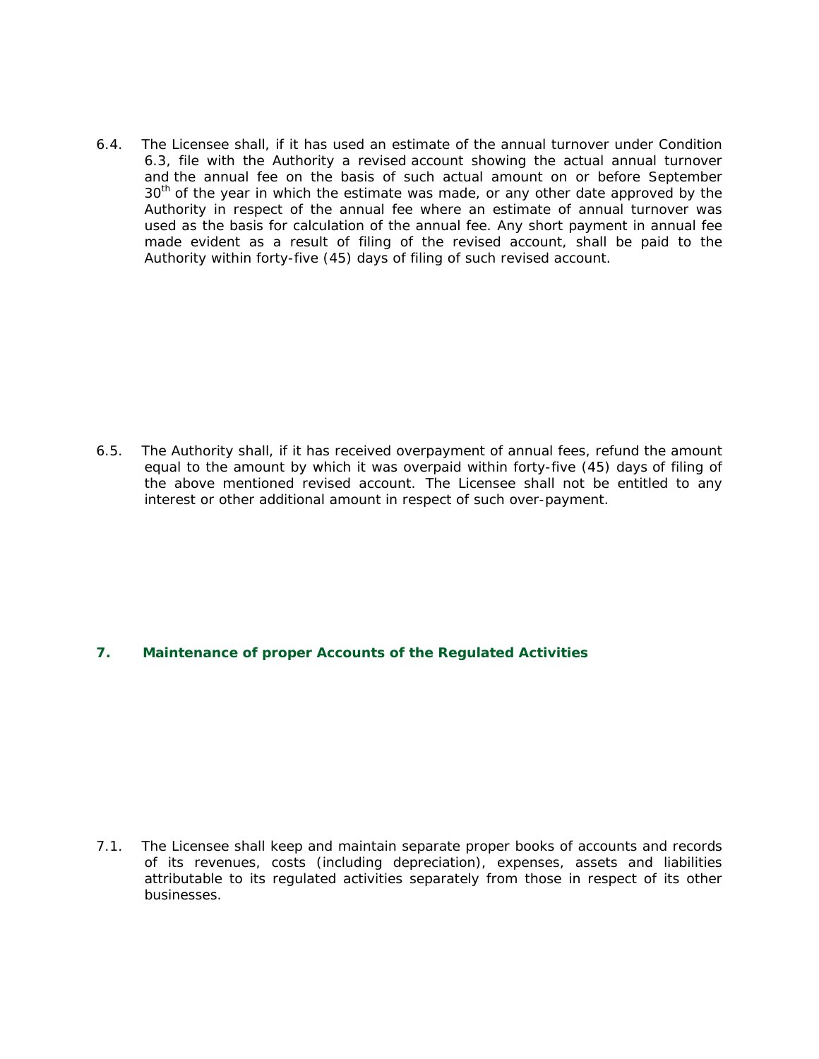6.4. The Licensee shall, if it has used an estimate of the annual turnover under Condition 6.3, file with the Authority a revised account showing the actual annual turnover and the annual fee on the basis of such actual amount on or before September 30th of the year in which the estimate was made, or any other date approved by the Authority in respect of the annual fee where an estimate of annual turnover was used as the basis for calculation of the annual fee. Any short payment in annual fee made evident as a result of filing of the revised account, shall be paid to the Authority within forty-five (45) days of filing of such revised account.

6.5. The Authority shall, if it has received overpayment of annual fees, refund the amount equal to the amount by which it was overpaid within forty-five (45) days of filing of the above mentioned revised account. The Licensee shall not be entitled to any interest or other additional amount in respect of such over-payment.

## 7. Maintenance of proper Accounts of the Regulated Activities

7.1. The Licensee shall keep and maintain separate proper books of accounts and records of its revenues, costs (including depreciation), expenses, assets and liabilities attributable to its regulated activities separately from those in respect of its other businesses.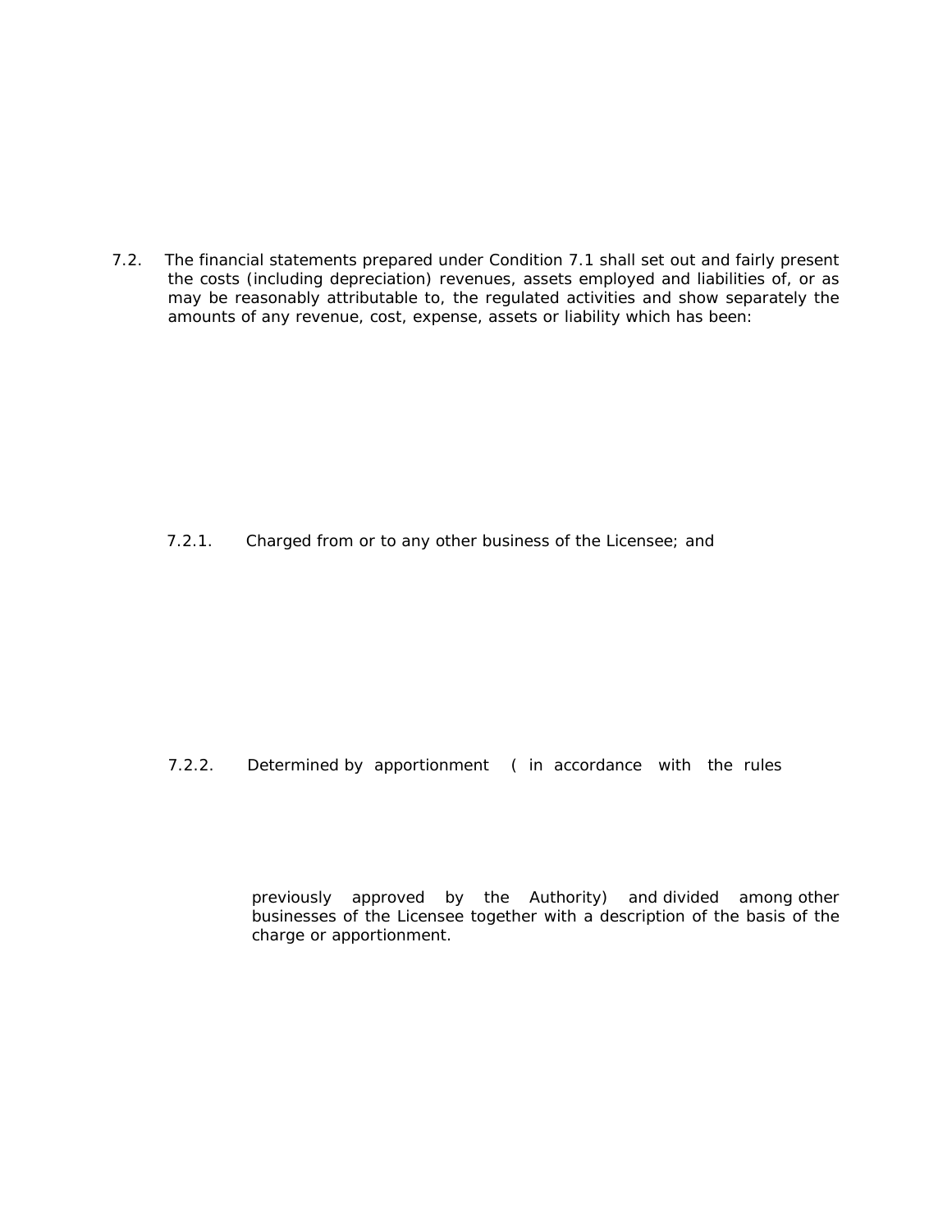7.2. The financial statements prepared under Condition 7.1 shall set out and fairly present the costs (including depreciation) revenues, assets employed and liabilities of, or as may be reasonably attributable to, the regulated activities and show separately the amounts of any revenue, cost, expense, assets or liability which has been:

7.2.1. Charged from or to any other business of the Licensee; and

7.2.2. Determined by apportionment (in accordance with the rules previously approved by the Authority) and divided among other businesses of the Licensee together with a description of the basis of the charge or apportionment.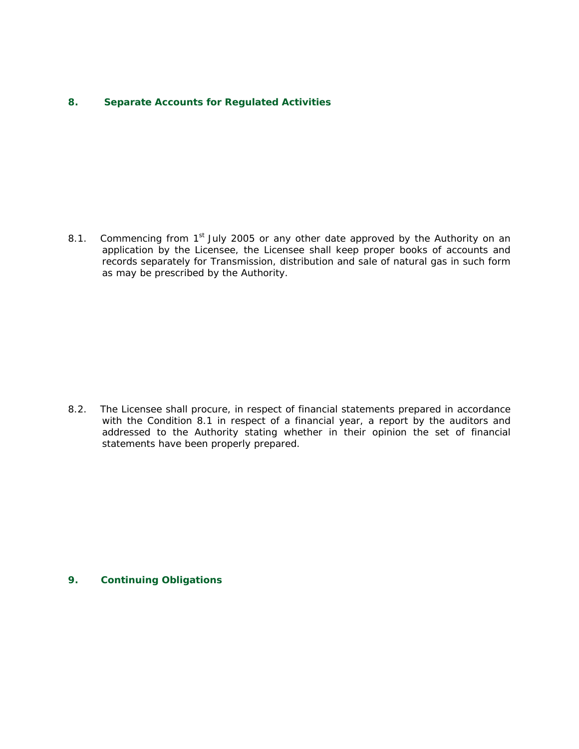## 8. Separate Accounts for Regulated Activities

8.1. Commencing from 1st July 2005 or any other date approved by the Authority on an application by the Licensee, the Licensee shall keep proper books of accounts and records separately for Transmission, distribution and sale of natural gas in such form as may be prescribed by the Authority.

8.2. The Licensee shall procure, in respect of financial statements prepared in accordance with the Condition 8.1 in respect of a financial year, a report by the auditors and addressed to the Authority stating whether in their opinion the set of financial statements have been properly prepared.

## 9. Continuing Obligations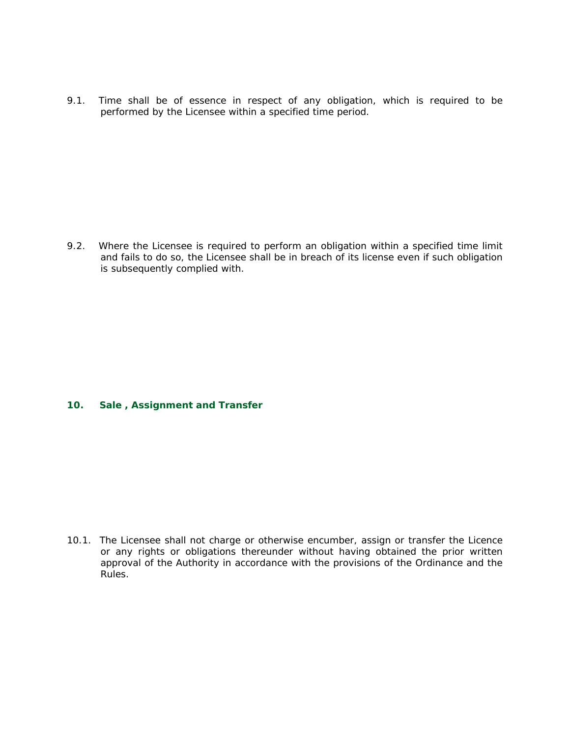9.1. Time shall be of essence in respect of any obligation, which is required to be performed by the Licensee within a specified time period.

9.2. Where the Licensee is required to perform an obligation within a specified time limit and fails to do so, the Licensee shall be in breach of its license even if such obligation is subsequently complied with.

## 10. Sale , Assignment and Transfer

10.1. The Licensee shall not charge or otherwise encumber, assign or transfer the Licence or any rights or obligations thereunder without having obtained the prior written approval of the Authority in accordance with the provisions of the Ordinance and the Rules.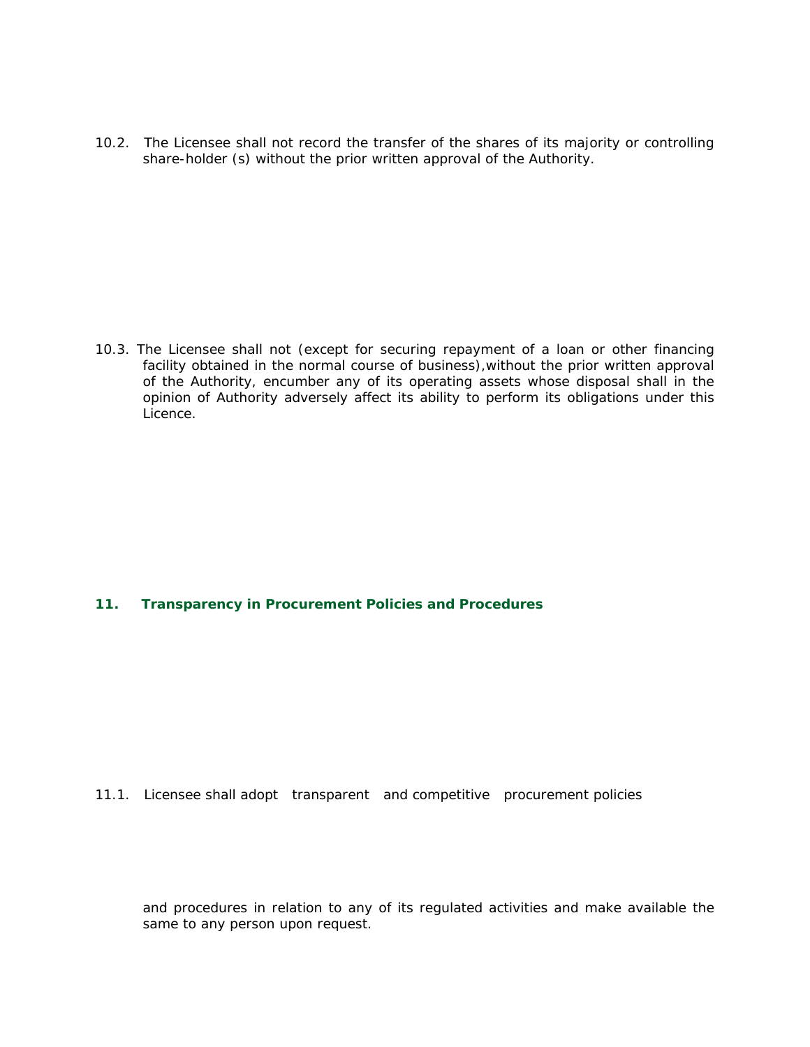10.2. The Licensee shall not record the transfer of the shares of its majority or controlling share-holder (s) without the prior written approval of the Authority.

10.3. The Licensee shall not (except for securing repayment of a loan or other financing facility obtained in the normal course of business),without the prior written approval of the Authority, encumber any of its operating assets whose disposal shall in the opinion of Authority adversely affect its ability to perform its obligations under this Licence.

## 11. Transparency in Procurement Policies and Procedures

11.1. Licensee shall adopt transparent and competitive procurement policies and procedures in relation to any of its regulated activities and make available the same to any person upon request.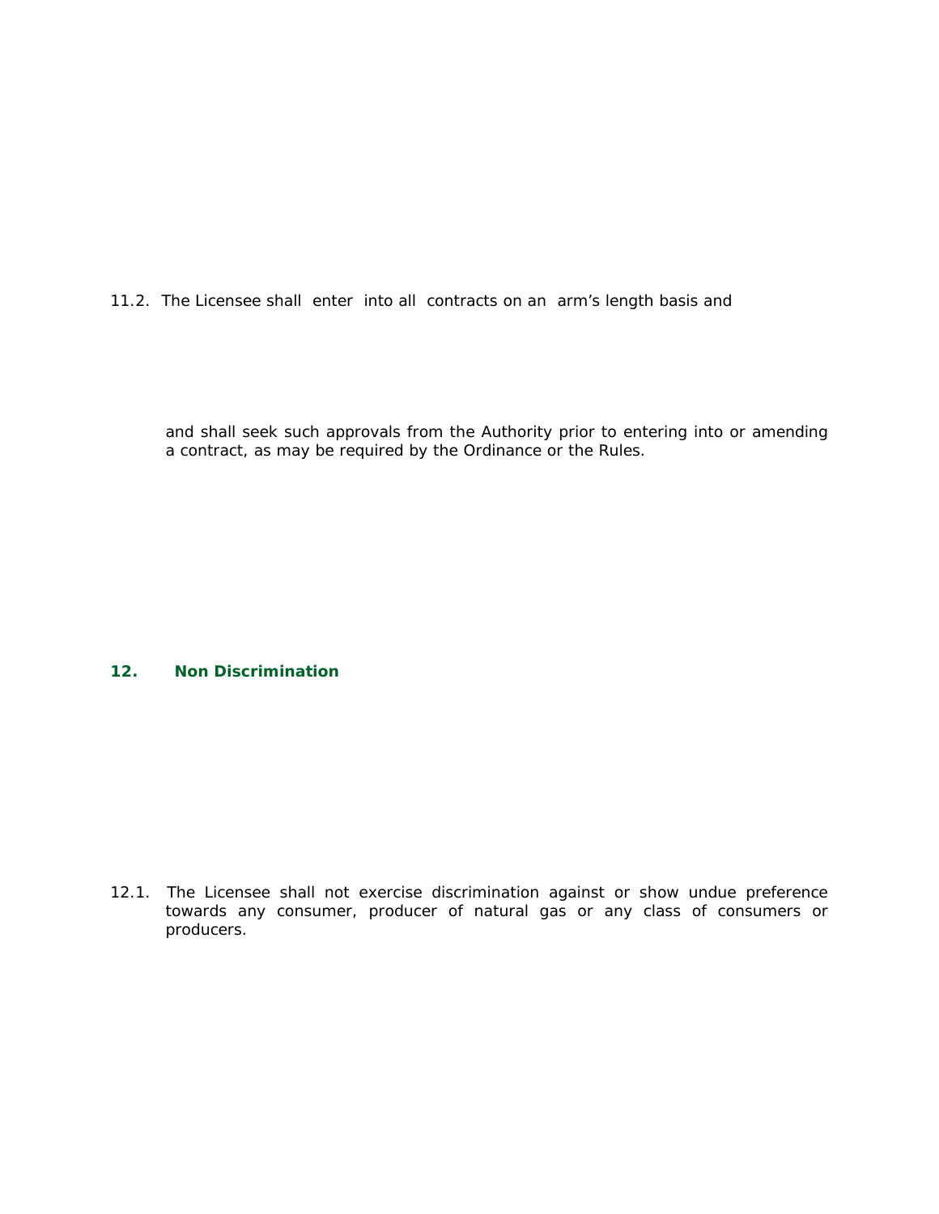11.2. The Licensee shall enter into all contracts on an arm's length basis and

and shall seek such approvals from the Authority prior to entering into or amending a contract, as may be required by the Ordinance or the Rules.

## 12. Non Discrimination

12.1. The Licensee shall not exercise discrimination against or show undue preference towards any consumer, producer of natural gas or any class of consumers or producers.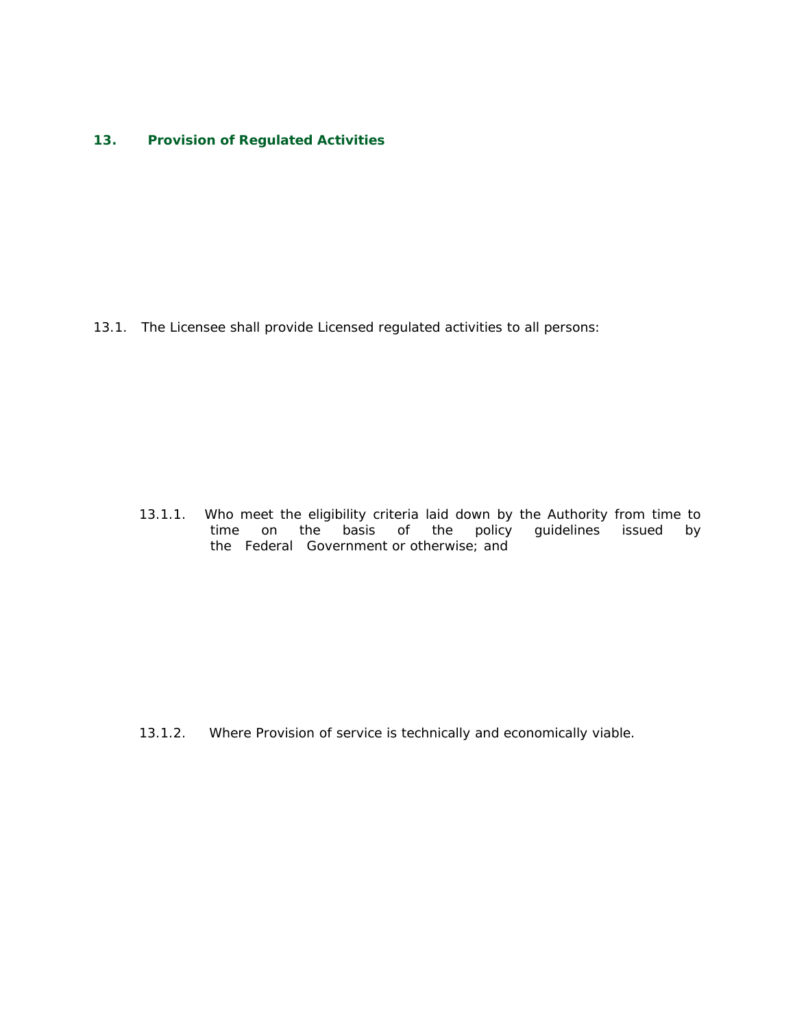## 13. Provision of Regulated Activities

13.1. The Licensee shall provide Licensed regulated activities to all persons:

13.1.1. Who meet the eligibility criteria laid down by the Authority from time to time on the basis of the policy guidelines issued by the Federal Government or otherwise; and

13.1.2. Where Provision of service is technically and economically viable.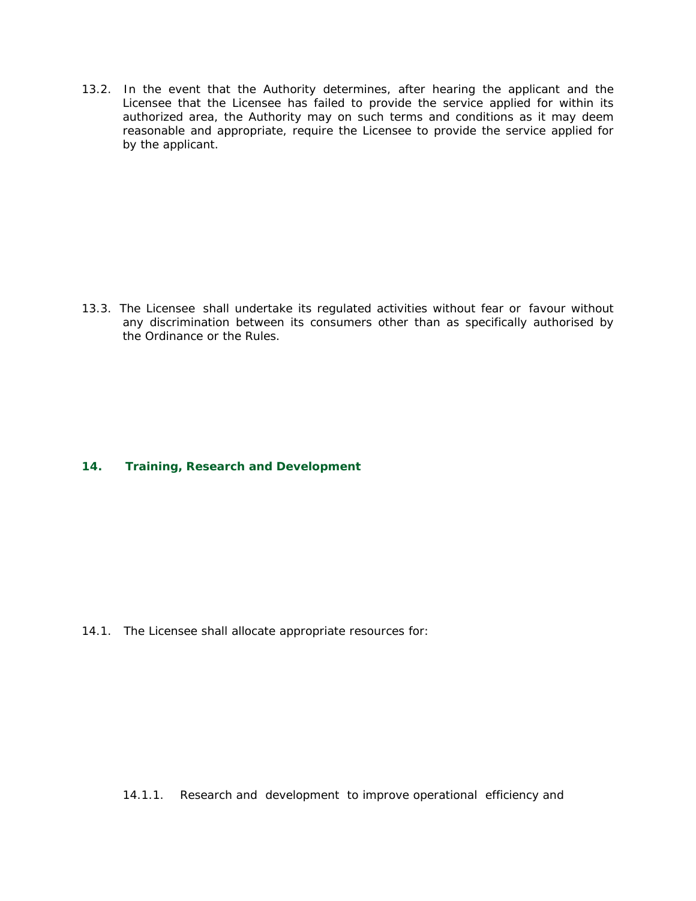13.2. In the event that the Authority determines, after hearing the applicant and the Licensee that the Licensee has failed to provide the service applied for within its authorized area, the Authority may on such terms and conditions as it may deem reasonable and appropriate, require the Licensee to provide the service applied for by the applicant.

13.3. The Licensee shall undertake its regulated activities without fear or favour without any discrimination between its consumers other than as specifically authorised by the Ordinance or the Rules.

## 14. Training, Research and Development

14.1. The Licensee shall allocate appropriate resources for:

14.1.1. Research and development to improve operational efficiency and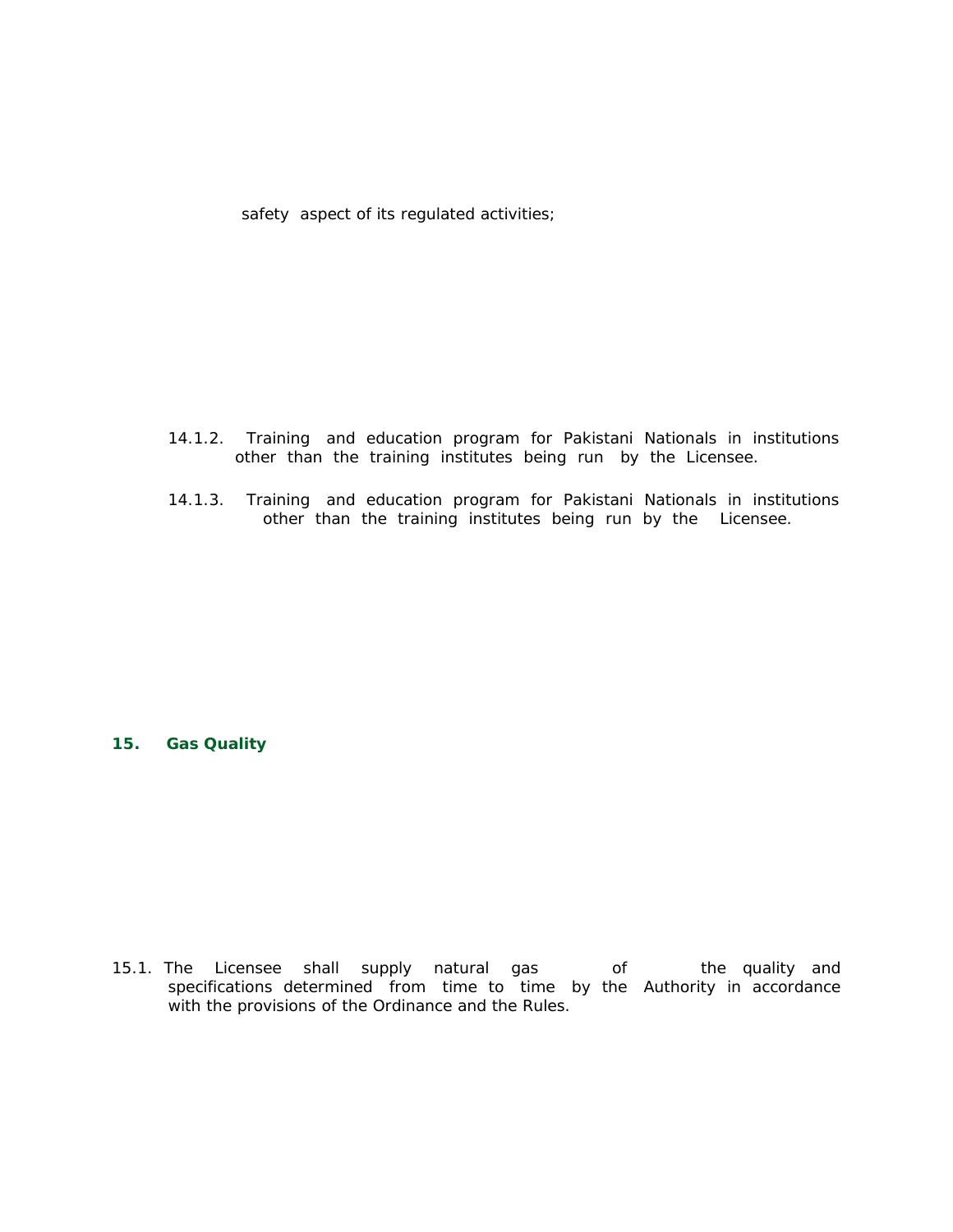safety aspect of its regulated activities;

14.1.2. Training and education program for Pakistani Nationals in institutions other than the training institutes being run by the Licensee.

14.1.3. Training and education program for Pakistani Nationals in institutions other than the training institutes being run by the Licensee.

## 15. Gas Quality

15.1. The Licensee shall supply natural gas of the quality and specifications determined from time to time by the Authority in accordance with the provisions of the Ordinance and the Rules.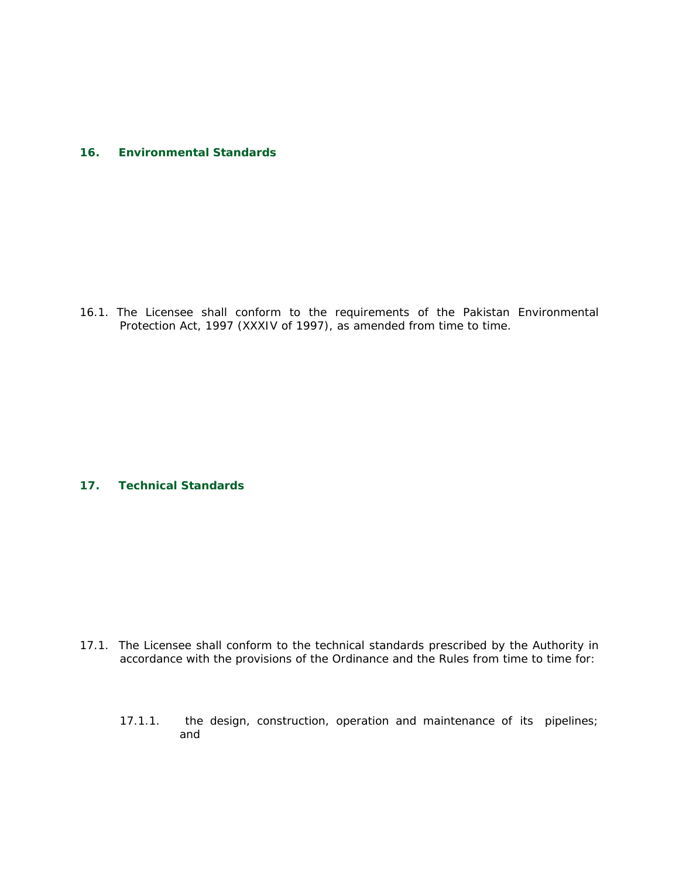## 16. Environmental Standards

16.1. The Licensee shall conform to the requirements of the Pakistan Environmental Protection Act, 1997 (XXXIV of 1997), as amended from time to time.

## 17. Technical Standards

17.1. The Licensee shall conform to the technical standards prescribed by the Authority in accordance with the provisions of the Ordinance and the Rules from time to time for:

17.1.1. the design, construction, operation and maintenance of its pipelines; and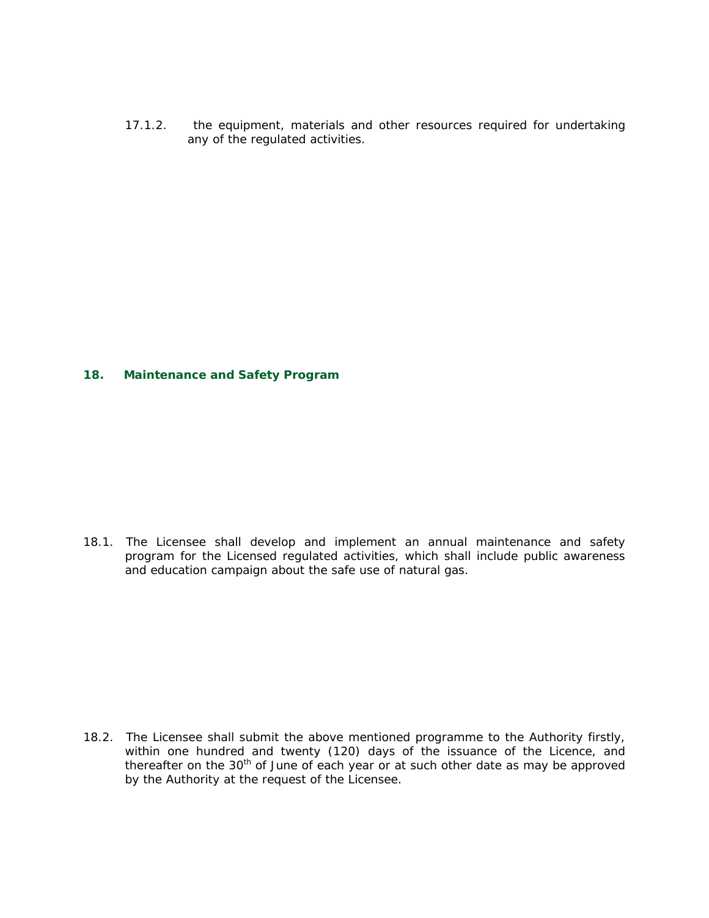17.1.2. the equipment, materials and other resources required for undertaking any of the regulated activities.

## 18. Maintenance and Safety Program

18.1. The Licensee shall develop and implement an annual maintenance and safety program for the Licensed regulated activities, which shall include public awareness and education campaign about the safe use of natural gas.

18.2. The Licensee shall submit the above mentioned programme to the Authority firstly, within one hundred and twenty (120) days of the issuance of the Licence, and thereafter on the 30th of June of each year or at such other date as may be approved by the Authority at the request of the Licensee.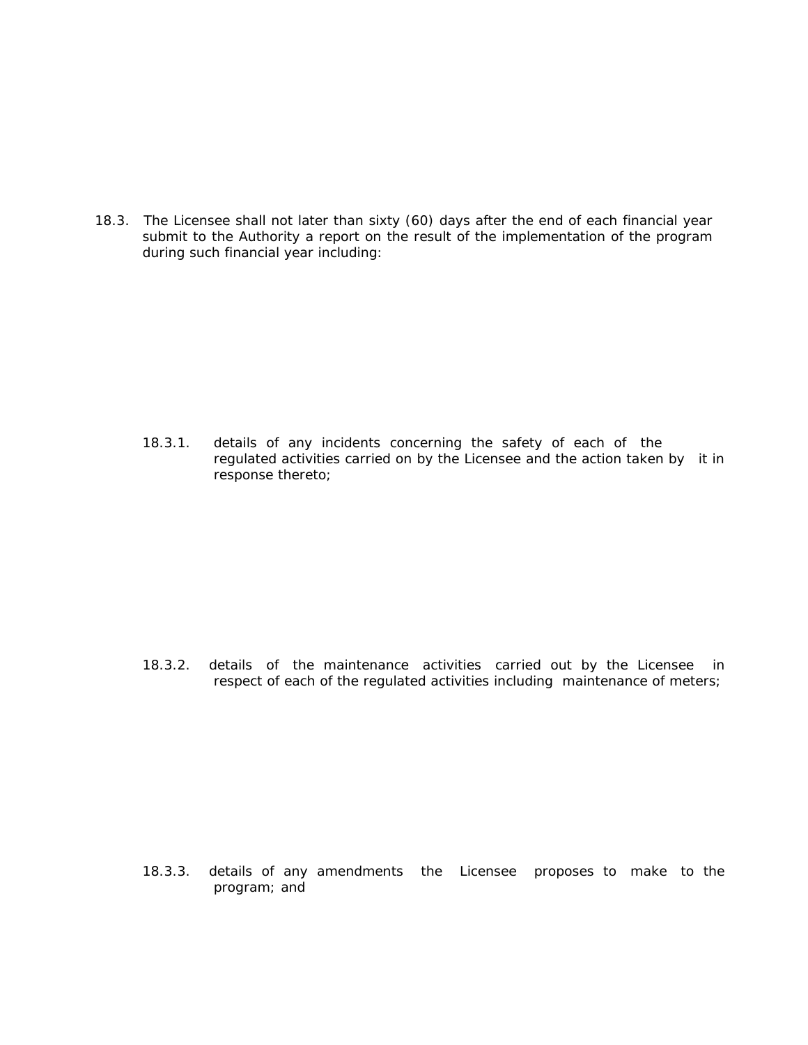18.3. The Licensee shall not later than sixty (60) days after the end of each financial year submit to the Authority a report on the result of the implementation of the program during such financial year including:

18.3.1. details of any incidents concerning the safety of each of the regulated activities carried on by the Licensee and the action taken by it in response thereto;

18.3.2. details of the maintenance activities carried out by the Licensee in respect of each of the regulated activities including maintenance of meters;

18.3.3. details of any amendments the Licensee proposes to make to the program; and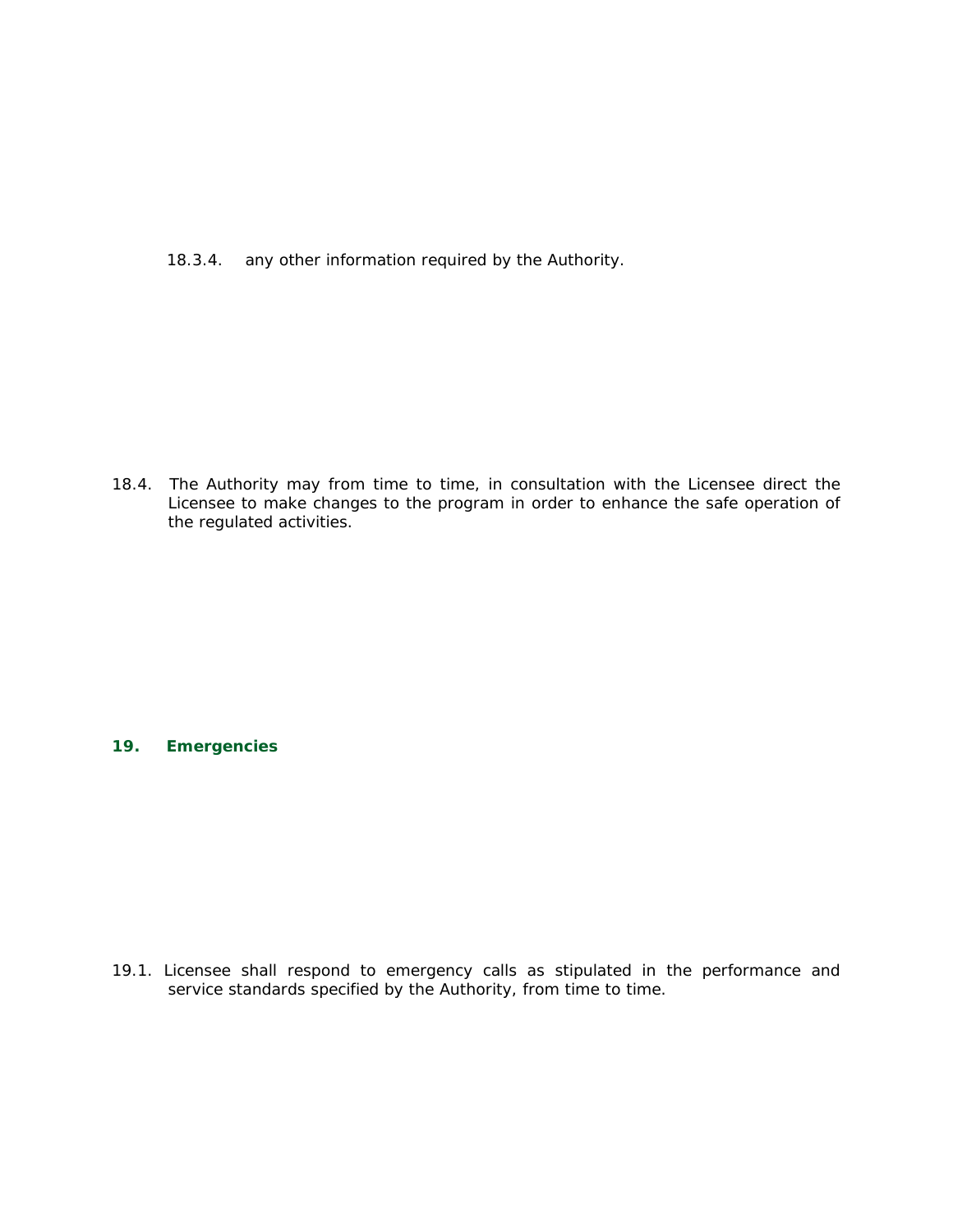18.3.4. any other information required by the Authority.

18.4. The Authority may from time to time, in consultation with the Licensee direct the Licensee to make changes to the program in order to enhance the safe operation of the regulated activities.

## 19. Emergencies

19.1. Licensee shall respond to emergency calls as stipulated in the performance and service standards specified by the Authority, from time to time.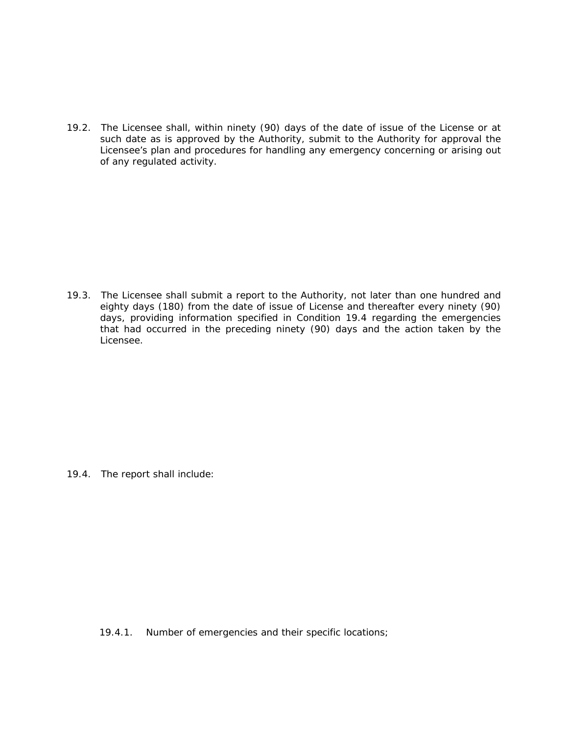19.2. The Licensee shall, within ninety (90) days of the date of issue of the License or at such date as is approved by the Authority, submit to the Authority for approval the Licensee's plan and procedures for handling any emergency concerning or arising out of any regulated activity.

19.3. The Licensee shall submit a report to the Authority, not later than one hundred and eighty days (180) from the date of issue of License and thereafter every ninety (90) days, providing information specified in Condition 19.4 regarding the emergencies that had occurred in the preceding ninety (90) days and the action taken by the Licensee.

19.4. The report shall include:

19.4.1. Number of emergencies and their specific locations;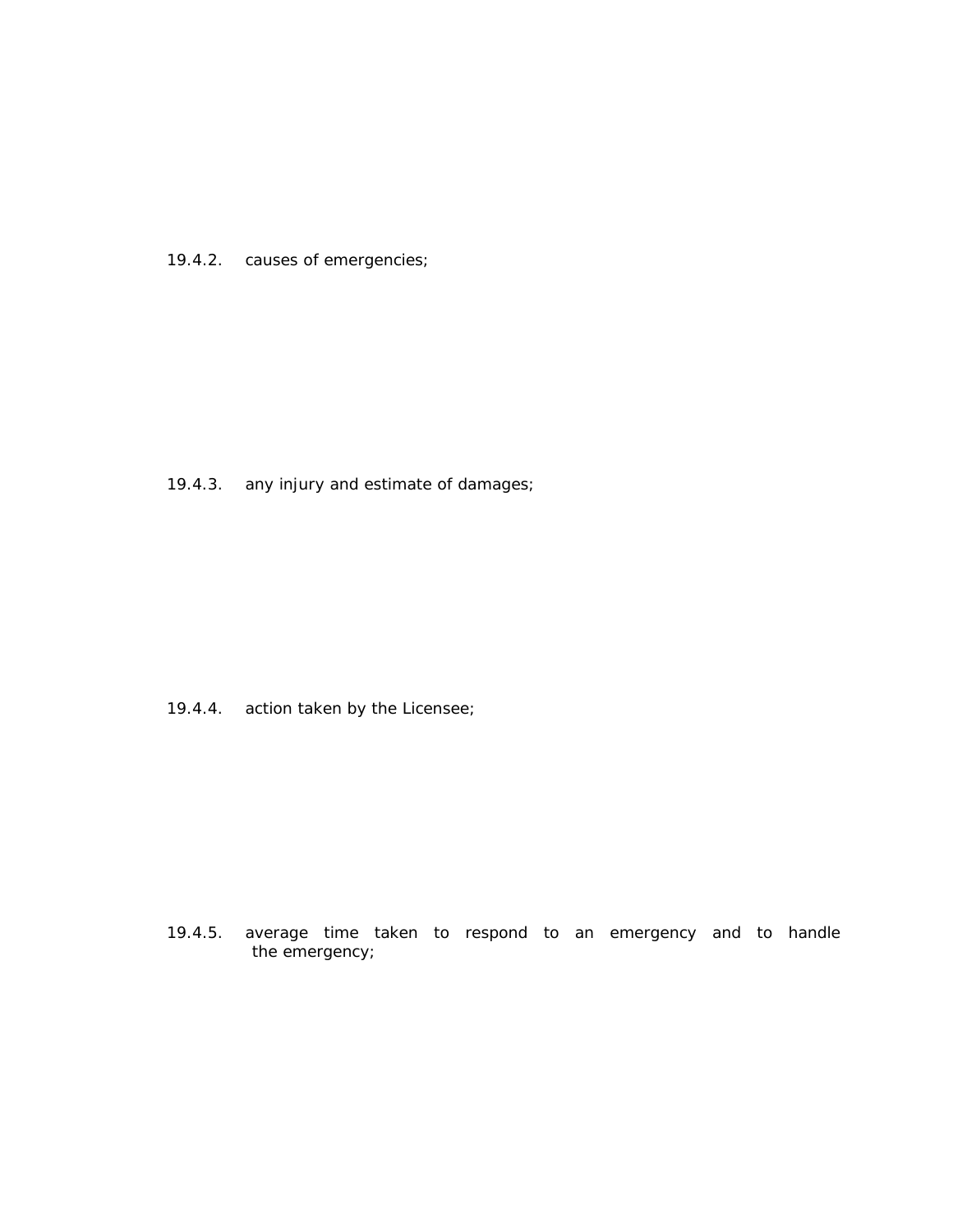19.4.2. causes of emergencies;

19.4.3. any injury and estimate of damages;

19.4.4. action taken by the Licensee;

19.4.5. average time taken to respond to an emergency and to handle the emergency;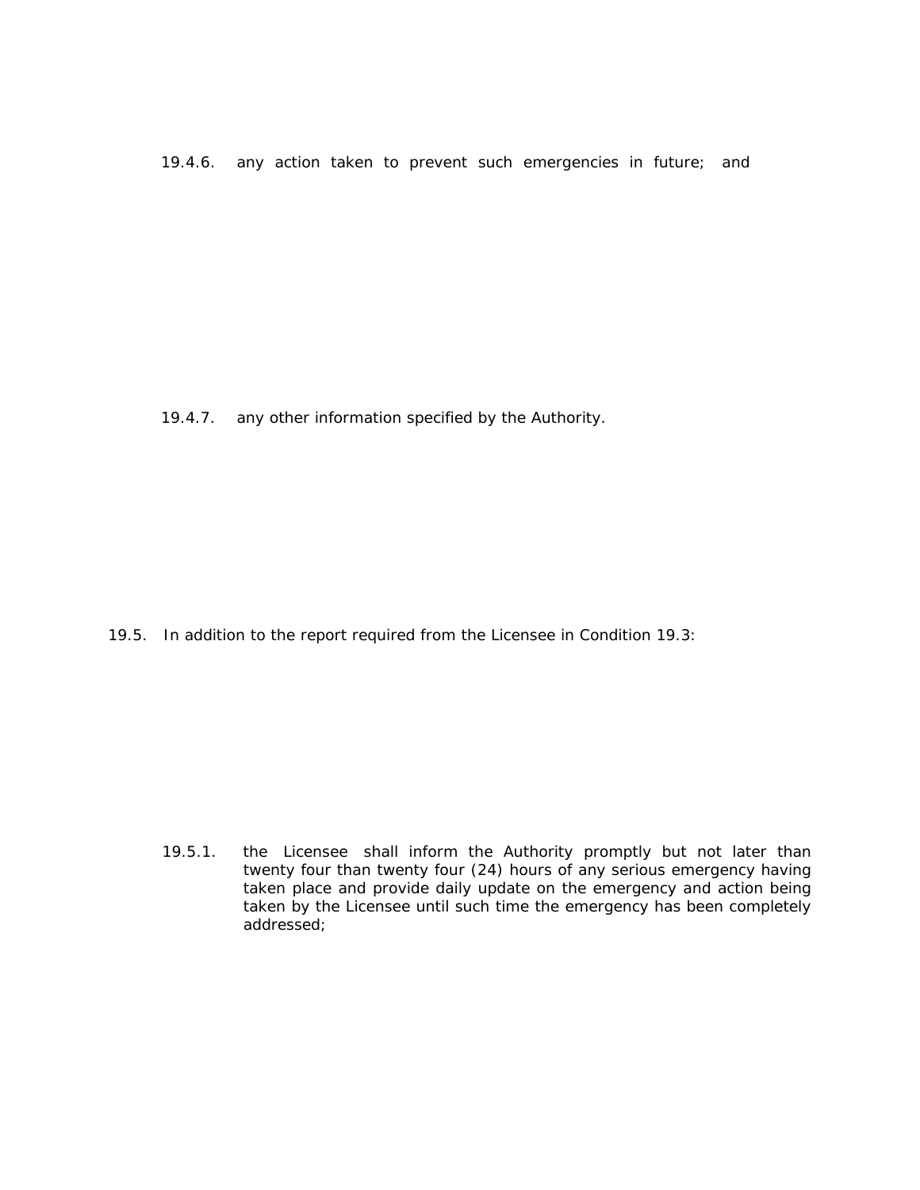19.4.6. any action taken to prevent such emergencies in future; and

19.4.7. any other information specified by the Authority.

19.5. In addition to the report required from the Licensee in Condition 19.3:

19.5.1. the Licensee shall inform the Authority promptly but not later than twenty four than twenty four (24) hours of any serious emergency having taken place and provide daily update on the emergency and action being taken by the Licensee until such time the emergency has been completely addressed;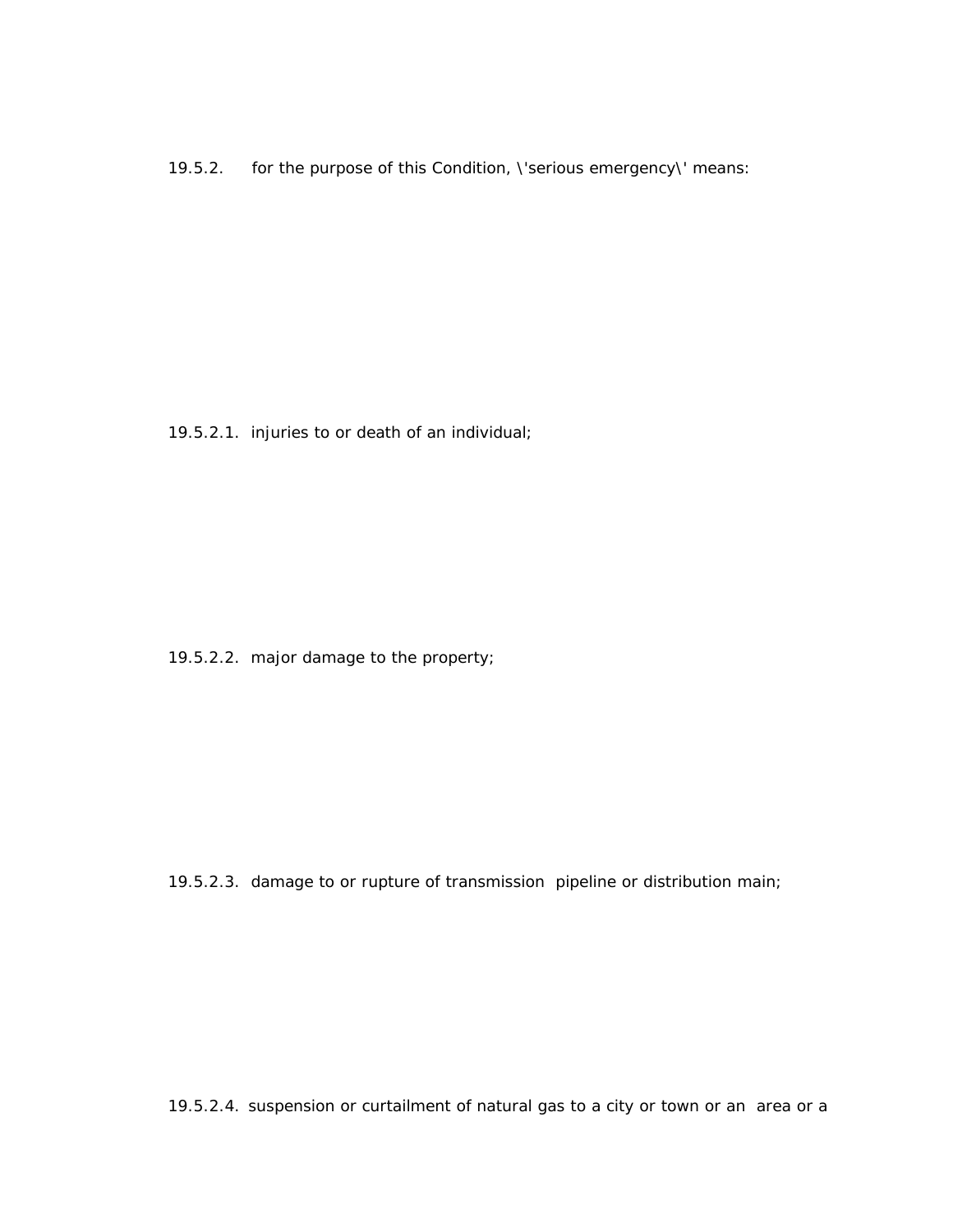19.5.2. for the purpose of this Condition, \'serious emergency\' means:

19.5.2.1. injuries to or death of an individual;

19.5.2.2. major damage to the property;

19.5.2.3. damage to or rupture of transmission pipeline or distribution main;

19.5.2.4. suspension or curtailment of natural gas to a city or town or an area or a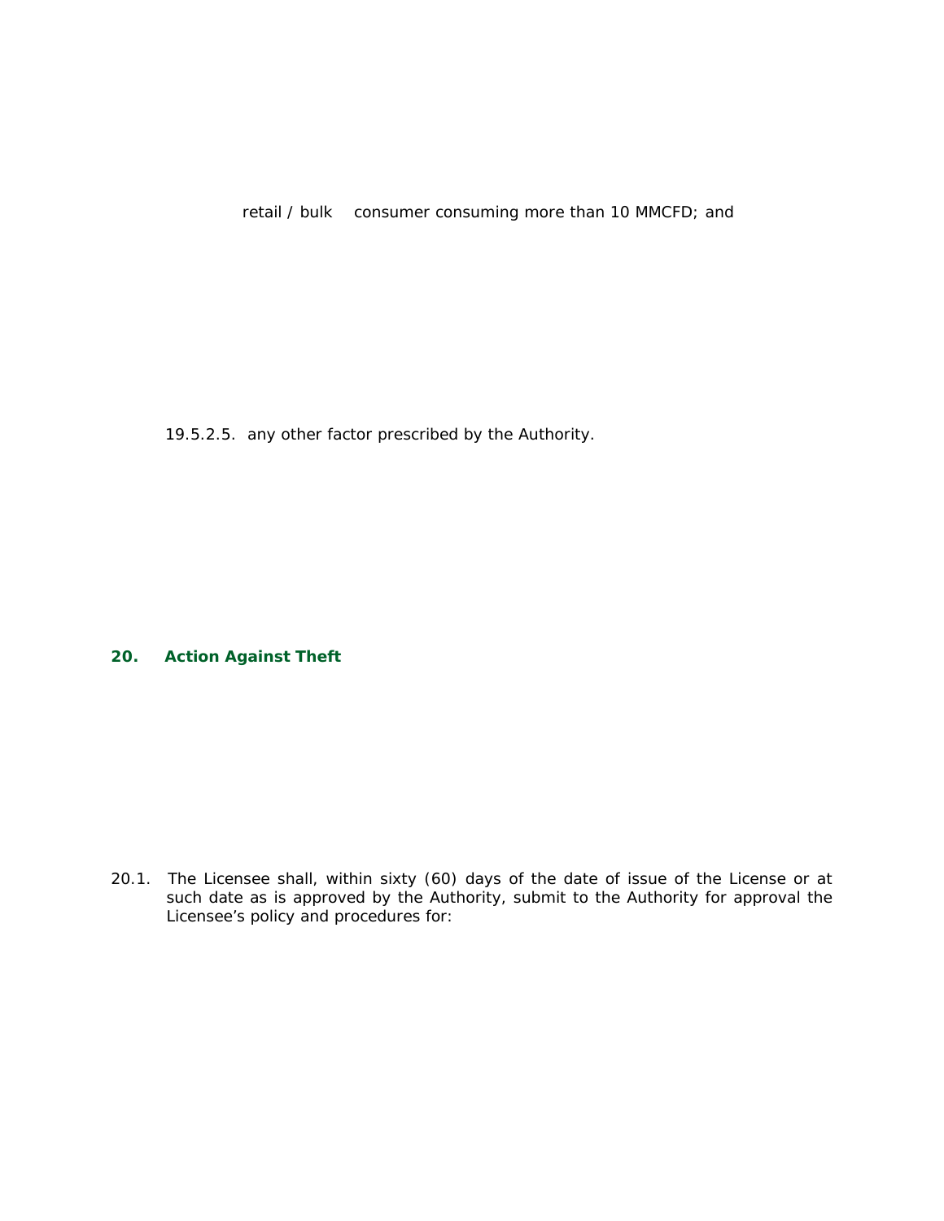retail / bulk consumer consuming more than 10 MMCFD; and

19.5.2.5. any other factor prescribed by the Authority.

## 20. Action Against Theft

20.1. The Licensee shall, within sixty (60) days of the date of issue of the License or at such date as is approved by the Authority, submit to the Authority for approval the Licensee's policy and procedures for: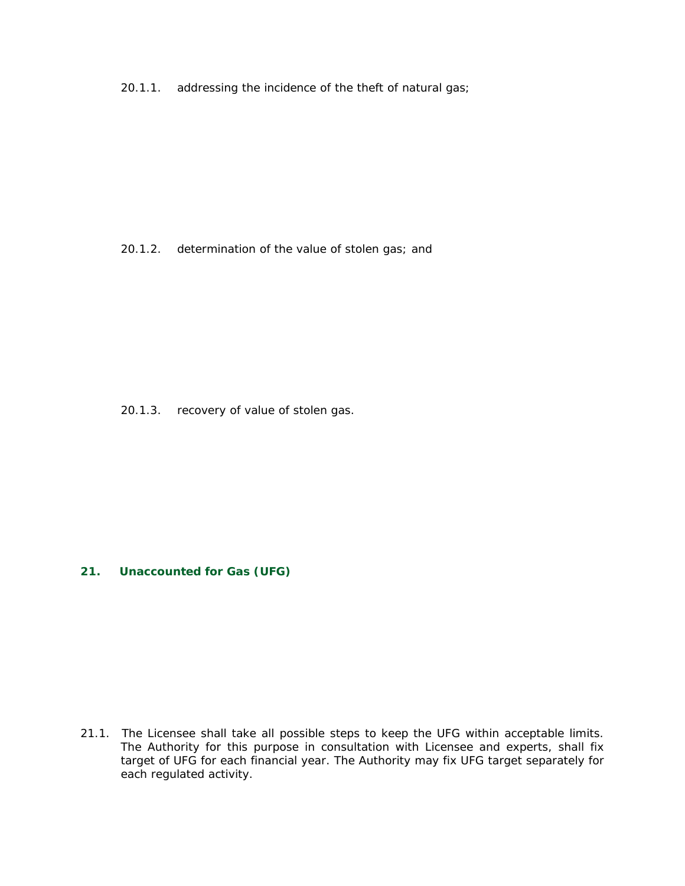20.1.1. addressing the incidence of the theft of natural gas;

20.1.2. determination of the value of stolen gas; and

20.1.3. recovery of value of stolen gas.

## 21. Unaccounted for Gas (UFG)

21.1. The Licensee shall take all possible steps to keep the UFG within acceptable limits. The Authority for this purpose in consultation with Licensee and experts, shall fix target of UFG for each financial year. The Authority may fix UFG target separately for each regulated activity.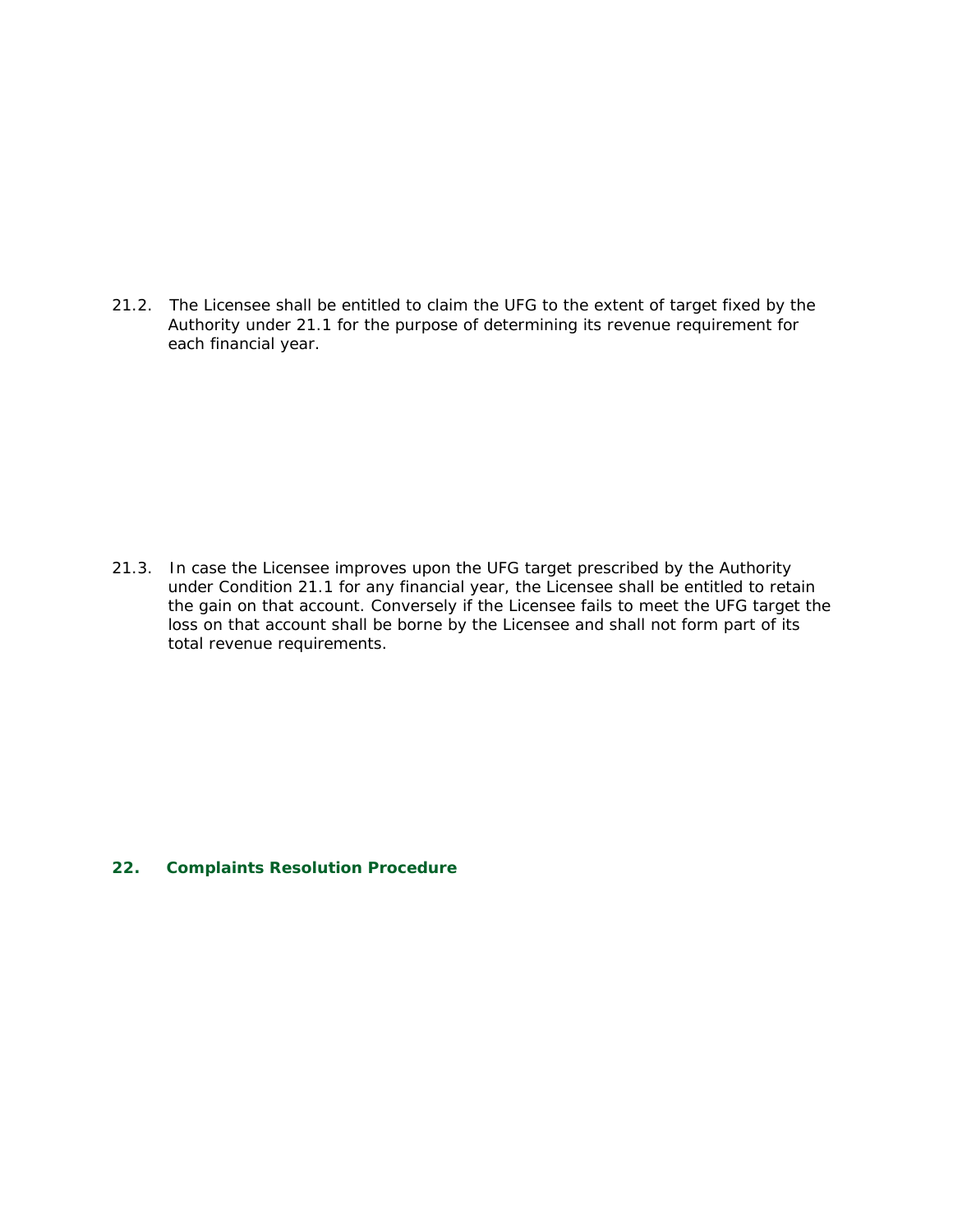21.2. The Licensee shall be entitled to claim the UFG to the extent of target fixed by the Authority under 21.1 for the purpose of determining its revenue requirement for each financial year.

21.3. In case the Licensee improves upon the UFG target prescribed by the Authority under Condition 21.1 for any financial year, the Licensee shall be entitled to retain the gain on that account. Conversely if the Licensee fails to meet the UFG target the loss on that account shall be borne by the Licensee and shall not form part of its total revenue requirements.

## 22. Complaints Resolution Procedure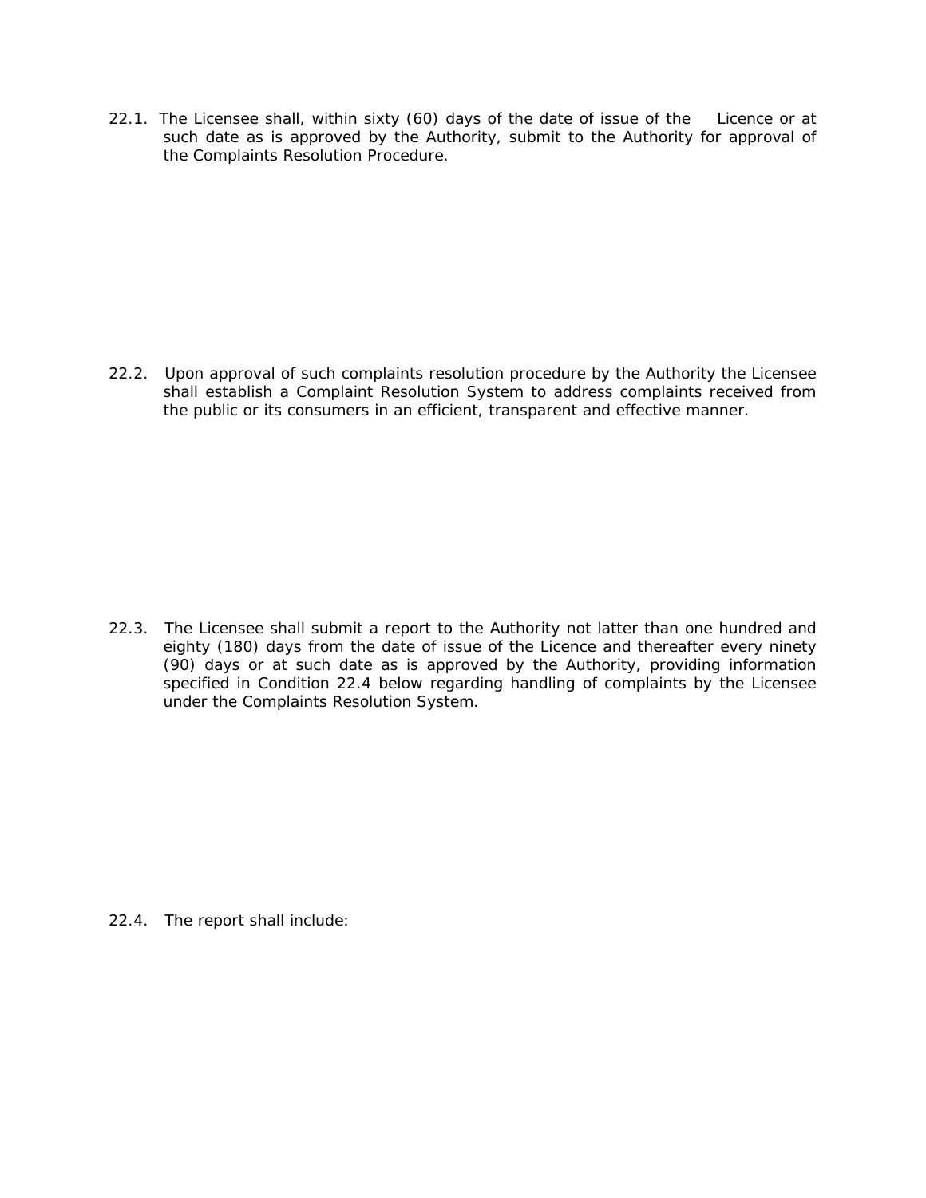22.1. The Licensee shall, within sixty (60) days of the date of issue of the Licence or at such date as is approved by the Authority, submit to the Authority for approval of the Complaints Resolution Procedure.

22.2. Upon approval of such complaints resolution procedure by the Authority the Licensee shall establish a Complaint Resolution System to address complaints received from the public or its consumers in an efficient, transparent and effective manner.

22.3. The Licensee shall submit a report to the Authority not latter than one hundred and eighty (180) days from the date of issue of the Licence and thereafter every ninety (90) days or at such date as is approved by the Authority, providing information specified in Condition 22.4 below regarding handling of complaints by the Licensee under the Complaints Resolution System.

22.4. The report shall include: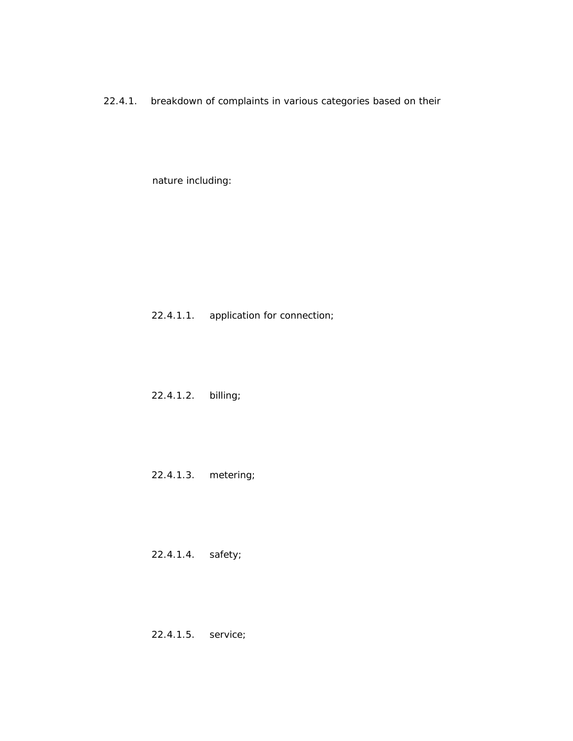22.4.1. breakdown of complaints in various categories based on their nature including:

22.4.1.1. application for connection;

22.4.1.2. billing;

22.4.1.3. metering;

22.4.1.4. safety;

22.4.1.5. service;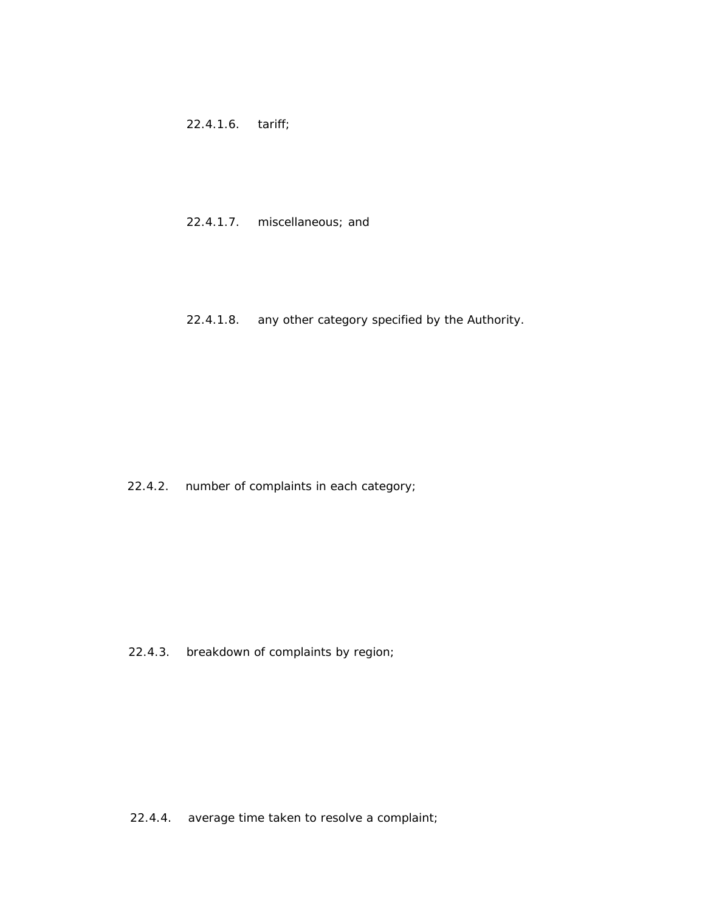22.4.1.6. tariff;

22.4.1.7. miscellaneous; and

22.4.1.8. any other category specified by the Authority.

22.4.2. number of complaints in each category;

22.4.3. breakdown of complaints by region;

22.4.4. average time taken to resolve a complaint;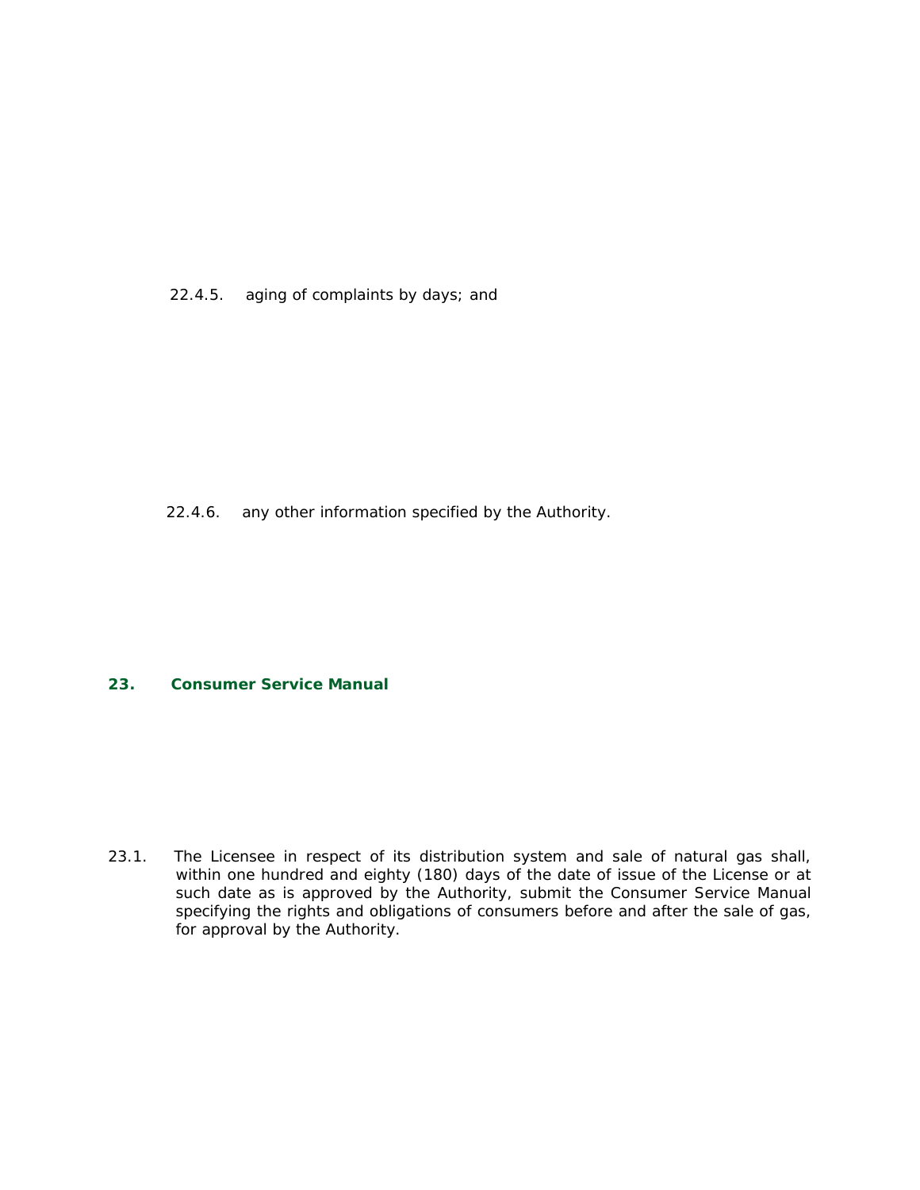22.4.5. aging of complaints by days; and

22.4.6. any other information specified by the Authority.

## 23. Consumer Service Manual

23.1. The Licensee in respect of its distribution system and sale of natural gas shall, within one hundred and eighty (180) days of the date of issue of the License or at such date as is approved by the Authority, submit the Consumer Service Manual specifying the rights and obligations of consumers before and after the sale of gas, for approval by the Authority.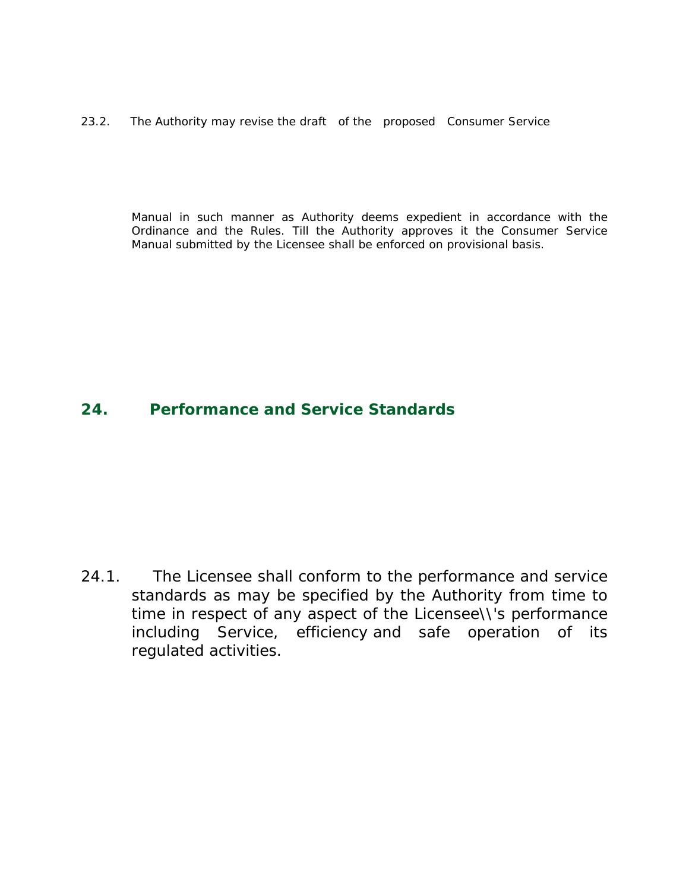23.2. The Authority may revise the draft of the proposed Consumer Service Manual in such manner as Authority deems expedient in accordance with the Ordinance and the Rules. Till the Authority approves it the Consumer Service Manual submitted by the Licensee shall be enforced on provisional basis.

## 24. Performance and Service Standards

24.1. The Licensee shall conform to the performance and service standards as may be specified by the Authority from time to time in respect of any aspect of the Licensee\\'s performance including Service, efficiency and safe operation of its regulated activities.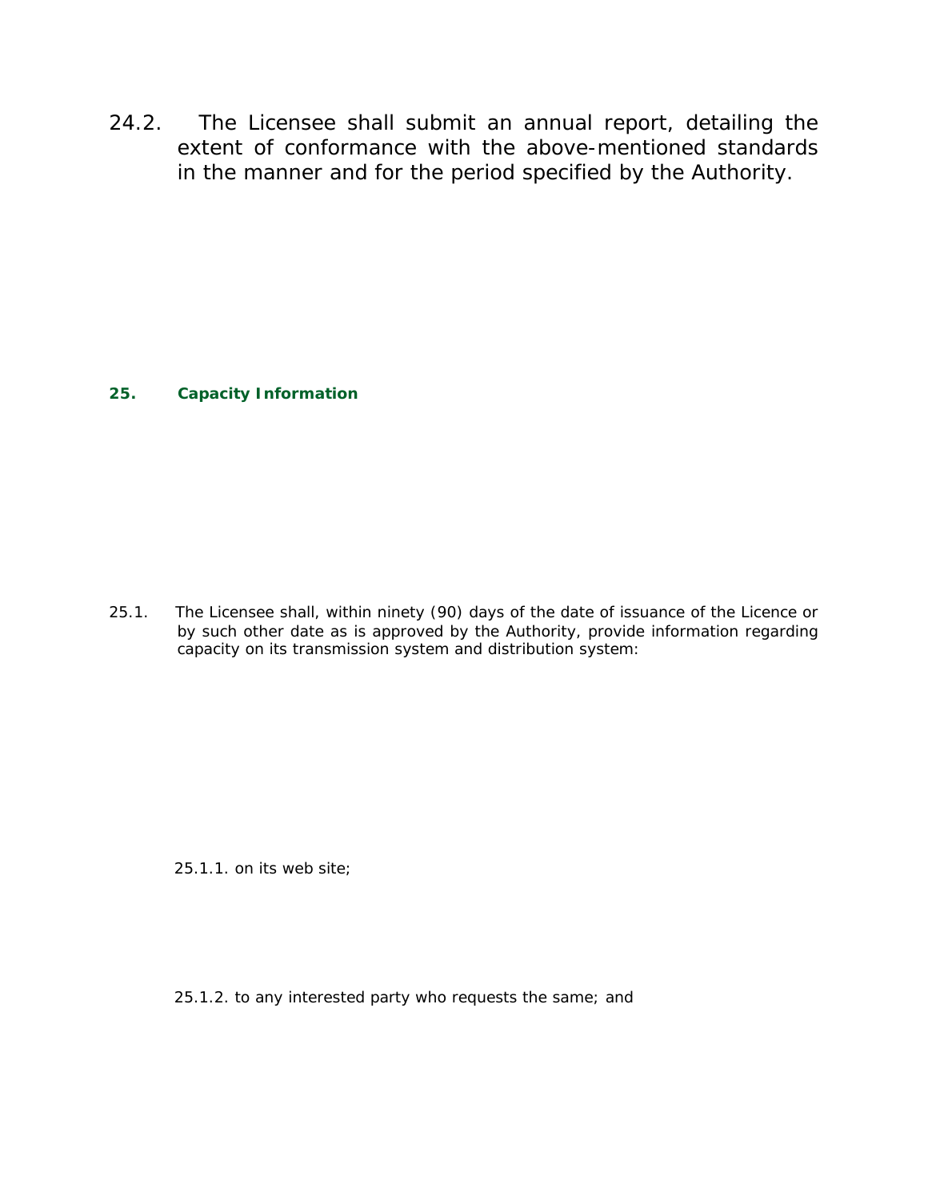24.2. The Licensee shall submit an annual report, detailing the extent of conformance with the above-mentioned standards in the manner and for the period specified by the Authority.

## 25. Capacity Information

25.1. The Licensee shall, within ninety (90) days of the date of issuance of the Licence or by such other date as is approved by the Authority, provide information regarding capacity on its transmission system and distribution system:

25.1.1. on its web site;

25.1.2. to any interested party who requests the same; and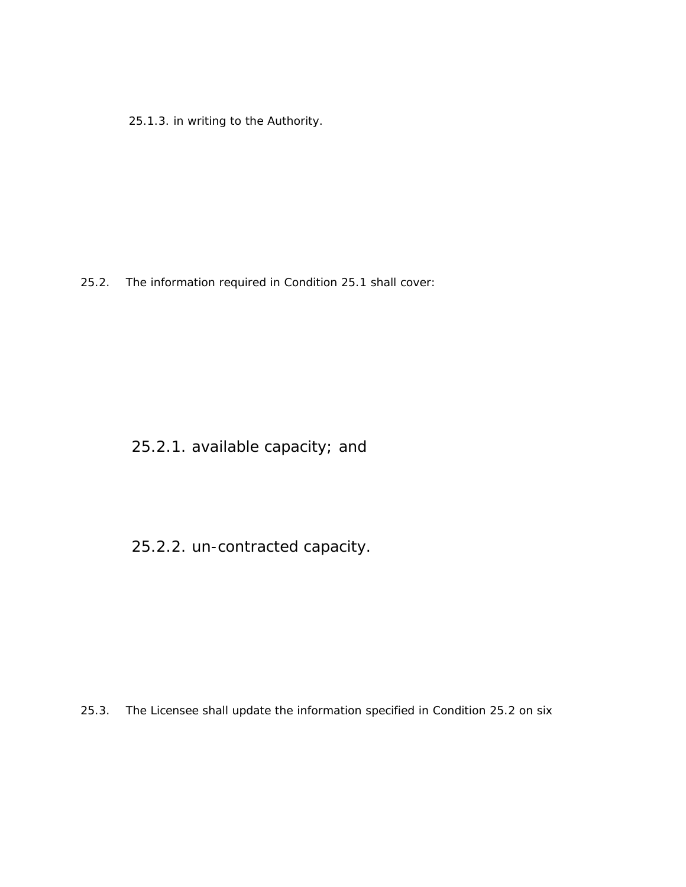25.1.3. in writing to the Authority.

25.2. The information required in Condition 25.1 shall cover:

25.2.1. available capacity; and

25.2.2. un-contracted capacity.

25.3. The Licensee shall update the information specified in Condition 25.2 on six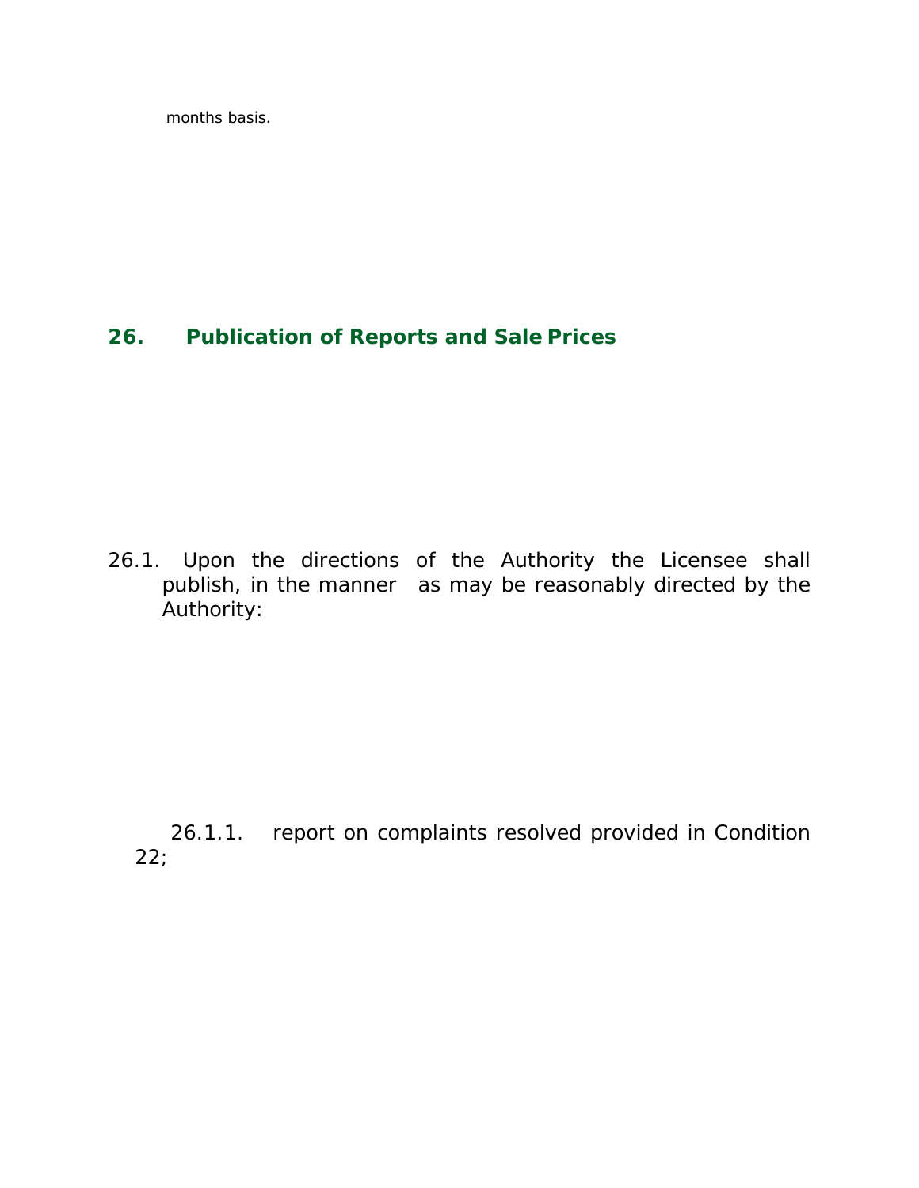months basis.

## 26. Publication of Reports and Sale Prices

26.1. Upon the directions of the Authority the Licensee shall publish, in the manner as may be reasonably directed by the Authority:

26.1.1. report on complaints resolved provided in Condition 22;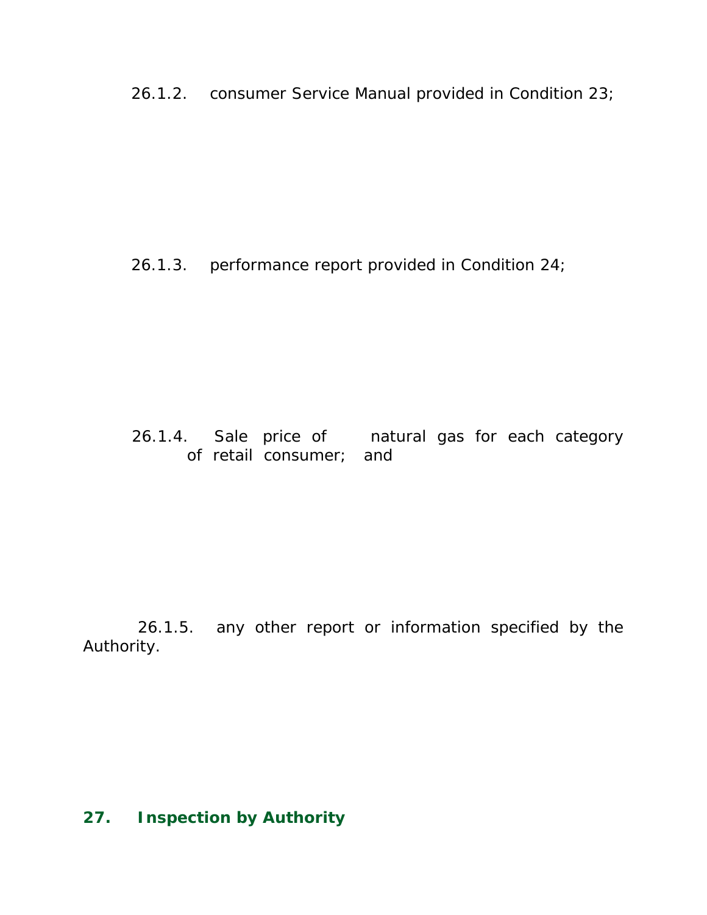26.1.2. consumer Service Manual provided in Condition 23;

26.1.3. performance report provided in Condition 24;

26.1.4. Sale price of natural gas for each category of retail consumer; and

26.1.5. any other report or information specified by the Authority.

## 27. Inspection by Authority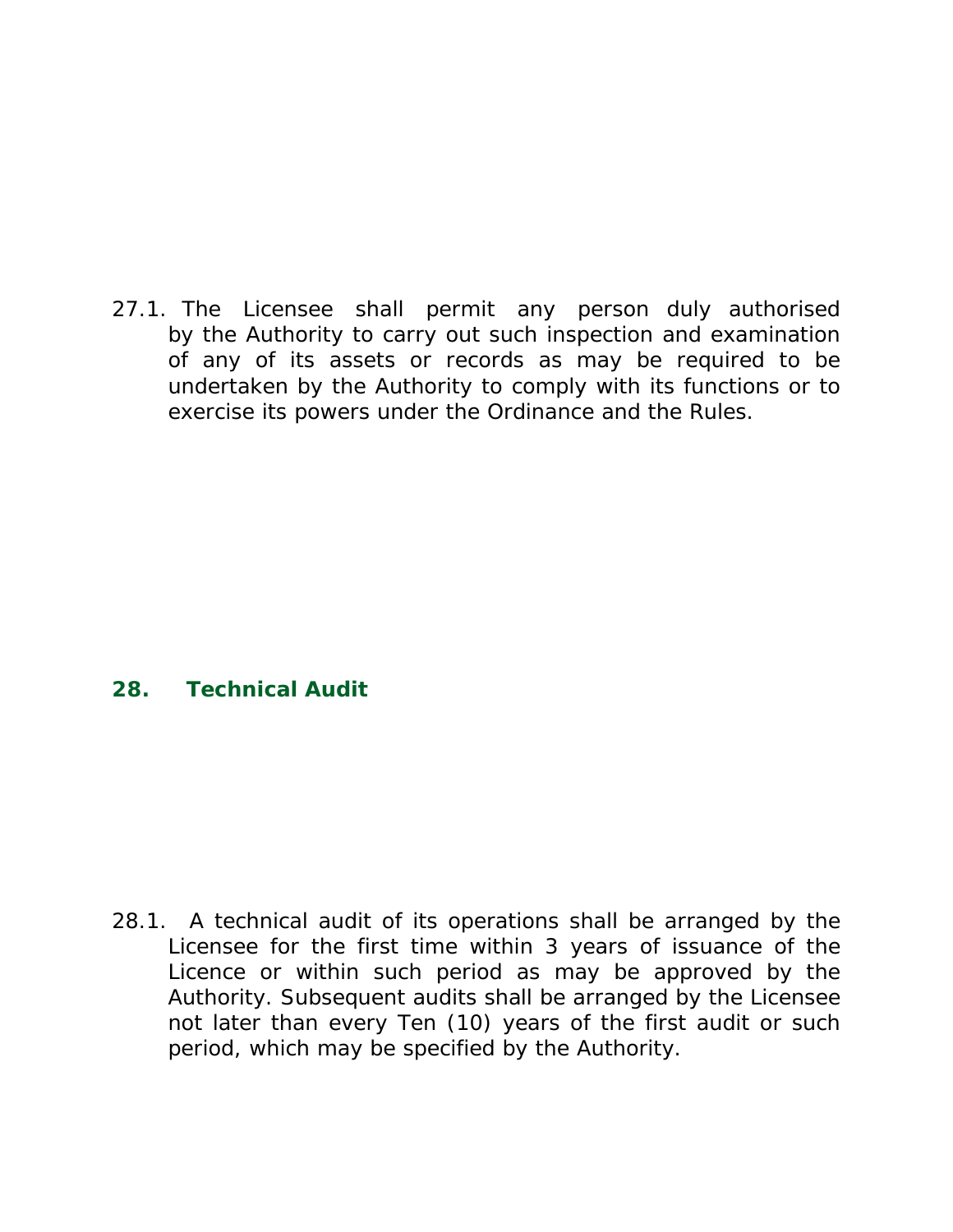27.1. The Licensee shall permit any person duly authorised by the Authority to carry out such inspection and examination of any of its assets or records as may be required to be undertaken by the Authority to comply with its functions or to exercise its powers under the Ordinance and the Rules.

## 28. Technical Audit

28.1. A technical audit of its operations shall be arranged by the Licensee for the first time within 3 years of issuance of the Licence or within such period as may be approved by the Authority. Subsequent audits shall be arranged by the Licensee not later than every Ten (10) years of the first audit or such period, which may be specified by the Authority.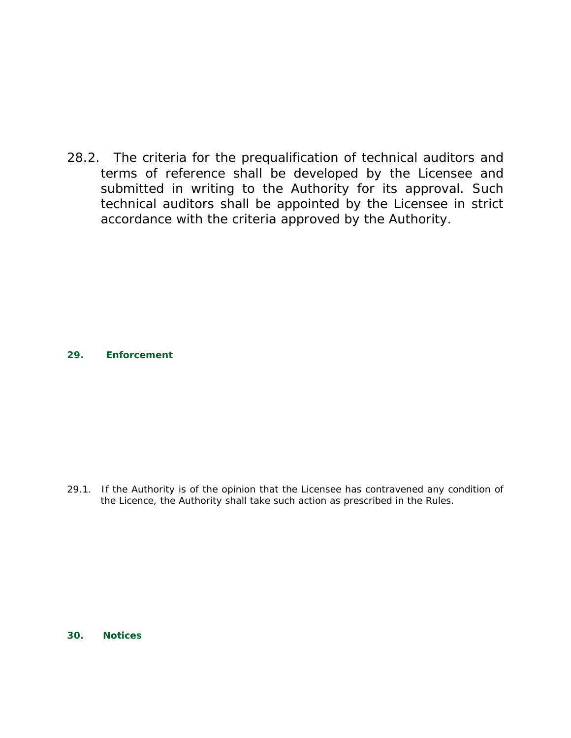28.2. The criteria for the prequalification of technical auditors and terms of reference shall be developed by the Licensee and submitted in writing to the Authority for its approval. Such technical auditors shall be appointed by the Licensee in strict accordance with the criteria approved by the Authority.

## 29. Enforcement

29.1. If the Authority is of the opinion that the Licensee has contravened any condition of the Licence, the Authority shall take such action as prescribed in the Rules.

## 30. Notices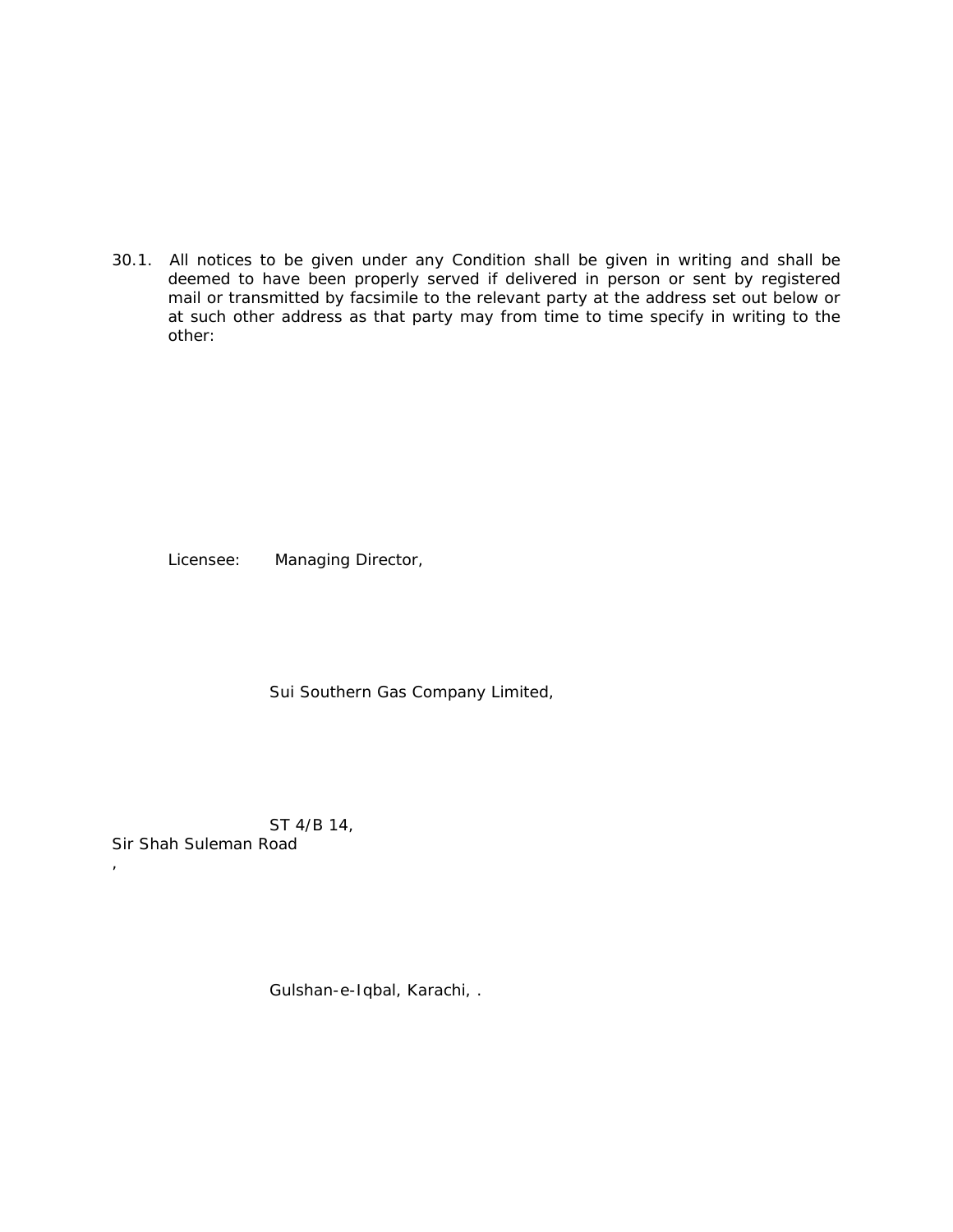30.1. All notices to be given under any Condition shall be given in writing and shall be deemed to have been properly served if delivered in person or sent by registered mail or transmitted by facsimile to the relevant party at the address set out below or at such other address as that party may from time to time specify in writing to the other:

Licensee: Managing Director,

Sui Southern Gas Company Limited,

ST 4/B 14,
Sir Shah Suleman Road
,

Gulshan-e-Iqbal, Karachi, .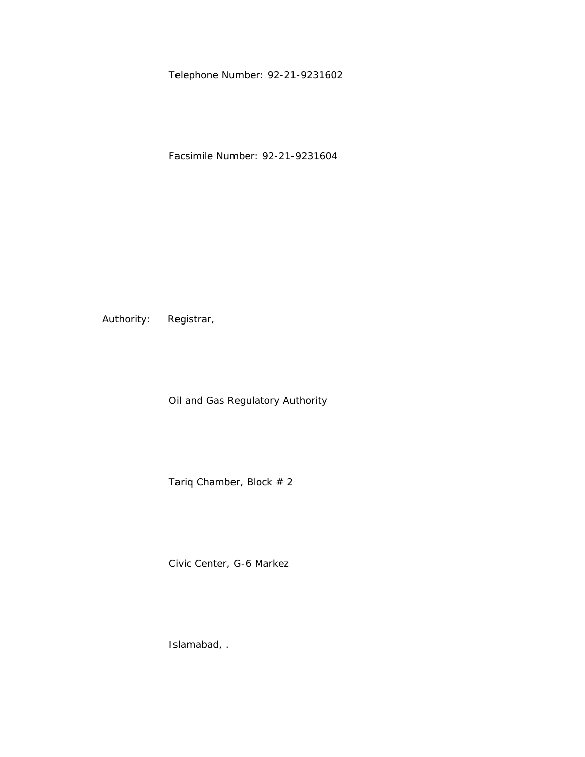Telephone Number: 92-21-9231602

Facsimile Number: 92-21-9231604

Authority: Registrar,

Oil and Gas Regulatory Authority

Tariq Chamber, Block # 2

Civic Center, G-6 Markez

Islamabad, .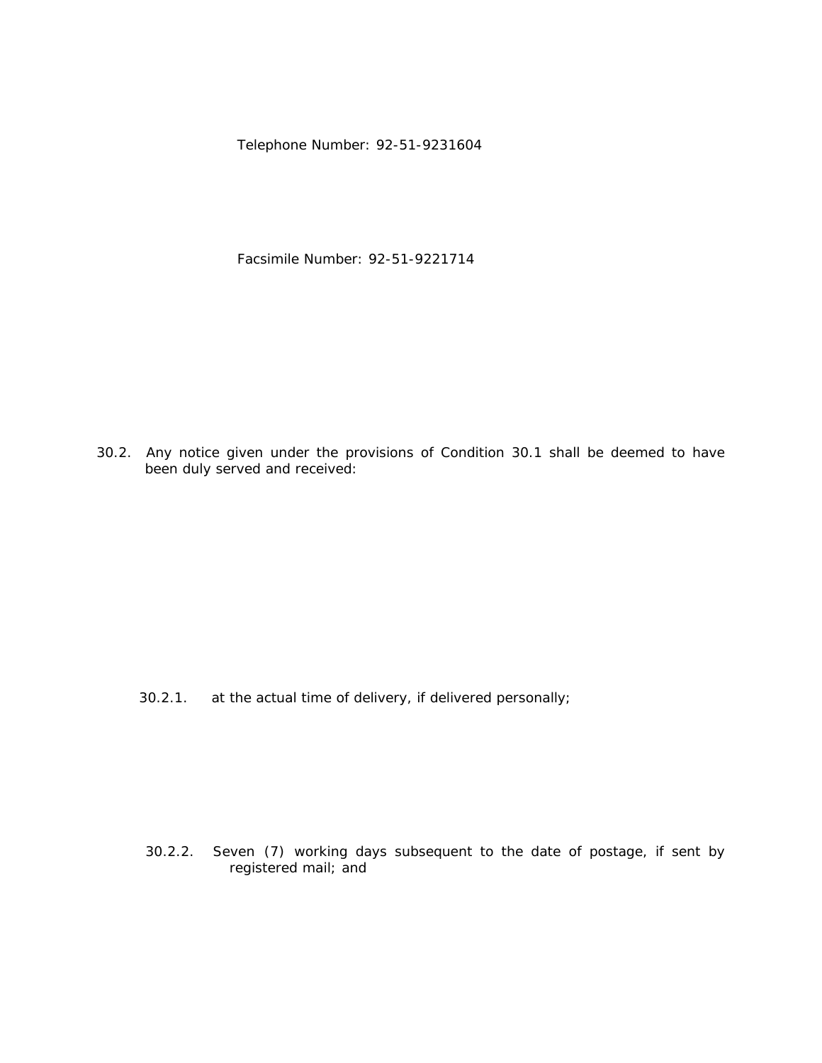Telephone Number: 92-51-9231604

Facsimile Number: 92-51-9221714

30.2. Any notice given under the provisions of Condition 30.1 shall be deemed to have been duly served and received:

30.2.1. at the actual time of delivery, if delivered personally;

30.2.2. Seven (7) working days subsequent to the date of postage, if sent by registered mail; and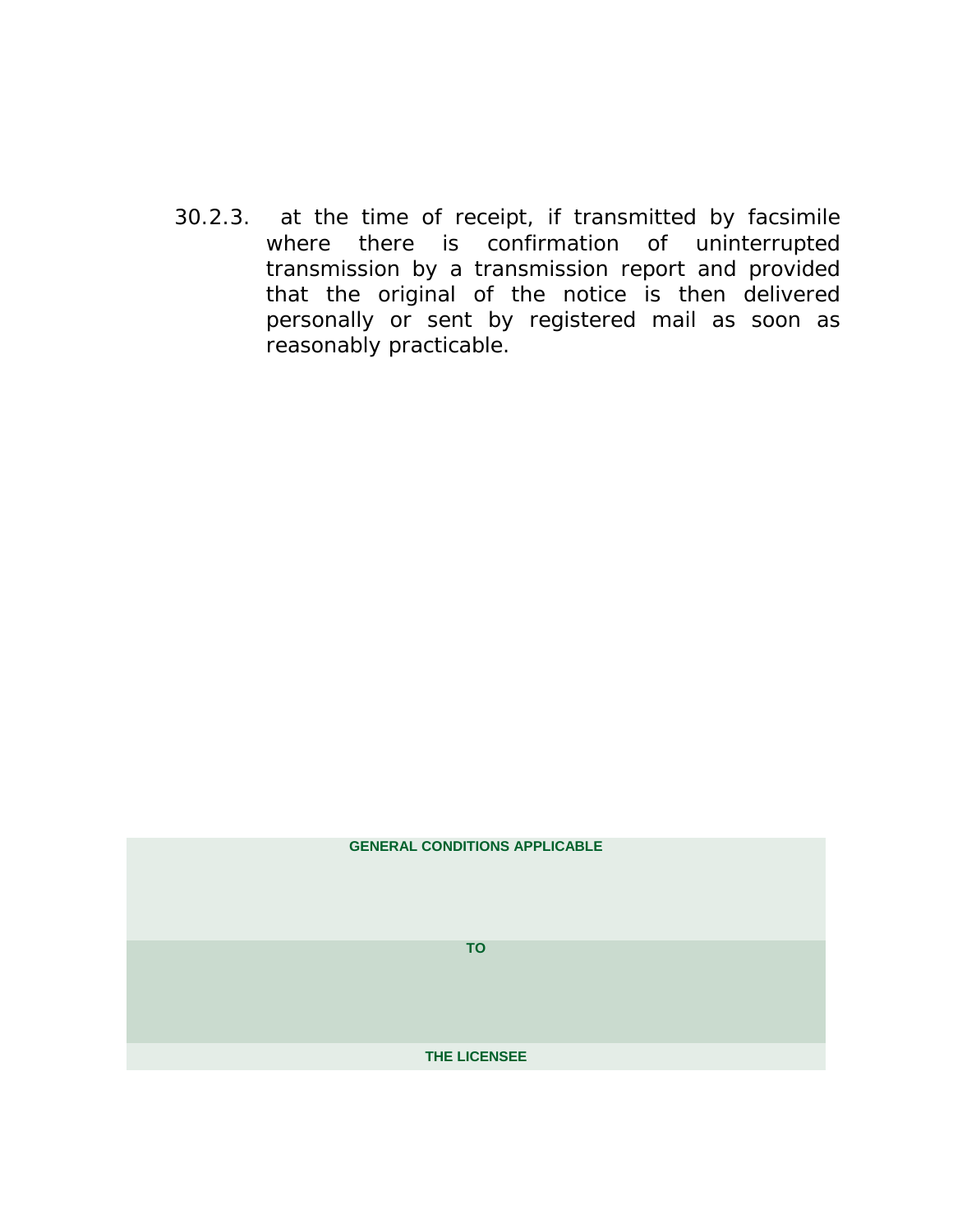30.2.3. at the time of receipt, if transmitted by facsimile where there is confirmation of uninterrupted transmission by a transmission report and provided that the original of the notice is then delivered personally or sent by registered mail as soon as reasonably practicable.

**GENERAL CONDITIONS APPLICABLE**

**TO**

**THE LICENSEE**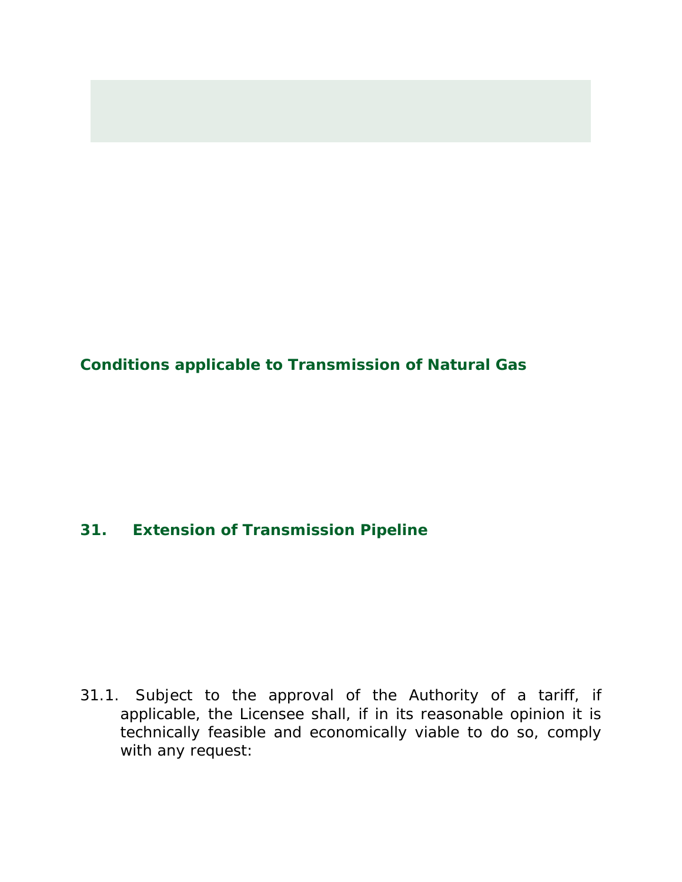## Conditions applicable to Transmission of Natural Gas

### 31. Extension of Transmission Pipeline

31.1. Subject to the approval of the Authority of a tariff, if applicable, the Licensee shall, if in its reasonable opinion it is technically feasible and economically viable to do so, comply with any request: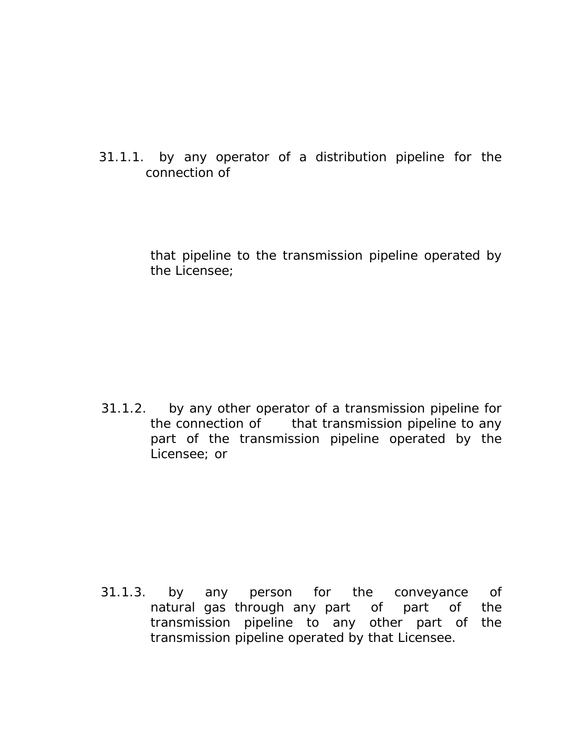31.1.1. by any operator of a distribution pipeline for the connection of that pipeline to the transmission pipeline operated by the Licensee;

31.1.2. by any other operator of a transmission pipeline for the connection of that transmission pipeline to any part of the transmission pipeline operated by the Licensee; or

31.1.3. by any person for the conveyance of natural gas through any part of part of the transmission pipeline to any other part of the transmission pipeline operated by that Licensee.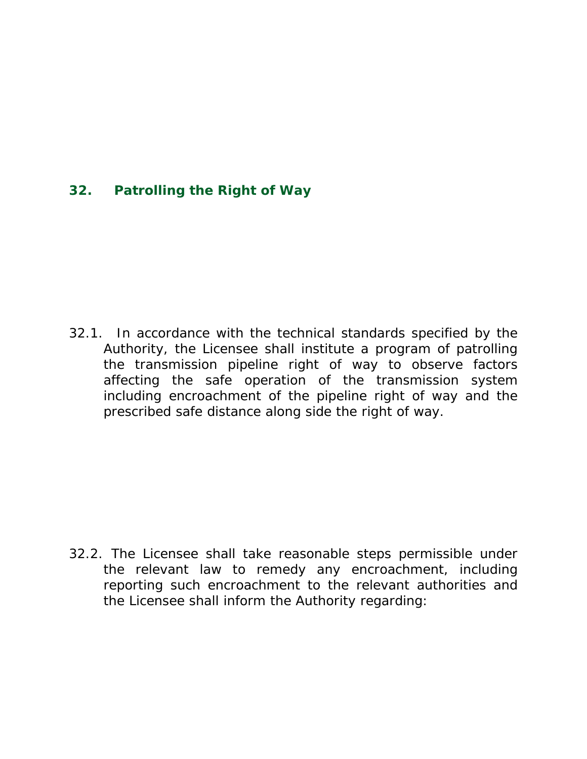## 32. Patrolling the Right of Way

32.1. In accordance with the technical standards specified by the Authority, the Licensee shall institute a program of patrolling the transmission pipeline right of way to observe factors affecting the safe operation of the transmission system including encroachment of the pipeline right of way and the prescribed safe distance along side the right of way.

32.2. The Licensee shall take reasonable steps permissible under the relevant law to remedy any encroachment, including reporting such encroachment to the relevant authorities and the Licensee shall inform the Authority regarding: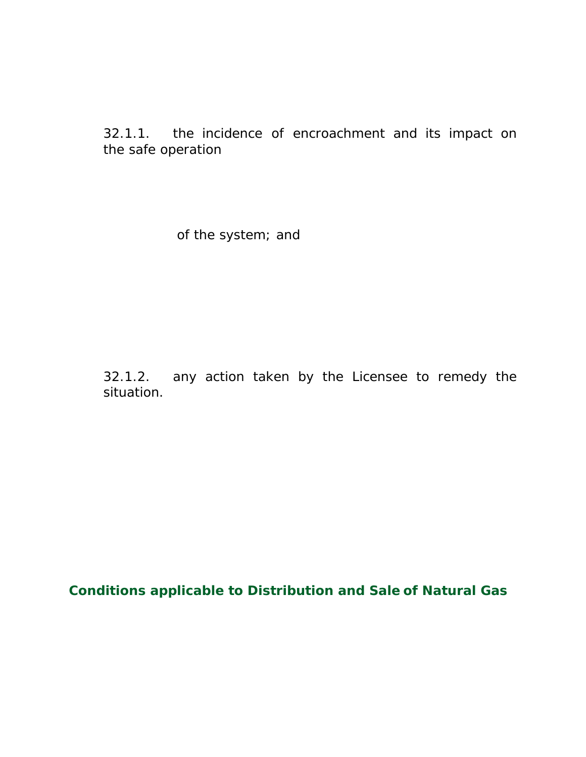32.1.1. the incidence of encroachment and its impact on the safe operation of the system; and

32.1.2. any action taken by the Licensee to remedy the situation.

## Conditions applicable to Distribution and Sale of Natural Gas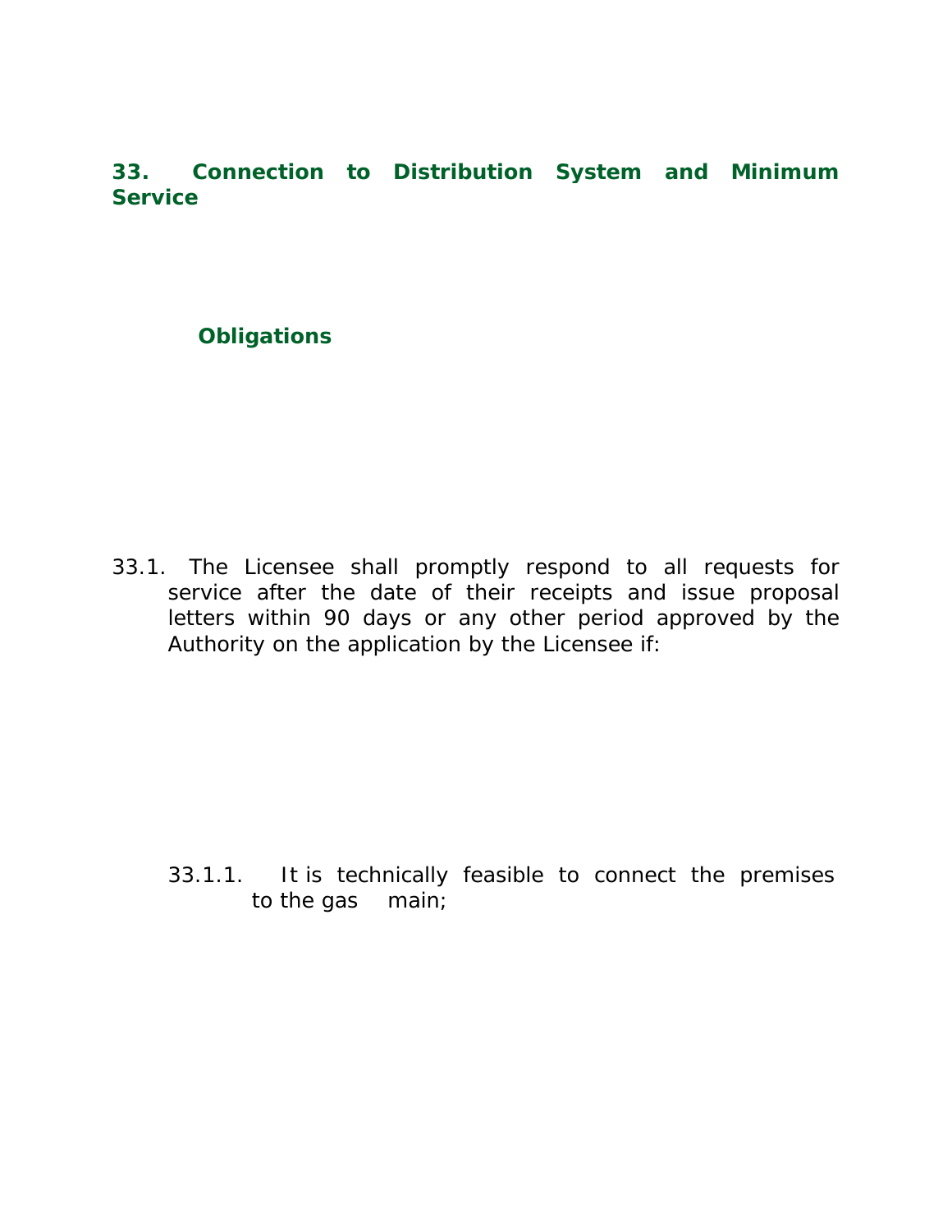## 33. Connection to Distribution System and Minimum Service

### Obligations

33.1. The Licensee shall promptly respond to all requests for service after the date of their receipts and issue proposal letters within 90 days or any other period approved by the Authority on the application by the Licensee if:

33.1.1. It is technically feasible to connect the premises to the gas main;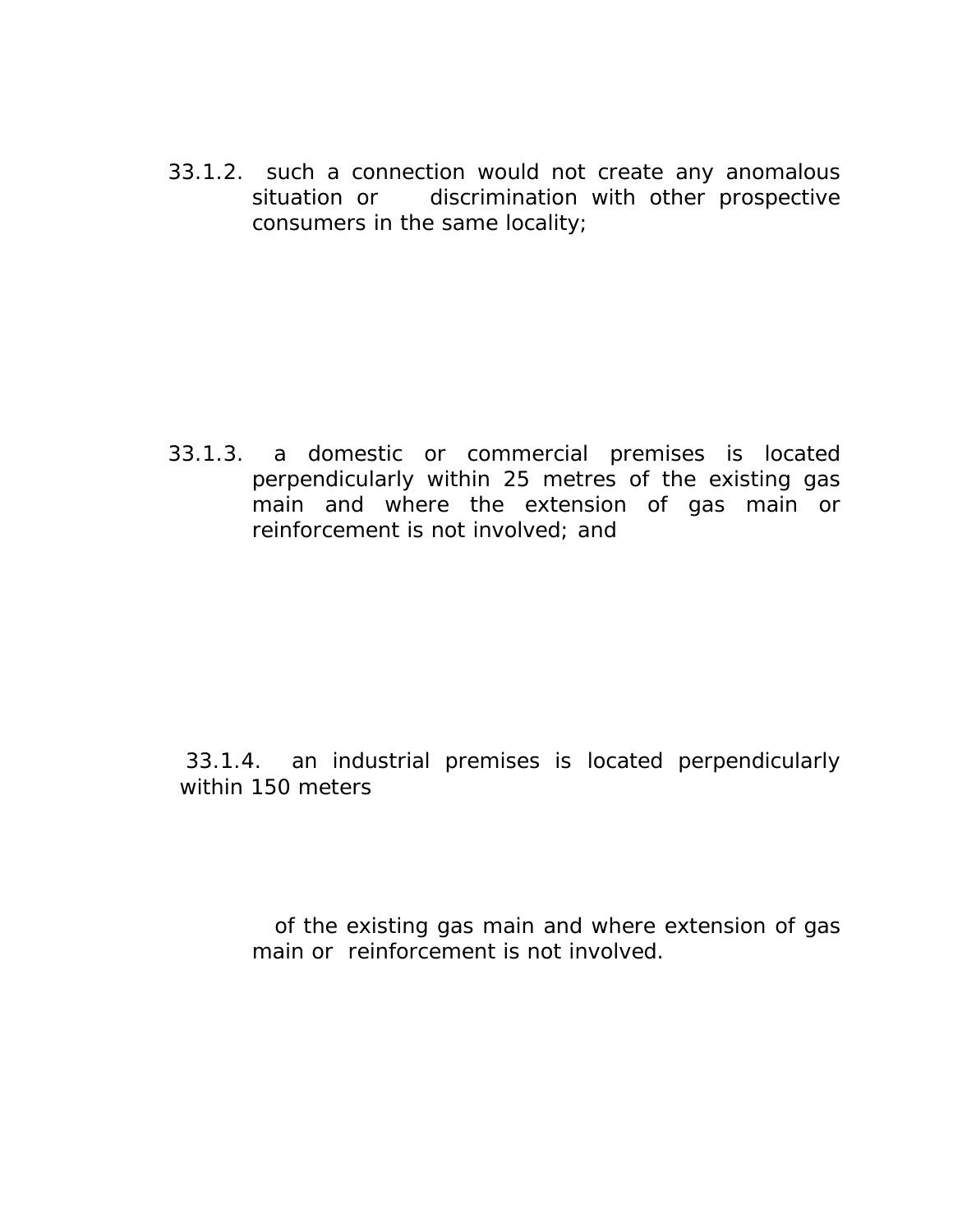33.1.2. such a connection would not create any anomalous situation or discrimination with other prospective consumers in the same locality;

33.1.3. a domestic or commercial premises is located perpendicularly within 25 metres of the existing gas main and where the extension of gas main or reinforcement is not involved; and

33.1.4. an industrial premises is located perpendicularly within 150 meters

of the existing gas main and where extension of gas main or reinforcement is not involved.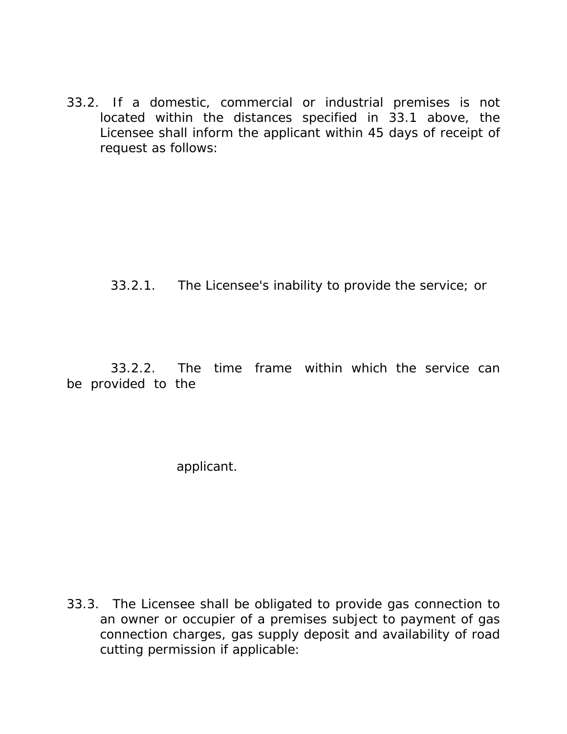33.2. If a domestic, commercial or industrial premises is not located within the distances specified in 33.1 above, the Licensee shall inform the applicant within 45 days of receipt of request as follows:

33.2.1. The Licensee's inability to provide the service; or

33.2.2. The time frame within which the service can be provided to the applicant.

33.3. The Licensee shall be obligated to provide gas connection to an owner or occupier of a premises subject to payment of gas connection charges, gas supply deposit and availability of road cutting permission if applicable: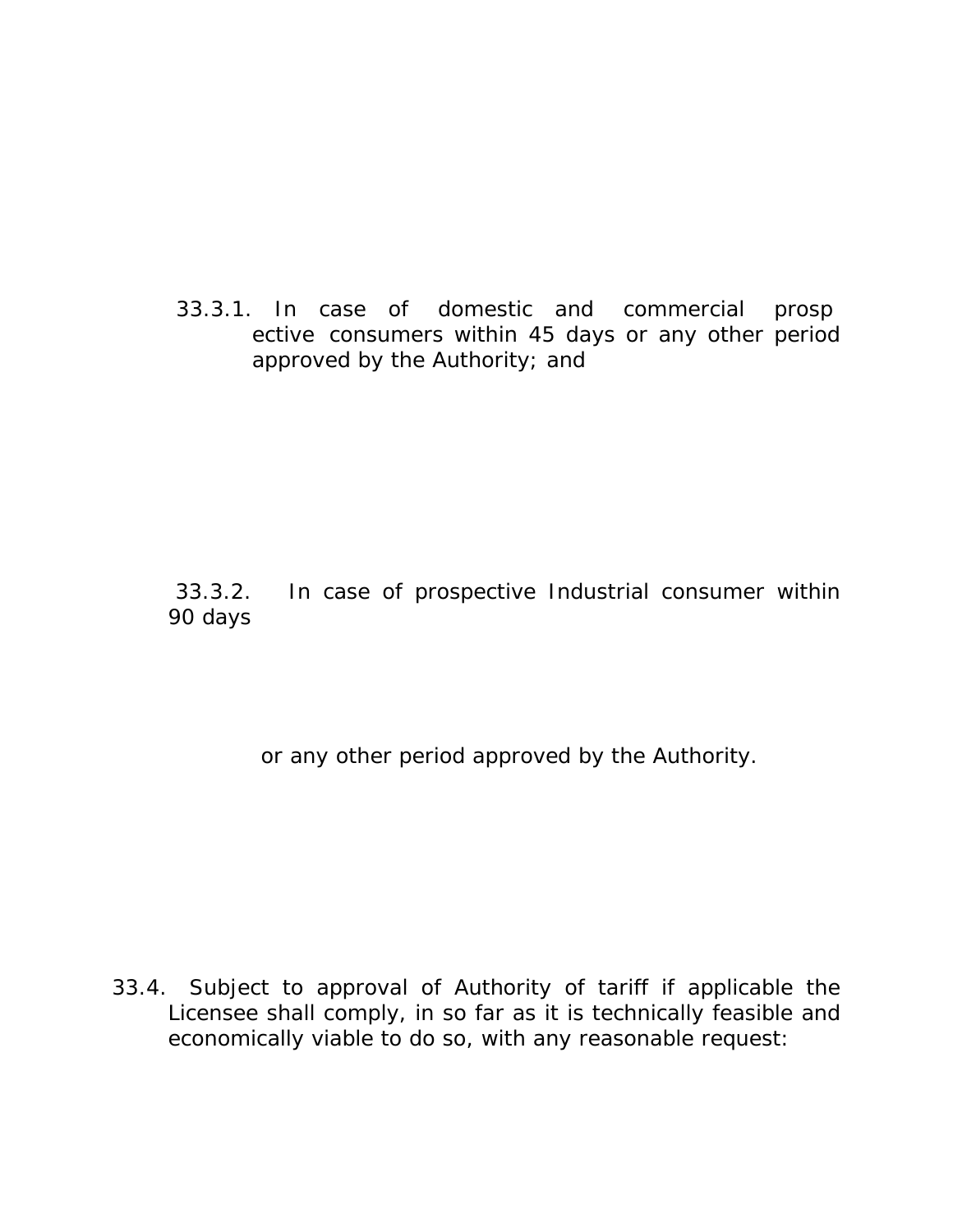33.3.1. In case of domestic and commercial prospective consumers within 45 days or any other period approved by the Authority; and

33.3.2. In case of prospective Industrial consumer within 90 days

or any other period approved by the Authority.

33.4. Subject to approval of Authority of tariff if applicable the Licensee shall comply, in so far as it is technically feasible and economically viable to do so, with any reasonable request: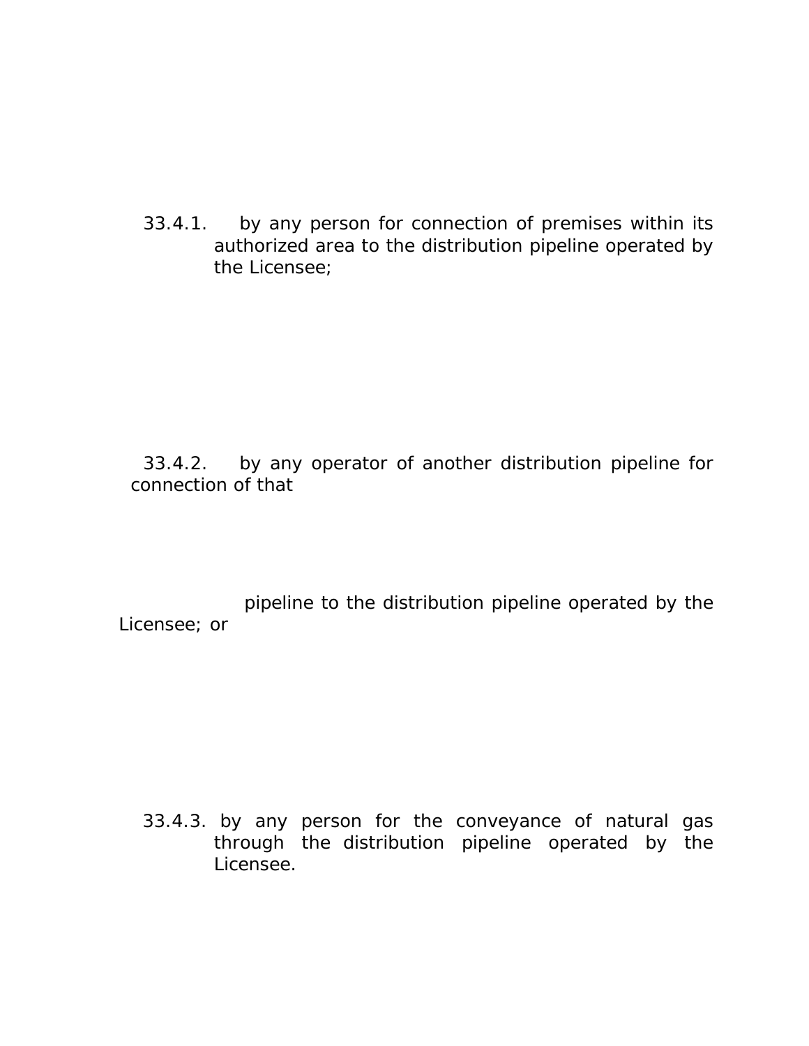33.4.1. by any person for connection of premises within its authorized area to the distribution pipeline operated by the Licensee;

33.4.2. by any operator of another distribution pipeline for connection of that pipeline to the distribution pipeline operated by the Licensee; or

33.4.3. by any person for the conveyance of natural gas through the distribution pipeline operated by the Licensee.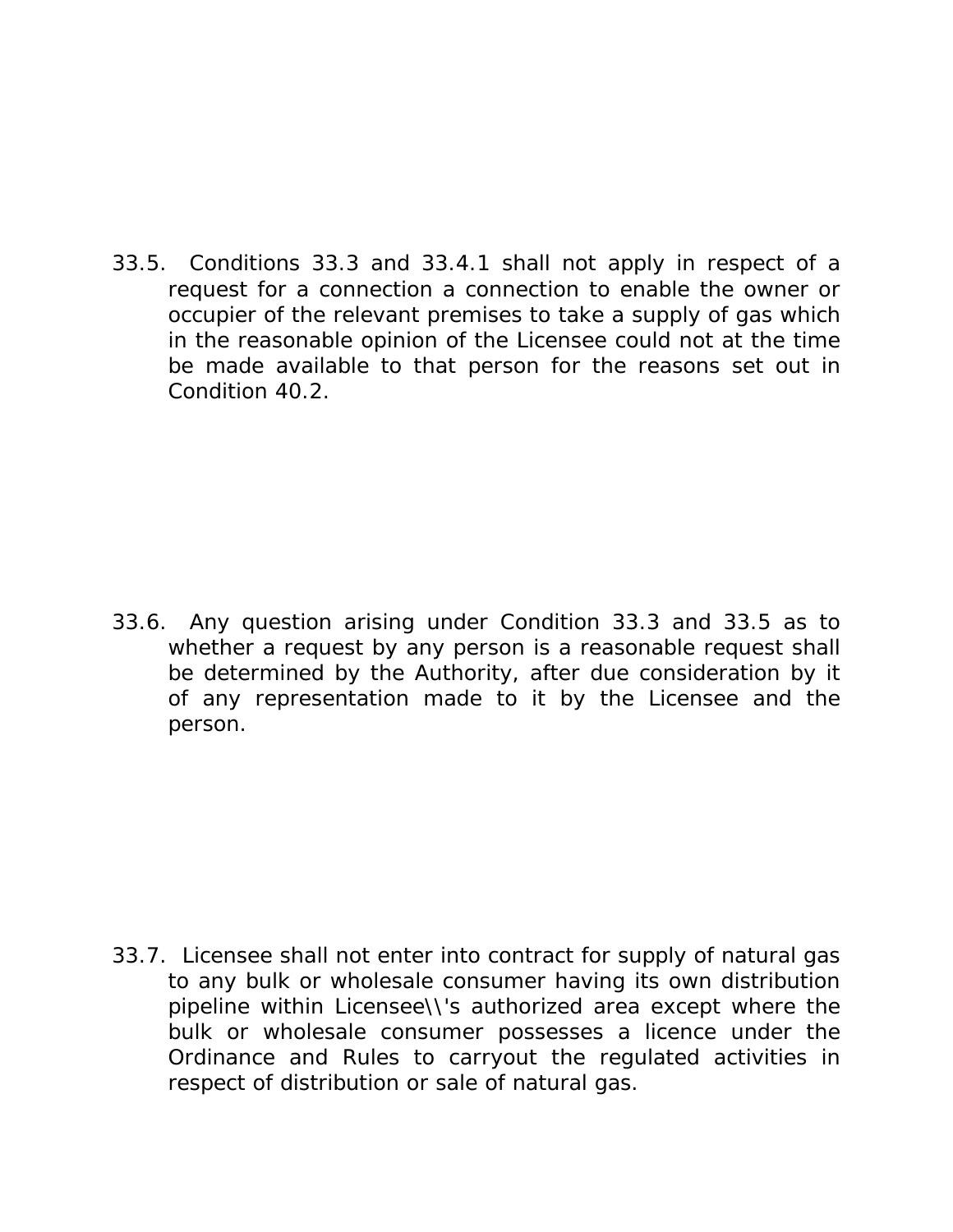33.5. Conditions 33.3 and 33.4.1 shall not apply in respect of a request for a connection a connection to enable the owner or occupier of the relevant premises to take a supply of gas which in the reasonable opinion of the Licensee could not at the time be made available to that person for the reasons set out in Condition 40.2.

33.6. Any question arising under Condition 33.3 and 33.5 as to whether a request by any person is a reasonable request shall be determined by the Authority, after due consideration by it of any representation made to it by the Licensee and the person.

33.7. Licensee shall not enter into contract for supply of natural gas to any bulk or wholesale consumer having its own distribution pipeline within Licensee\\'s authorized area except where the bulk or wholesale consumer possesses a licence under the Ordinance and Rules to carryout the regulated activities in respect of distribution or sale of natural gas.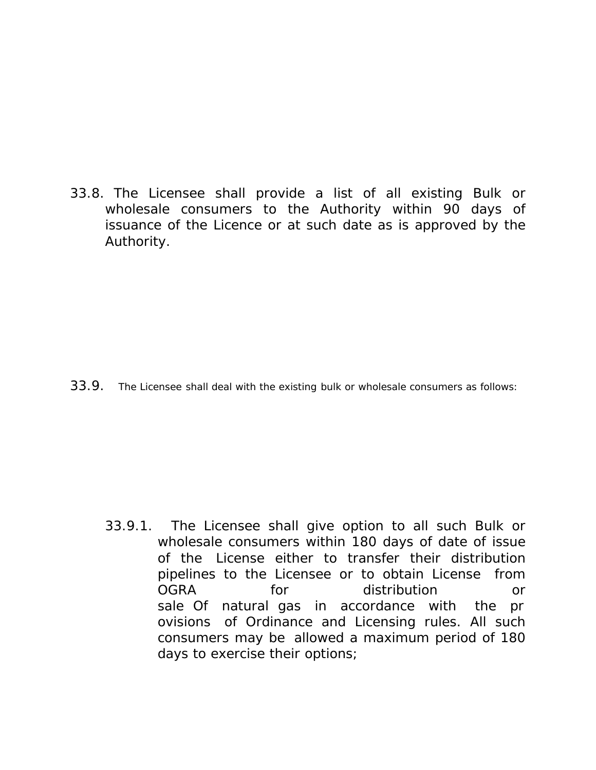33.8. The Licensee shall provide a list of all existing Bulk or wholesale consumers to the Authority within 90 days of issuance of the Licence or at such date as is approved by the Authority.

33.9. The Licensee shall deal with the existing bulk or wholesale consumers as follows:

33.9.1. The Licensee shall give option to all such Bulk or wholesale consumers within 180 days of date of issue of the License either to transfer their distribution pipelines to the Licensee or to obtain License from OGRA for distribution or sale Of natural gas in accordance with the pr ovisions of Ordinance and Licensing rules. All such consumers may be allowed a maximum period of 180 days to exercise their options;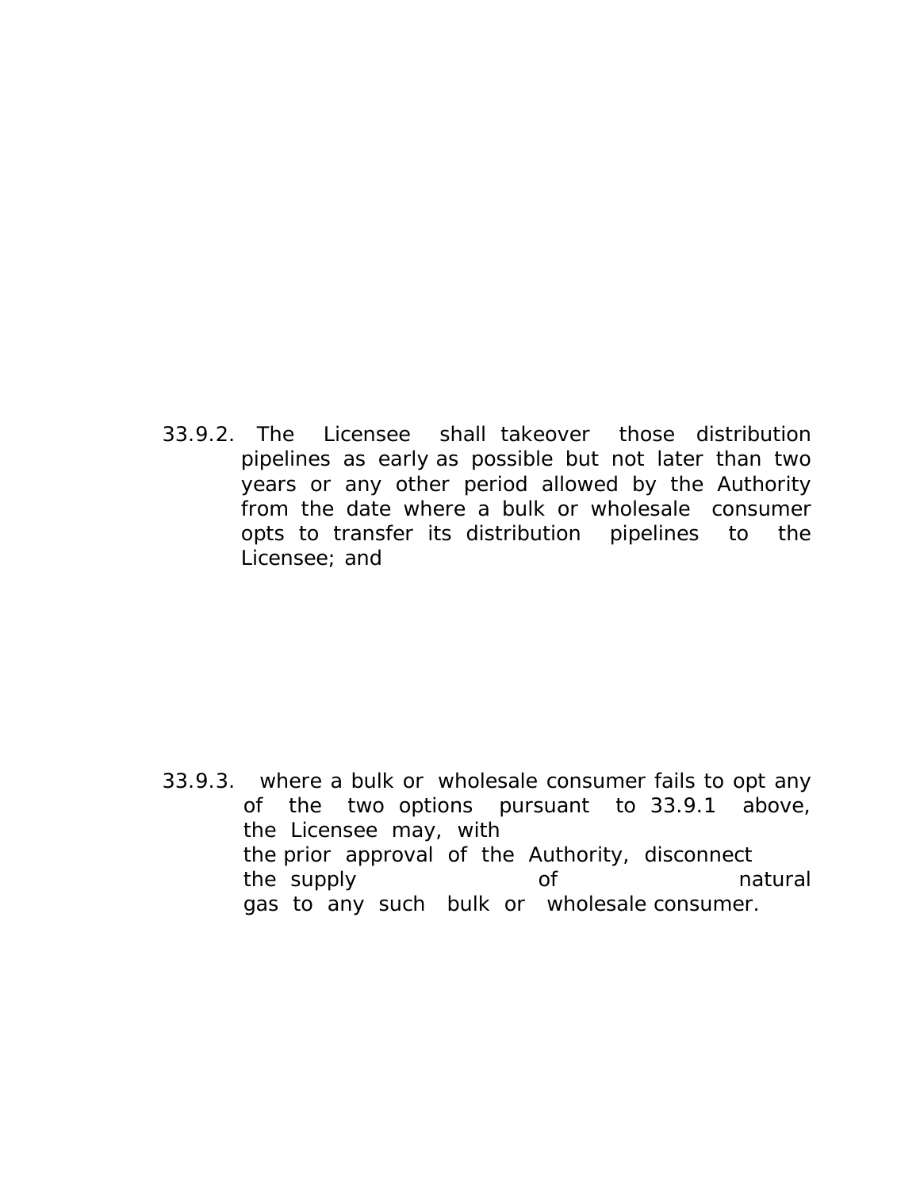33.9.2. The Licensee shall takeover those distribution pipelines as early as possible but not later than two years or any other period allowed by the Authority from the date where a bulk or wholesale consumer opts to transfer its distribution pipelines to the Licensee; and

33.9.3. where a bulk or wholesale consumer fails to opt any of the two options pursuant to 33.9.1 above, the Licensee may, with the prior approval of the Authority, disconnect the supply of natural gas to any such bulk or wholesale consumer.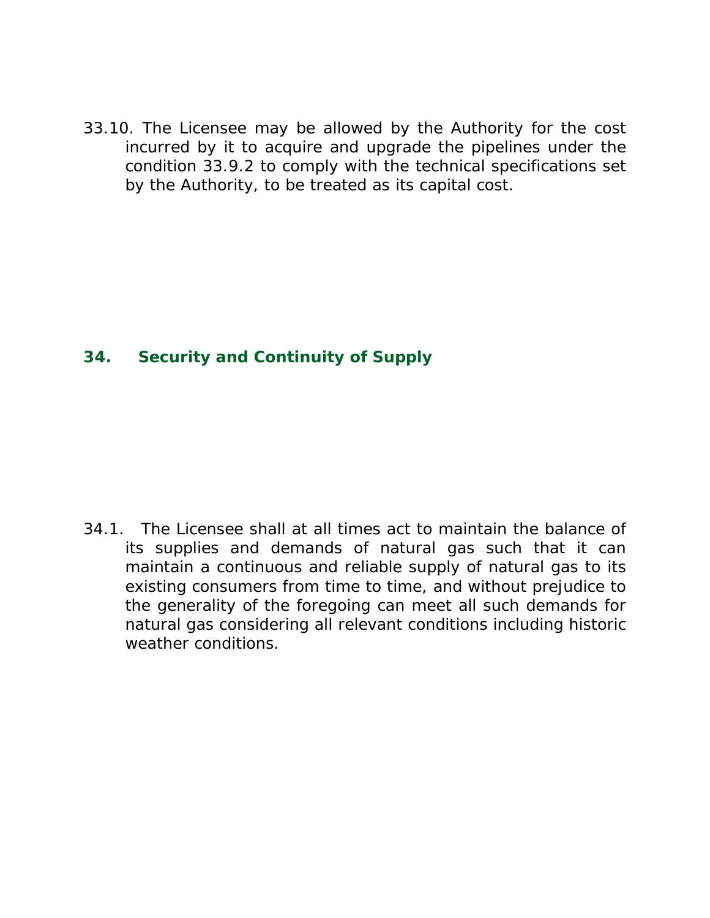33.10. The Licensee may be allowed by the Authority for the cost incurred by it to acquire and upgrade the pipelines under the condition 33.9.2 to comply with the technical specifications set by the Authority, to be treated as its capital cost.

## 34. Security and Continuity of Supply

34.1. The Licensee shall at all times act to maintain the balance of its supplies and demands of natural gas such that it can maintain a continuous and reliable supply of natural gas to its existing consumers from time to time, and without prejudice to the generality of the foregoing can meet all such demands for natural gas considering all relevant conditions including historic weather conditions.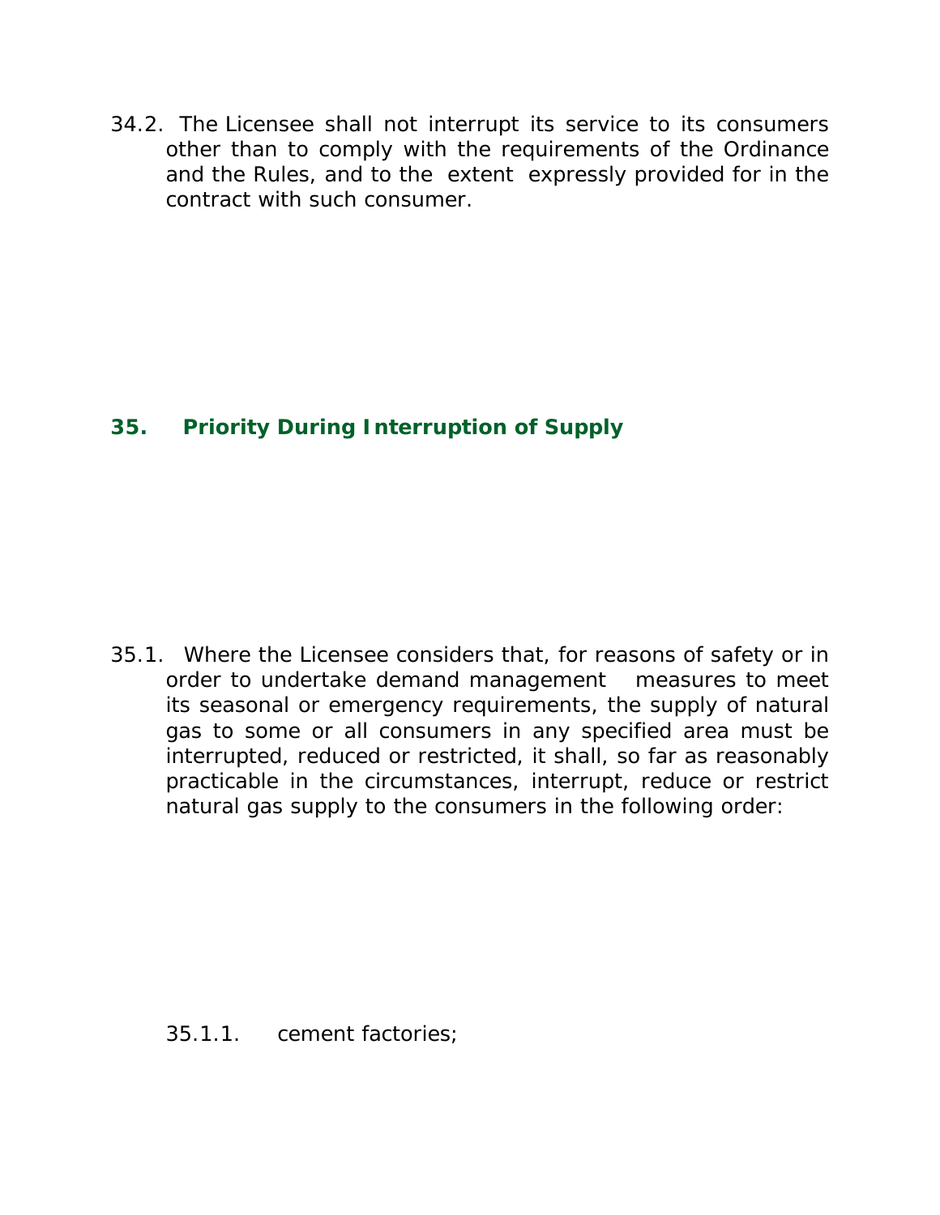34.2. The Licensee shall not interrupt its service to its consumers other than to comply with the requirements of the Ordinance and the Rules, and to the extent expressly provided for in the contract with such consumer.

## 35. Priority During Interruption of Supply

35.1. Where the Licensee considers that, for reasons of safety or in order to undertake demand management measures to meet its seasonal or emergency requirements, the supply of natural gas to some or all consumers in any specified area must be interrupted, reduced or restricted, it shall, so far as reasonably practicable in the circumstances, interrupt, reduce or restrict natural gas supply to the consumers in the following order:

35.1.1. cement factories;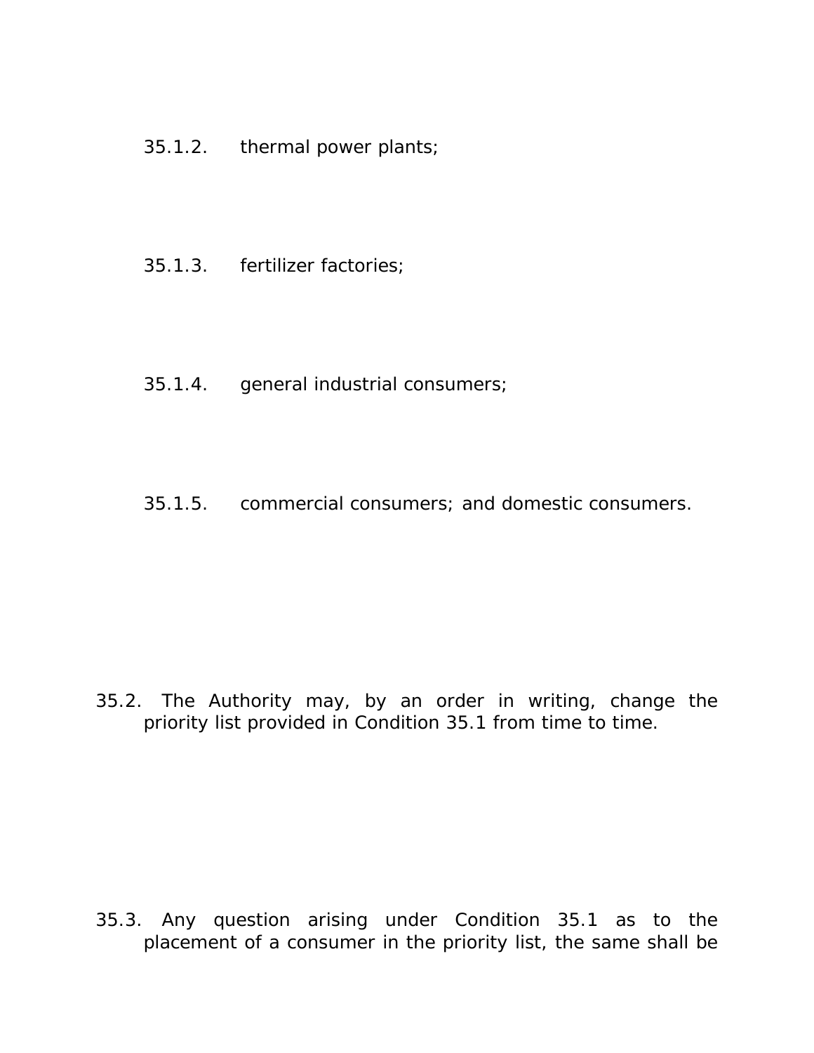35.1.2. thermal power plants;

35.1.3. fertilizer factories;

35.1.4. general industrial consumers;

35.1.5. commercial consumers; and domestic consumers.

35.2. The Authority may, by an order in writing, change the priority list provided in Condition 35.1 from time to time.

35.3. Any question arising under Condition 35.1 as to the placement of a consumer in the priority list, the same shall be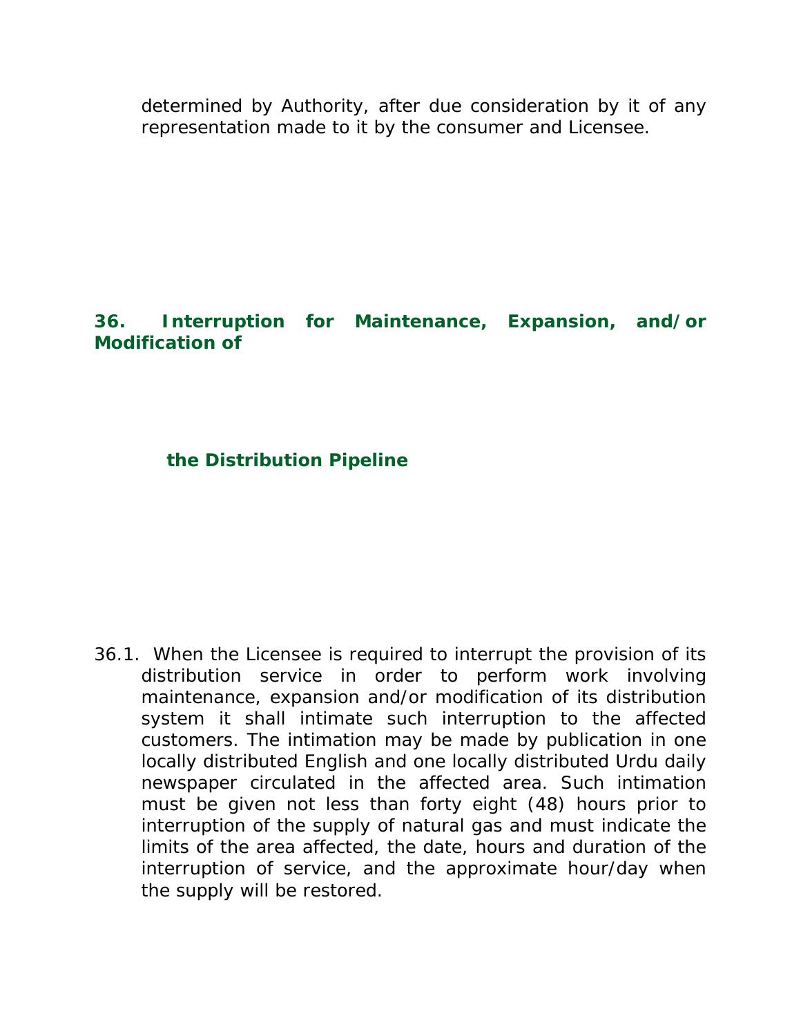determined by Authority, after due consideration by it of any representation made to it by the consumer and Licensee.

## 36. Interruption for Maintenance, Expansion, and/or Modification of the Distribution Pipeline

36.1. When the Licensee is required to interrupt the provision of its distribution service in order to perform work involving maintenance, expansion and/or modification of its distribution system it shall intimate such interruption to the affected customers. The intimation may be made by publication in one locally distributed English and one locally distributed Urdu daily newspaper circulated in the affected area. Such intimation must be given not less than forty eight (48) hours prior to interruption of the supply of natural gas and must indicate the limits of the area affected, the date, hours and duration of the interruption of service, and the approximate hour/day when the supply will be restored.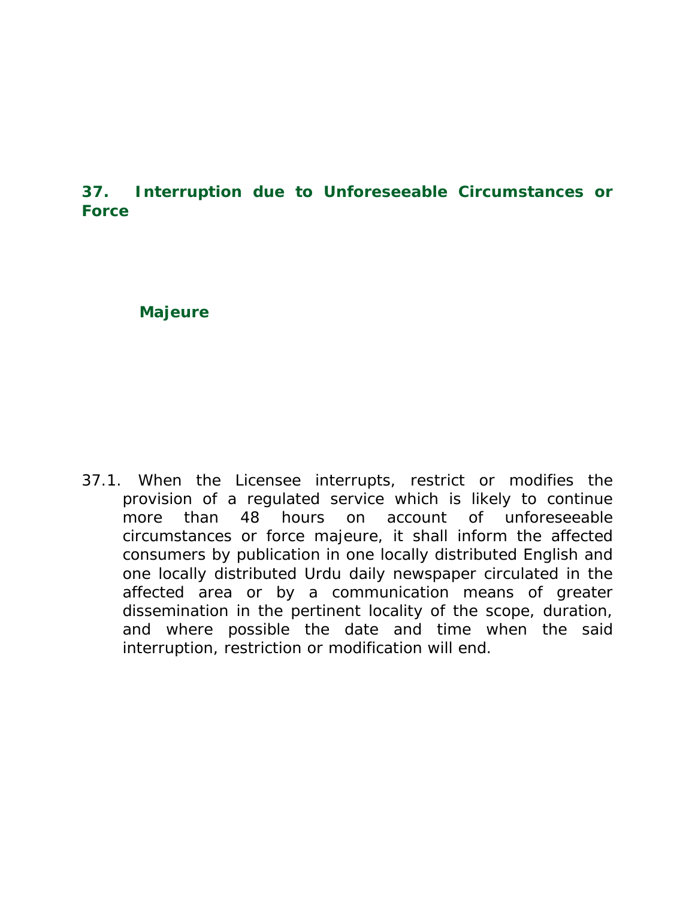## 37. Interruption due to Unforeseeable Circumstances or Force Majeure

37.1. When the Licensee interrupts, restrict or modifies the provision of a regulated service which is likely to continue more than 48 hours on account of unforeseeable circumstances or force majeure, it shall inform the affected consumers by publication in one locally distributed English and one locally distributed Urdu daily newspaper circulated in the affected area or by a communication means of greater dissemination in the pertinent locality of the scope, duration, and where possible the date and time when the said interruption, restriction or modification will end.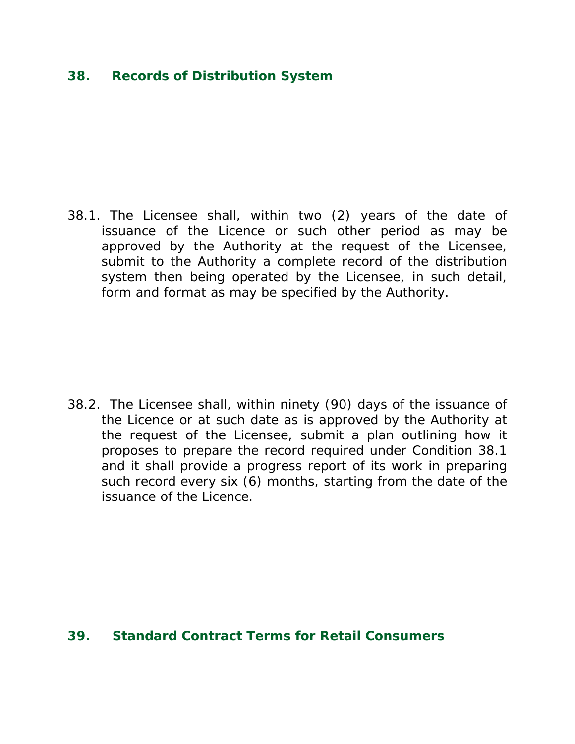## 38. Records of Distribution System

38.1. The Licensee shall, within two (2) years of the date of issuance of the Licence or such other period as may be approved by the Authority at the request of the Licensee, submit to the Authority a complete record of the distribution system then being operated by the Licensee, in such detail, form and format as may be specified by the Authority.

38.2. The Licensee shall, within ninety (90) days of the issuance of the Licence or at such date as is approved by the Authority at the request of the Licensee, submit a plan outlining how it proposes to prepare the record required under Condition 38.1 and it shall provide a progress report of its work in preparing such record every six (6) months, starting from the date of the issuance of the Licence.

## 39. Standard Contract Terms for Retail Consumers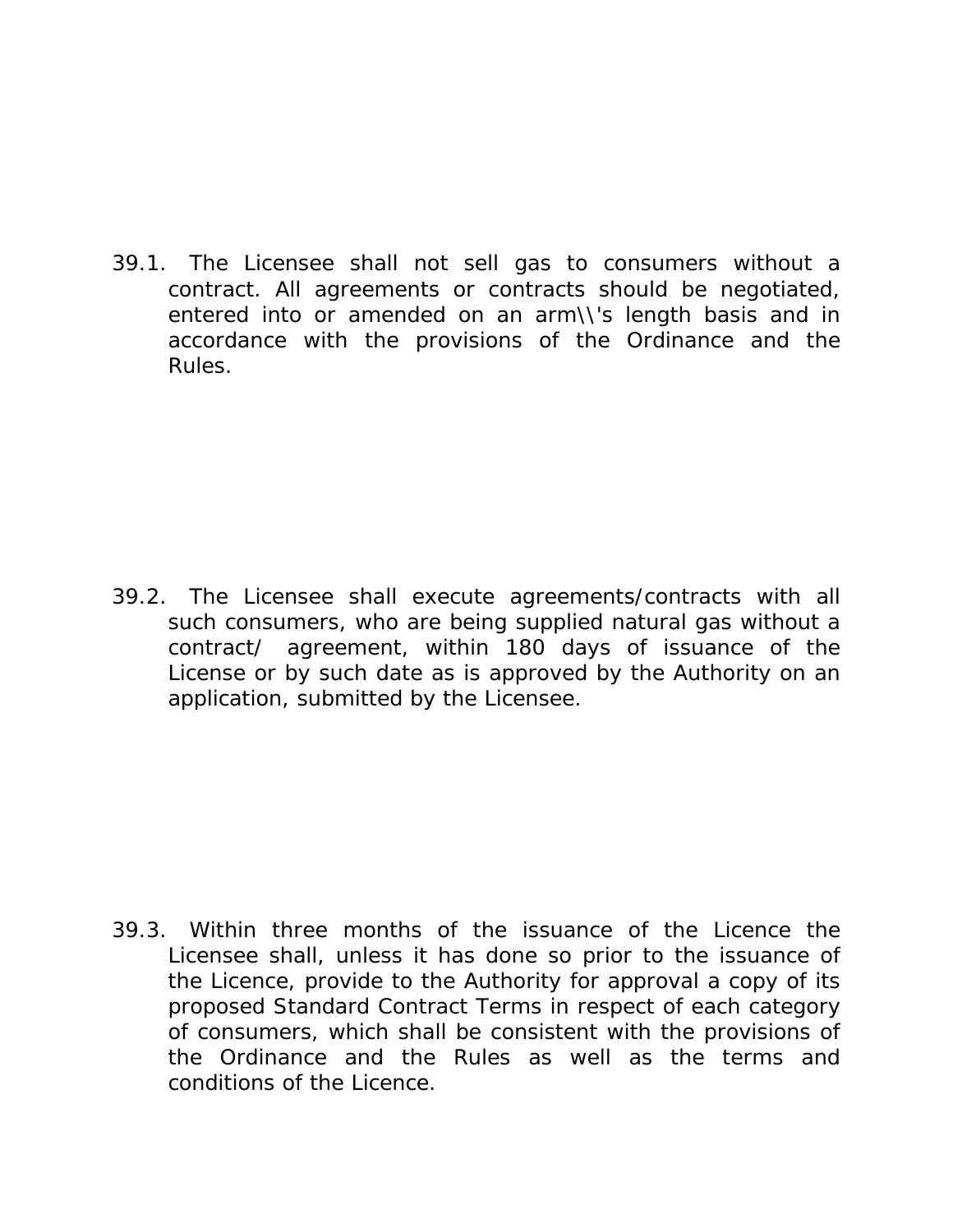39.1. The Licensee shall not sell gas to consumers without a contract. All agreements or contracts should be negotiated, entered into or amended on an arm\\'s length basis and in accordance with the provisions of the Ordinance and the Rules.

39.2. The Licensee shall execute agreements/contracts with all such consumers, who are being supplied natural gas without a contract/ agreement, within 180 days of issuance of the License or by such date as is approved by the Authority on an application, submitted by the Licensee.

39.3. Within three months of the issuance of the Licence the Licensee shall, unless it has done so prior to the issuance of the Licence, provide to the Authority for approval a copy of its proposed Standard Contract Terms in respect of each category of consumers, which shall be consistent with the provisions of the Ordinance and the Rules as well as the terms and conditions of the Licence.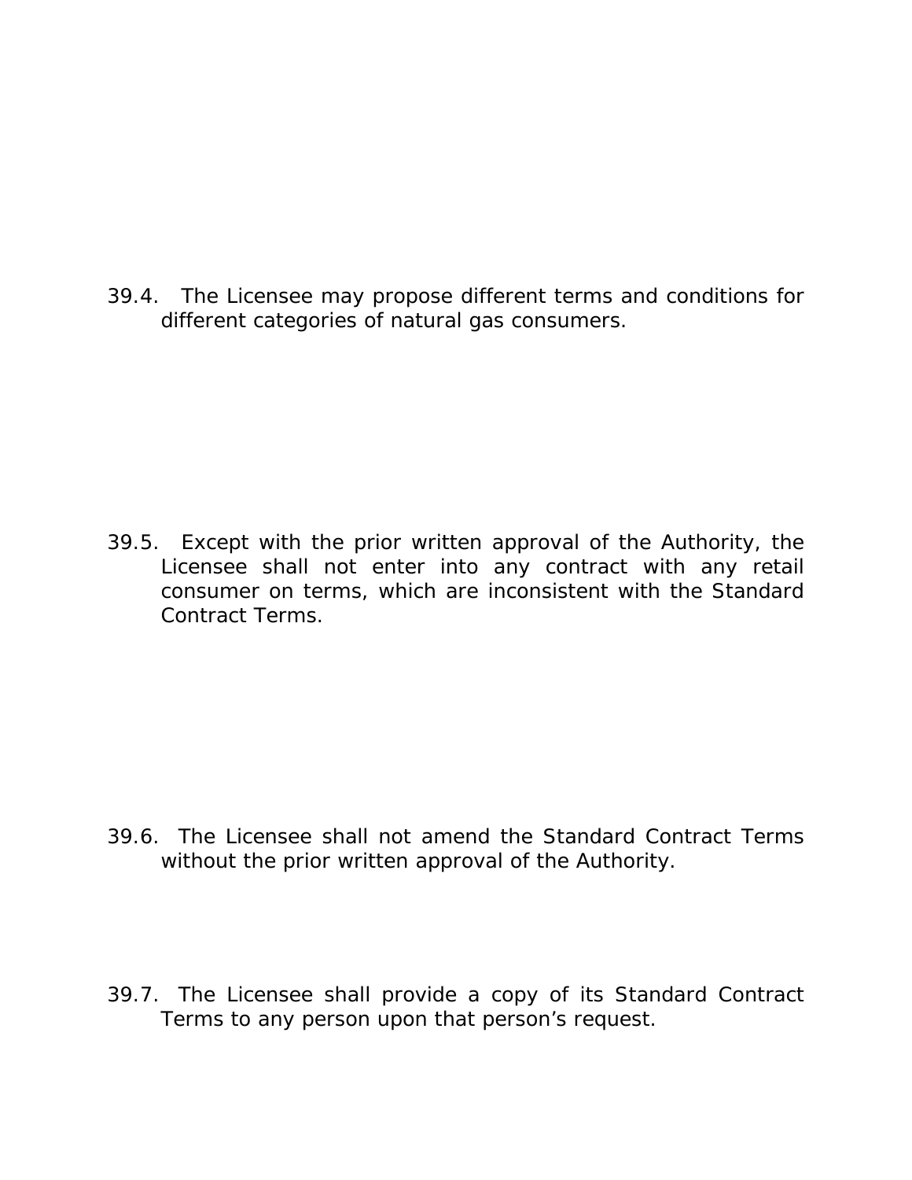39.4. The Licensee may propose different terms and conditions for different categories of natural gas consumers.

39.5. Except with the prior written approval of the Authority, the Licensee shall not enter into any contract with any retail consumer on terms, which are inconsistent with the Standard Contract Terms.

39.6. The Licensee shall not amend the Standard Contract Terms without the prior written approval of the Authority.

39.7. The Licensee shall provide a copy of its Standard Contract Terms to any person upon that person's request.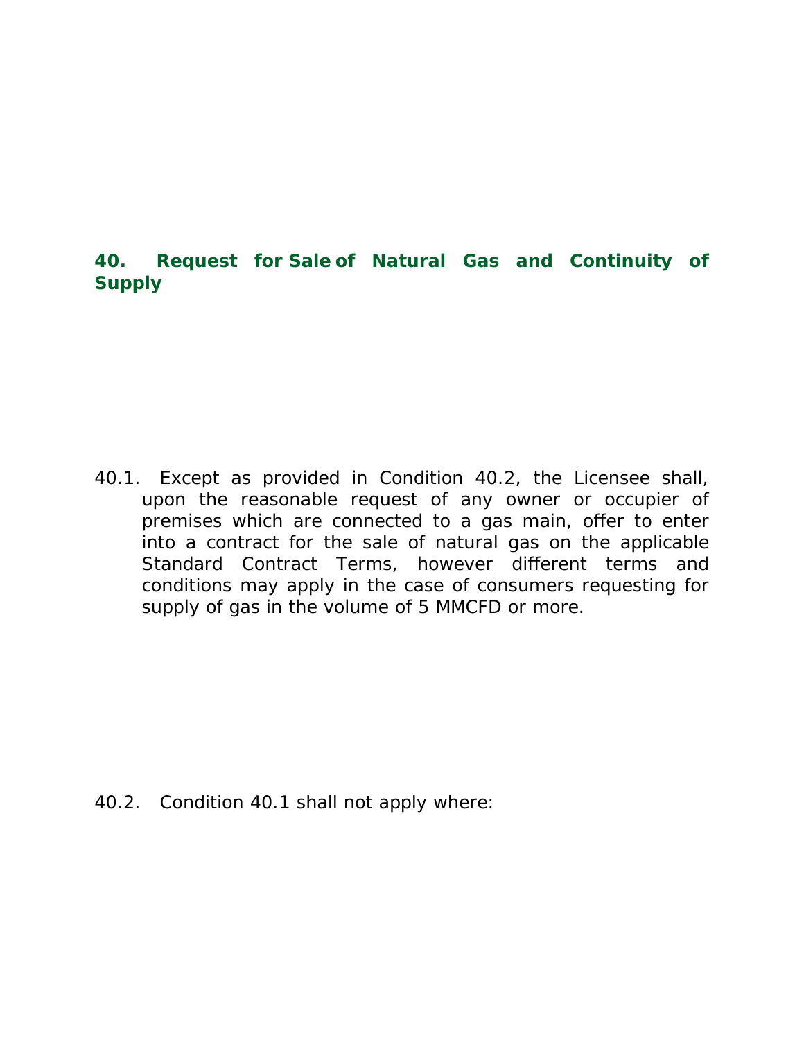## 40. Request for Sale of Natural Gas and Continuity of Supply

40.1. Except as provided in Condition 40.2, the Licensee shall, upon the reasonable request of any owner or occupier of premises which are connected to a gas main, offer to enter into a contract for the sale of natural gas on the applicable Standard Contract Terms, however different terms and conditions may apply in the case of consumers requesting for supply of gas in the volume of 5 MMCFD or more.

40.2. Condition 40.1 shall not apply where: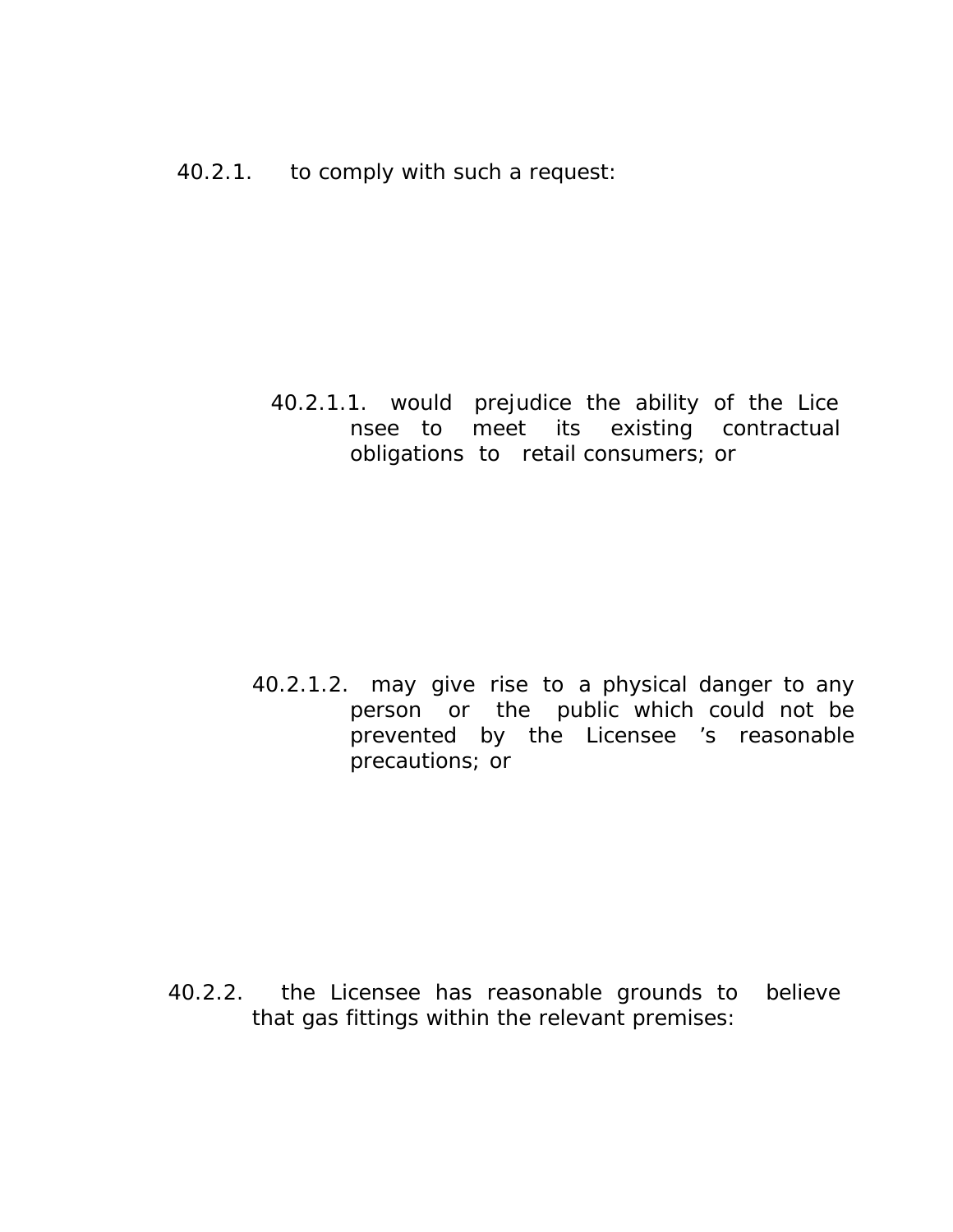40.2.1. to comply with such a request:

40.2.1.1. would prejudice the ability of the Licensee to meet its existing contractual obligations to retail consumers; or

40.2.1.2. may give rise to a physical danger to any person or the public which could not be prevented by the Licensee's reasonable precautions; or

40.2.2. the Licensee has reasonable grounds to believe that gas fittings within the relevant premises: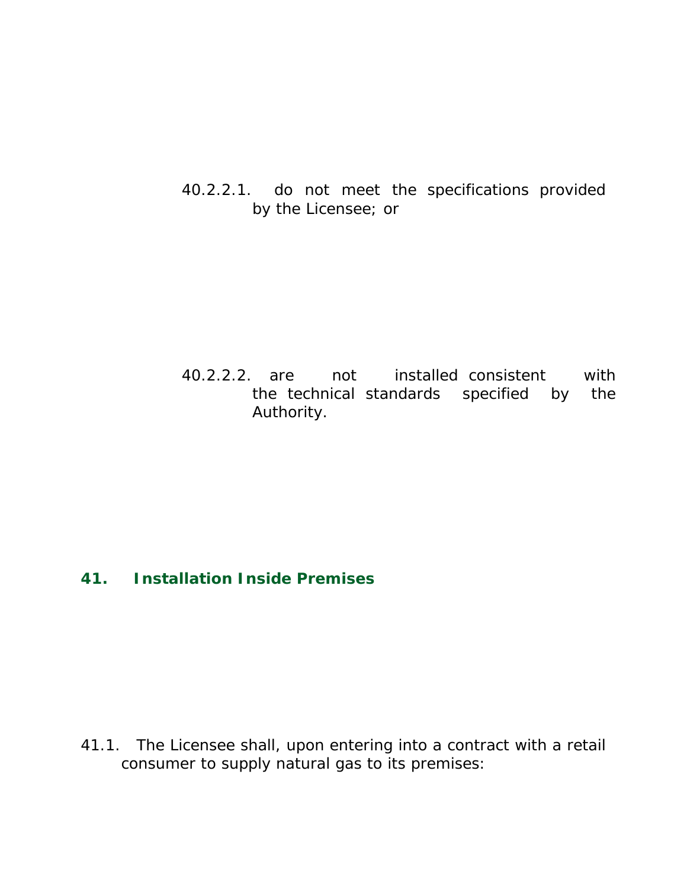40.2.2.1. do not meet the specifications provided by the Licensee; or

40.2.2.2. are not installed consistent with the technical standards specified by the Authority.

## 41. Installation Inside Premises

41.1. The Licensee shall, upon entering into a contract with a retail consumer to supply natural gas to its premises: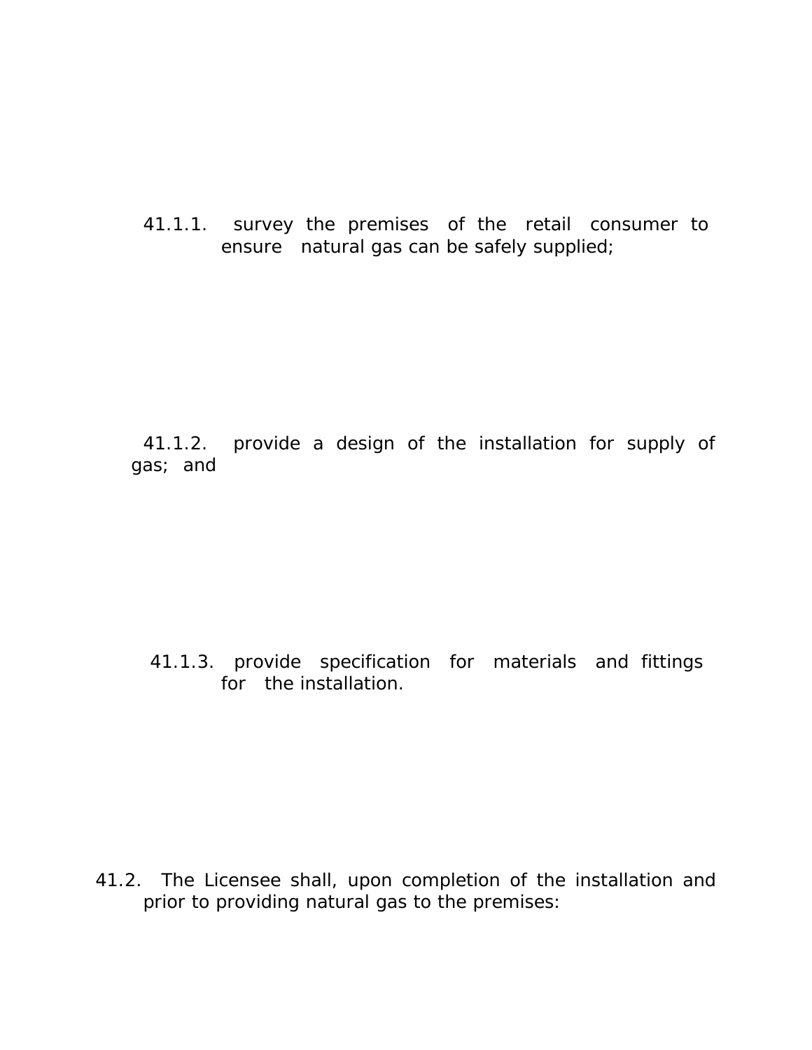41.1.1. survey the premises of the retail consumer to ensure natural gas can be safely supplied;

41.1.2. provide a design of the installation for supply of gas; and

41.1.3. provide specification for materials and fittings for the installation.

41.2. The Licensee shall, upon completion of the installation and prior to providing natural gas to the premises: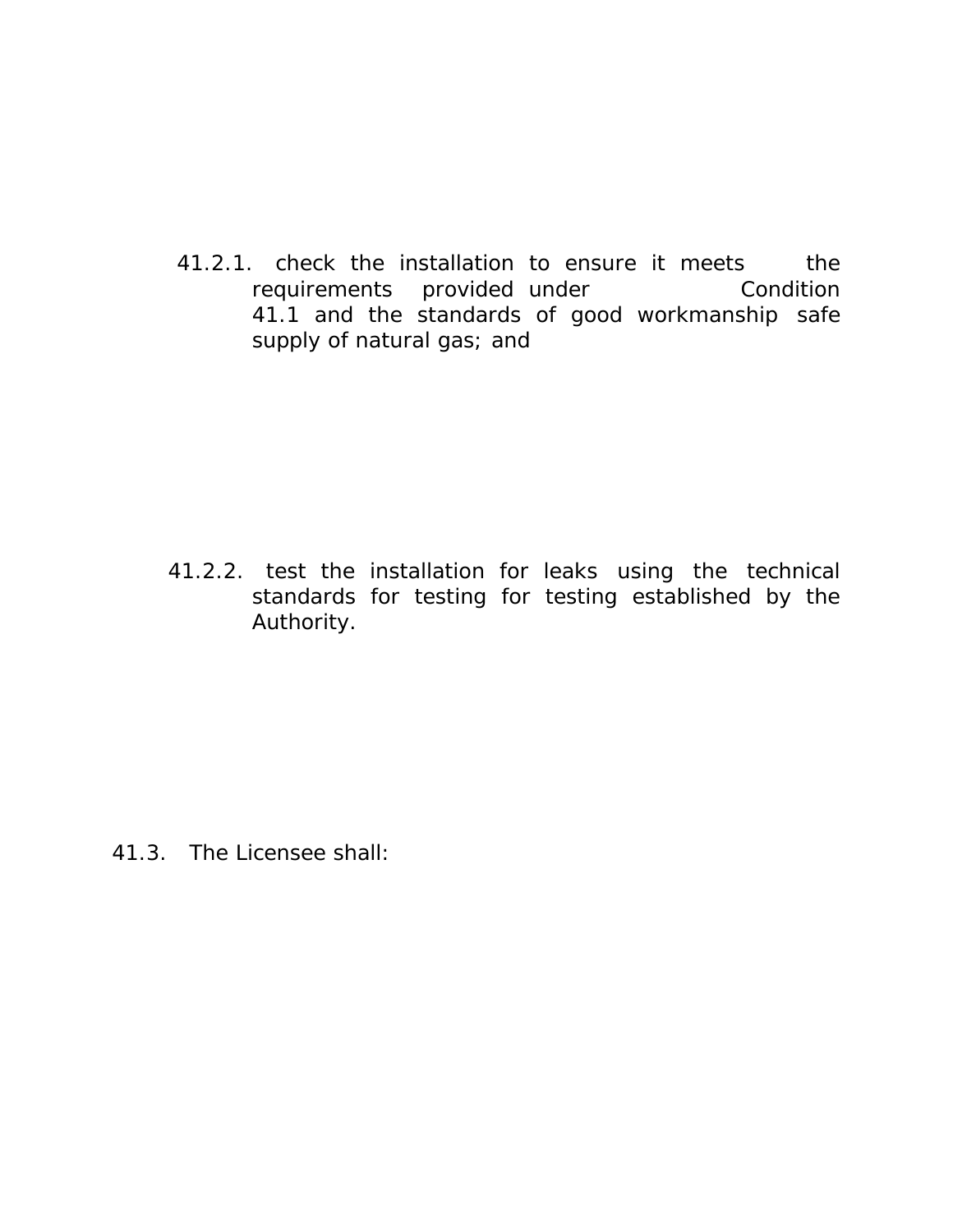41.2.1. check the installation to ensure it meets the requirements provided under Condition 41.1 and the standards of good workmanship safe supply of natural gas; and

41.2.2. test the installation for leaks using the technical standards for testing for testing established by the Authority.

41.3. The Licensee shall: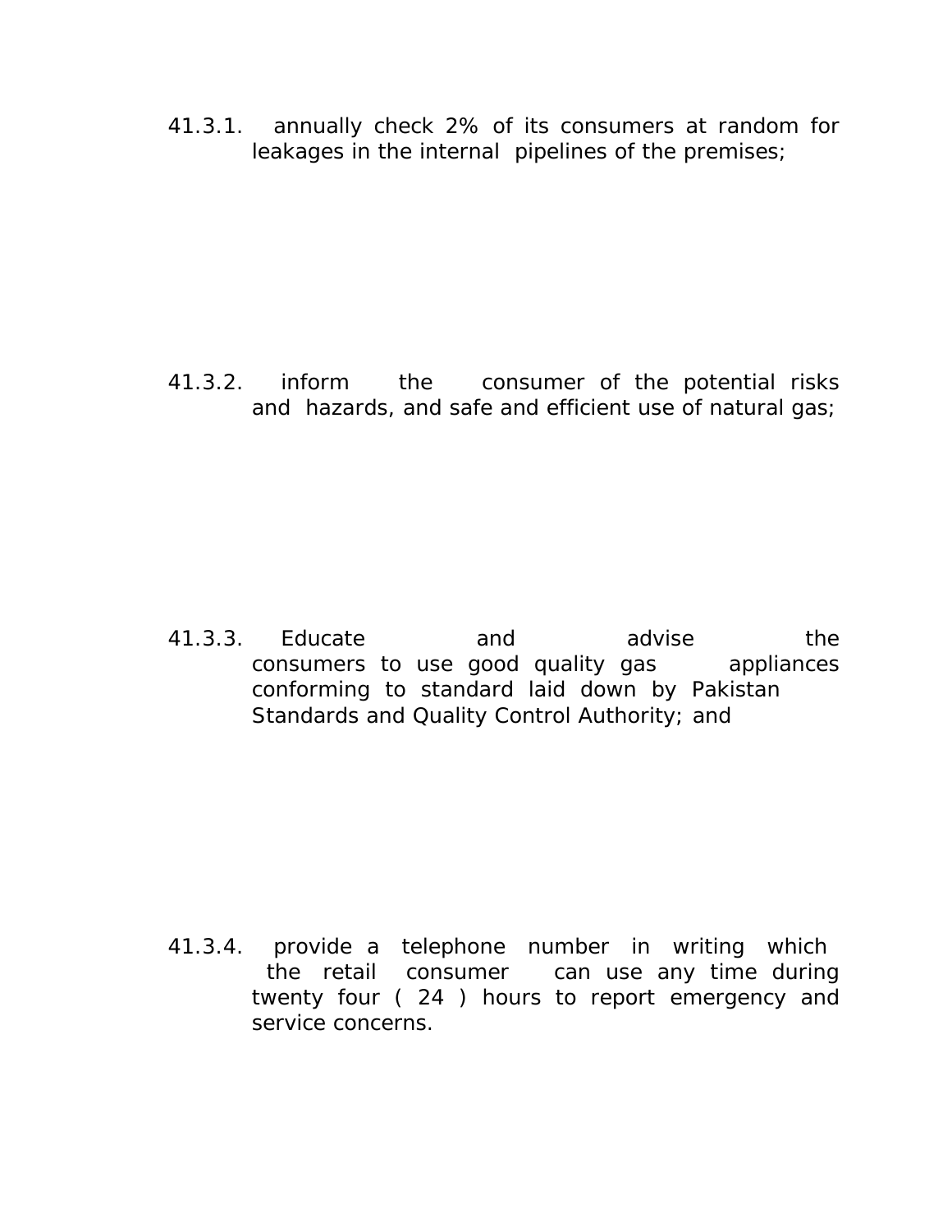41.3.1. annually check 2% of its consumers at random for leakages in the internal pipelines of the premises;

41.3.2. inform the consumer of the potential risks and hazards, and safe and efficient use of natural gas;

41.3.3. Educate and advise the consumers to use good quality gas appliances conforming to standard laid down by Pakistan Standards and Quality Control Authority; and

41.3.4. provide a telephone number in writing which the retail consumer can use any time during twenty four ( 24 ) hours to report emergency and service concerns.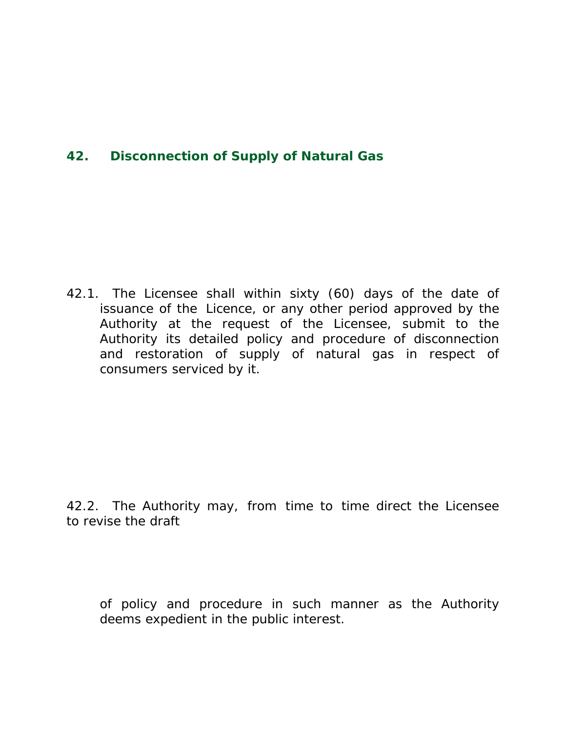## 42. Disconnection of Supply of Natural Gas

42.1. The Licensee shall within sixty (60) days of the date of issuance of the Licence, or any other period approved by the Authority at the request of the Licensee, submit to the Authority its detailed policy and procedure of disconnection and restoration of supply of natural gas in respect of consumers serviced by it.

42.2. The Authority may, from time to time direct the Licensee to revise the draft of policy and procedure in such manner as the Authority deems expedient in the public interest.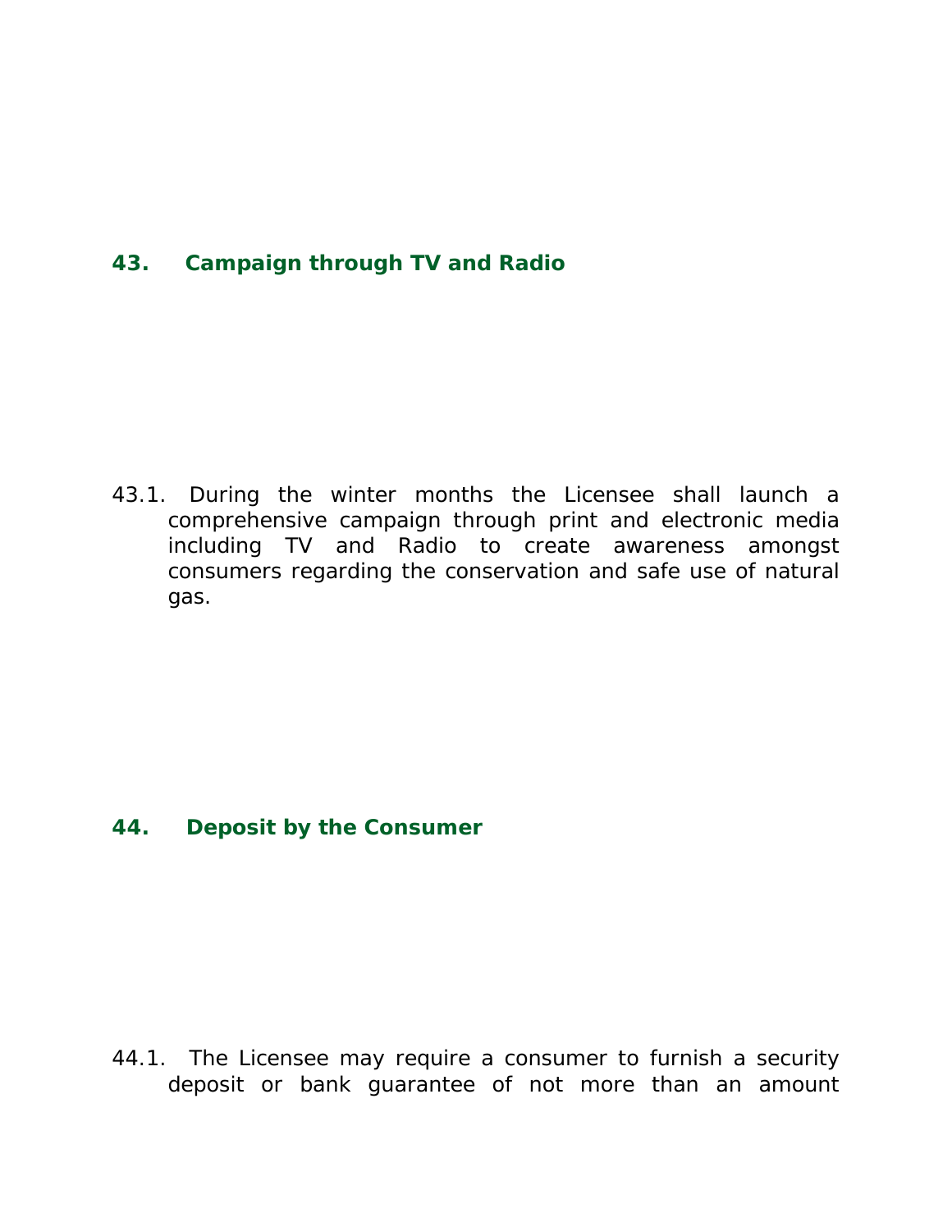## 43. Campaign through TV and Radio

43.1. During the winter months the Licensee shall launch a comprehensive campaign through print and electronic media including TV and Radio to create awareness amongst consumers regarding the conservation and safe use of natural gas.

## 44. Deposit by the Consumer

44.1. The Licensee may require a consumer to furnish a security deposit or bank guarantee of not more than an amount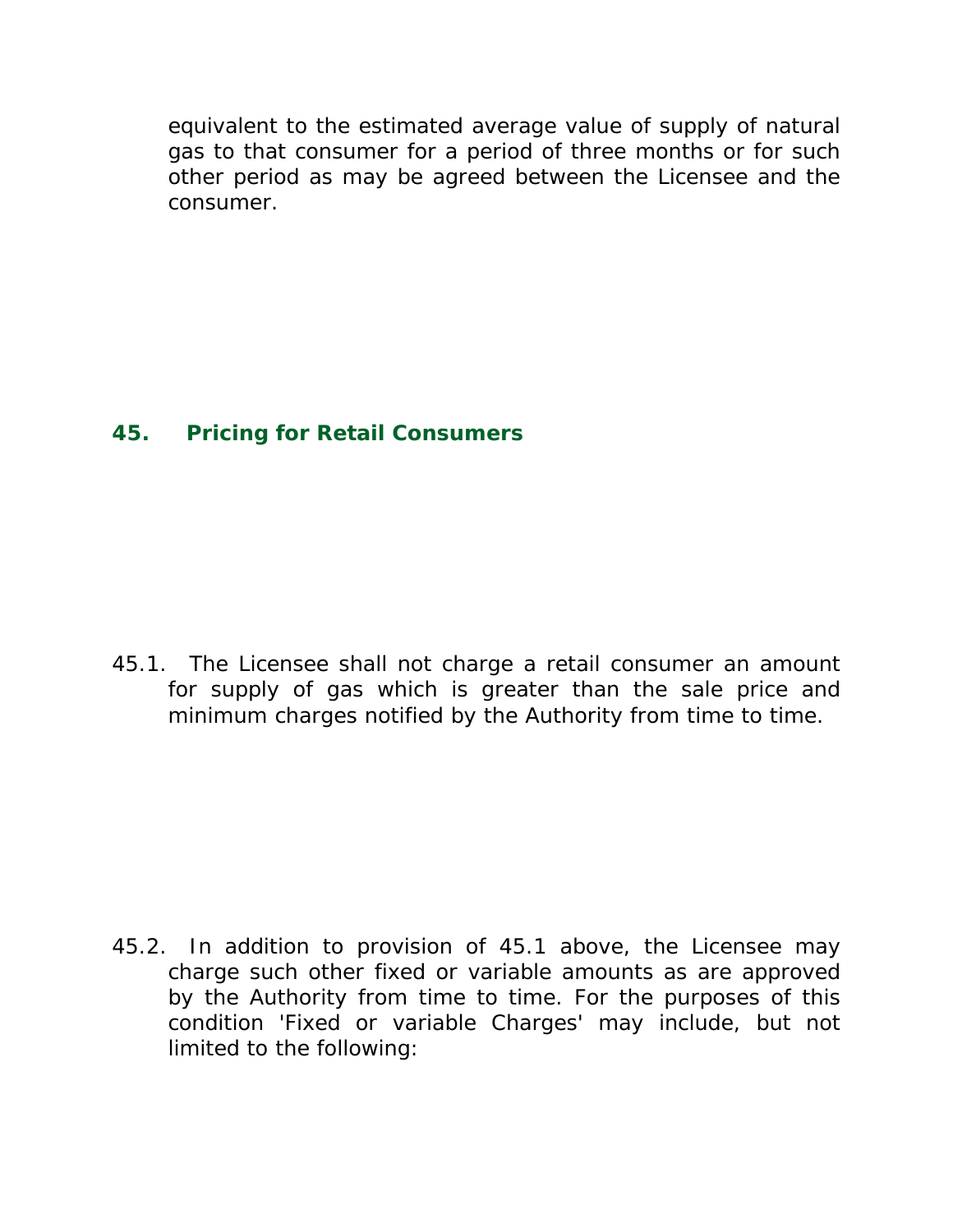equivalent to the estimated average value of supply of natural gas to that consumer for a period of three months or for such other period as may be agreed between the Licensee and the consumer.

## 45. Pricing for Retail Consumers

45.1. The Licensee shall not charge a retail consumer an amount for supply of gas which is greater than the sale price and minimum charges notified by the Authority from time to time.

45.2. In addition to provision of 45.1 above, the Licensee may charge such other fixed or variable amounts as are approved by the Authority from time to time. For the purposes of this condition 'Fixed or variable Charges' may include, but not limited to the following: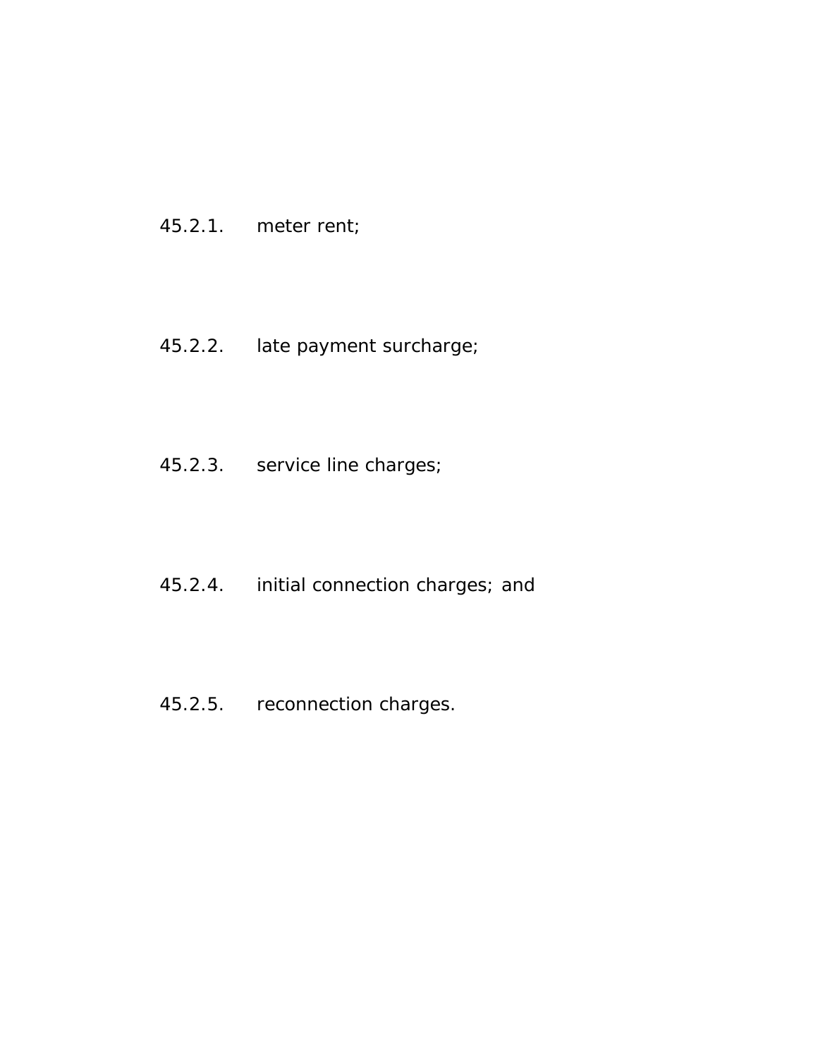45.2.1. meter rent;

45.2.2. late payment surcharge;

45.2.3. service line charges;

45.2.4. initial connection charges; and

45.2.5. reconnection charges.